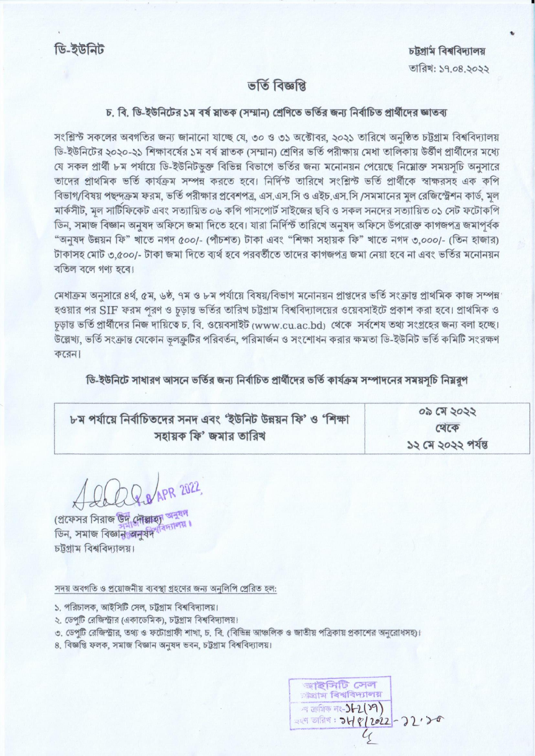ডি-ইউনিট

চট্টগ্রাম বিশ্ববিদ্যালয়
তারিখ: ১৭.০৪.২০২২

# ভর্তি বিজ্ঞপ্তি

## চ. বি. ডি-ইউনিটের ১ম বর্ষ স্নাতক (সম্মান) শ্রেণিতে ভর্তির জন্য নির্বাচিত প্রার্থীদের জ্ঞাতব্য

সংশ্লিষ্ট সকলের অবগতির জন্য জানানো যাচ্ছে যে, ৩০ ও ৩১ অক্টোবর, ২০২১ তারিখে অনুষ্ঠিত চট্টগ্রাম বিশ্ববিদ্যালয় ডি-ইউনিটের ২০২০-২১ শিক্ষাবর্ষের ১ম বর্ষ স্নাতক (সম্মান) শ্রেণির ভর্তি পরীক্ষায় মেধা তালিকায় উর্ত্তীণ প্রার্থীদের মধ্যে যে সকল প্রার্থী ৮ম পর্যায়ে ডি-ইউনিটভুক্ত বিভিন্ন বিভাগে ভর্তির জন্য মনোনয়ন পেয়েছে নিম্নোক্ত সময়সূচি অনুসারে তাদের প্রাথমিক ভর্তি কার্যক্রম সম্পন্ন করতে হবে। নির্দিষ্ট তারিখে সংশ্লিষ্ট ভর্তি প্রার্থীকে স্বাক্ষরসহ এক কপি বিভাগ/বিষয় পছন্দক্রম ফরম, ভর্তি পরীক্ষার প্রবেশপত্র, এস.এস.সি ও এইচ.এস.সি /সমমানের মূল রেজিস্ট্রেশন কার্ড, মূল মার্কসীট, মূল সার্টিফিকেট এবং সত্যায়িত ০৬ কপি পাসপোর্ট সাইজের ছবি ও সকল সনদের সত্যায়িত ০১ সেট ফটোকপি ডিন, সমাজ বিজ্ঞান অনুষদ অফিসে জমা দিতে হবে। যারা নির্দিষ্ট তারিখে অনুষদ অফিসে উপরোক্ত কাগজপত্র জমাপূর্বক "অনুষদ উন্নয়ন ফি" খাতে নগদ ৫০০/- (পাঁচশত) টাকা এবং "শিক্ষা সহায়ক ফি" খাতে নগদ ৩,০০০/- (তিন হাজার) টাকাসহ মোট ৩,৫০০/- টাকা জমা দিতে ব্যর্থ হবে পরবর্তীতে তাদের কাগজপত্র জমা নেয়া হবে না এবং ভর্তির মনোনয়ন বতিল বলে গণ্য হবে।

মেধাক্রম অনুসারে ৪র্থ, ৫ম, ৬ষ্ঠ, ৭ম ও ৮ম পর্যায়ে বিষয়/বিভাগ মনোনয়ন প্রাপ্তদের ভর্তি সংক্রান্ত প্রাথমিক কাজ সম্পন্ন হওয়ার পর SIF ফরম পূরণ ও চূড়ান্ত ভর্তির তারিখ চট্টগ্রাম বিশ্ববিদ্যালয়ের ওয়েবসাইটে প্রকাশ করা হবে। প্রাথমিক ও চূড়ান্ত ভর্তি প্রার্থীদের নিজ দায়িত্বে চ. বি. ওয়েবসাইট (www.cu.ac.bd) থেকে সর্বশেষ তথ্য সংগ্রহের জন্য বলা হচ্ছে। উল্লেখ্য, ভর্তি সংক্রান্ত যেকোন ভুলত্রুটির পরিবর্তন, পরিমার্জন ও সংশোধন করার ক্ষমতা ডি-ইউনিট ভর্তি কমিটি সংরক্ষণ করেন।

### ডি-ইউনিটে সাধারণ আসনে ভর্তির জন্য নির্বাচিত প্রার্থীদের ভর্তি কার্যক্রম সম্পাদনের সময়সূচি নিম্নরূপ

| | |
|---|---|
| ৮ম পর্যায়ে নির্বাচিতদের সনদ এবং 'ইউনিট উন্নয়ন ফি' ও 'শিক্ষা সহায়ক ফি' জমার তারিখ | ০৯ মে ২০২২ থেকে ১২ মে ২০২২ পর্যন্ত |

18 APR 2022

(প্রফেসর সিরাজ উদ্ দৌল্লাহ্)
ডিন, সমাজ বিজ্ঞান অনুষদ
চট্টগ্রাম বিশ্ববিদ্যালয়।

সদয় অবগতি ও প্রয়োজনীয় ব্যবস্থা গ্রহণের জন্য অনুলিপি প্রেরিত হল:

১. পরিচালক, আইসিটি সেল, চট্টগ্রাম বিশ্ববিদ্যালয়।
২. ডেপুটি রেজিস্ট্রার (একাডেমিক), চট্টগ্রাম বিশ্ববিদ্যালয়।
৩. ডেপুটি রেজিস্ট্রার, তথ্য ও ফটোগ্রাফী শাখা, চ. বি. (বিভিন্ন আঞ্চলিক ও জাতীয় পত্রিকায় প্রকাশের অনুরোধসহ)।
৪. বিজ্ঞপ্তি ফলক, সমাজ বিজ্ঞান অনুষদ ভবন, চট্টগ্রাম বিশ্ববিদ্যালয়।

আইসিটি সেল
চট্টগ্রাম বিশ্ববিদ্যালয়
ক্রমিক নং-১৮২(১৭)
গ্রহণ তারিখ: ১৮/৪/২০২২ - ১২:২০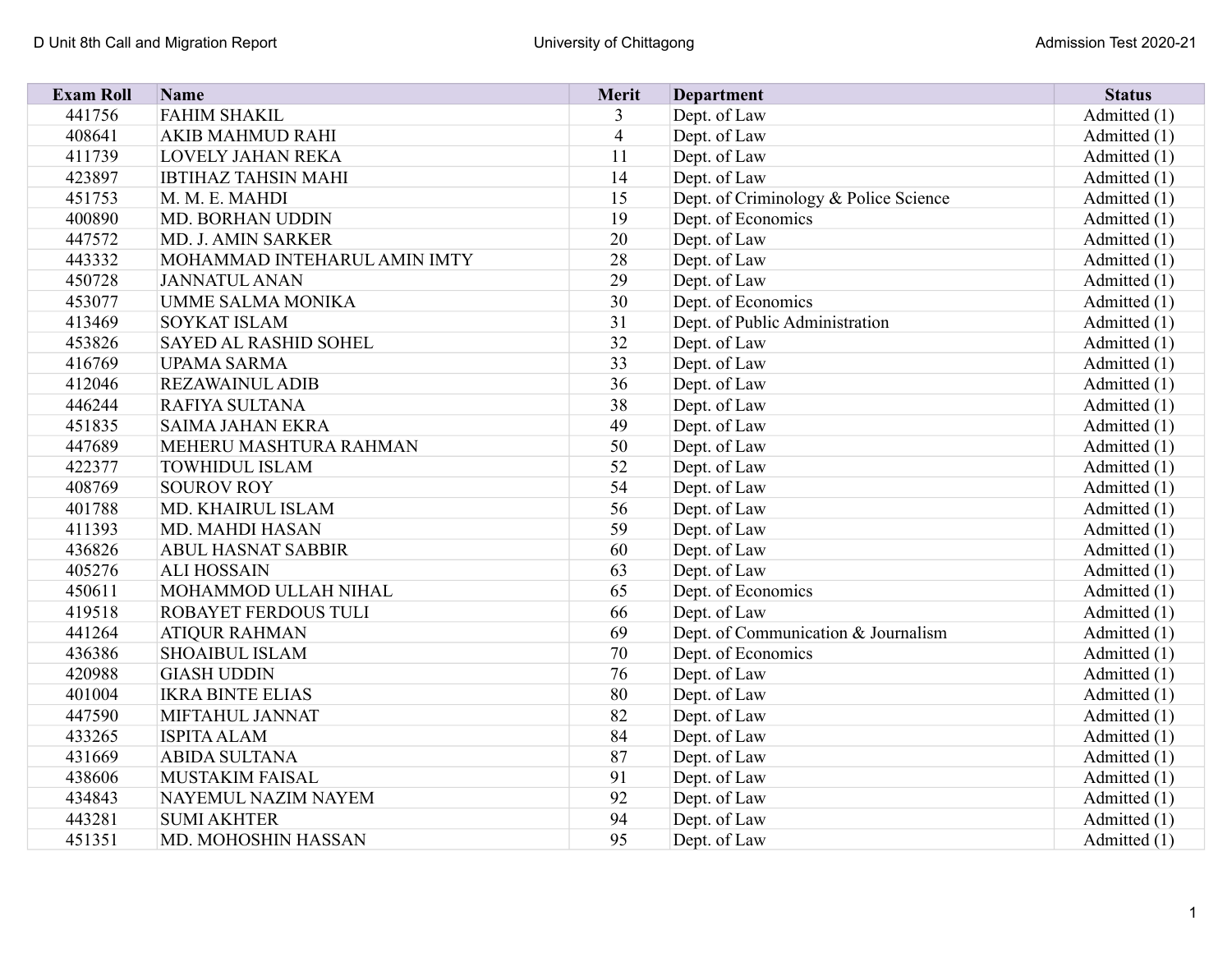| Exam Roll | Name | Merit | Department | Status |
|---|---|---|---|---|
| 441756 | FAHIM SHAKIL | 3 | Dept. of Law | Admitted (1) |
| 408641 | AKIB MAHMUD RAHI | 4 | Dept. of Law | Admitted (1) |
| 411739 | LOVELY JAHAN REKA | 11 | Dept. of Law | Admitted (1) |
| 423897 | IBTIHAZ TAHSIN MAHI | 14 | Dept. of Law | Admitted (1) |
| 451753 | M. M. E. MAHDI | 15 | Dept. of Criminology & Police Science | Admitted (1) |
| 400890 | MD. BORHAN UDDIN | 19 | Dept. of Economics | Admitted (1) |
| 447572 | MD. J. AMIN SARKER | 20 | Dept. of Law | Admitted (1) |
| 443332 | MOHAMMAD INTEHARUL AMIN IMTY | 28 | Dept. of Law | Admitted (1) |
| 450728 | JANNATUL ANAN | 29 | Dept. of Law | Admitted (1) |
| 453077 | UMME SALMA MONIKA | 30 | Dept. of Economics | Admitted (1) |
| 413469 | SOYKAT ISLAM | 31 | Dept. of Public Administration | Admitted (1) |
| 453826 | SAYED AL RASHID SOHEL | 32 | Dept. of Law | Admitted (1) |
| 416769 | UPAMA SARMA | 33 | Dept. of Law | Admitted (1) |
| 412046 | REZAWAINUL ADIB | 36 | Dept. of Law | Admitted (1) |
| 446244 | RAFIYA SULTANA | 38 | Dept. of Law | Admitted (1) |
| 451835 | SAIMA JAHAN EKRA | 49 | Dept. of Law | Admitted (1) |
| 447689 | MEHERU MASHTURA RAHMAN | 50 | Dept. of Law | Admitted (1) |
| 422377 | TOWHIDUL ISLAM | 52 | Dept. of Law | Admitted (1) |
| 408769 | SOUROV ROY | 54 | Dept. of Law | Admitted (1) |
| 401788 | MD. KHAIRUL ISLAM | 56 | Dept. of Law | Admitted (1) |
| 411393 | MD. MAHDI HASAN | 59 | Dept. of Law | Admitted (1) |
| 436826 | ABUL HASNAT SABBIR | 60 | Dept. of Law | Admitted (1) |
| 405276 | ALI HOSSAIN | 63 | Dept. of Law | Admitted (1) |
| 450611 | MOHAMMOD ULLAH NIHAL | 65 | Dept. of Economics | Admitted (1) |
| 419518 | ROBAYET FERDOUS TULI | 66 | Dept. of Law | Admitted (1) |
| 441264 | ATIQUR RAHMAN | 69 | Dept. of Communication & Journalism | Admitted (1) |
| 436386 | SHOAIBUL ISLAM | 70 | Dept. of Economics | Admitted (1) |
| 420988 | GIASH UDDIN | 76 | Dept. of Law | Admitted (1) |
| 401004 | IKRA BINTE ELIAS | 80 | Dept. of Law | Admitted (1) |
| 447590 | MIFTAHUL JANNAT | 82 | Dept. of Law | Admitted (1) |
| 433265 | ISPITA ALAM | 84 | Dept. of Law | Admitted (1) |
| 431669 | ABIDA SULTANA | 87 | Dept. of Law | Admitted (1) |
| 438606 | MUSTAKIM FAISAL | 91 | Dept. of Law | Admitted (1) |
| 434843 | NAYEMUL NAZIM NAYEM | 92 | Dept. of Law | Admitted (1) |
| 443281 | SUMI AKHTER | 94 | Dept. of Law | Admitted (1) |
| 451351 | MD. MOHOSHIN HASSAN | 95 | Dept. of Law | Admitted (1) |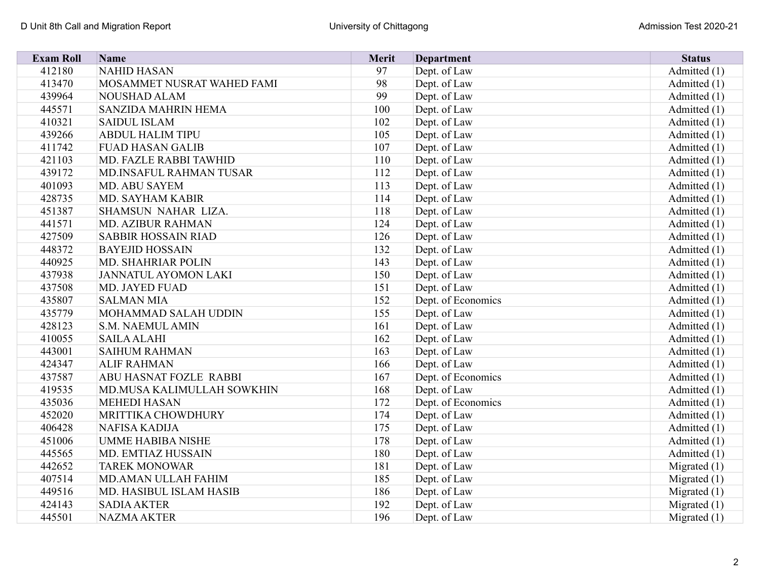| Exam Roll | Name | Merit | Department | Status |
|---|---|---|---|---|
| 412180 | NAHID HASAN | 97 | Dept. of Law | Admitted (1) |
| 413470 | MOSAMMET NUSRAT WAHED FAMI | 98 | Dept. of Law | Admitted (1) |
| 439964 | NOUSHAD ALAM | 99 | Dept. of Law | Admitted (1) |
| 445571 | SANZIDA MAHRIN HEMA | 100 | Dept. of Law | Admitted (1) |
| 410321 | SAIDUL ISLAM | 102 | Dept. of Law | Admitted (1) |
| 439266 | ABDUL HALIM TIPU | 105 | Dept. of Law | Admitted (1) |
| 411742 | FUAD HASAN GALIB | 107 | Dept. of Law | Admitted (1) |
| 421103 | MD. FAZLE RABBI TAWHID | 110 | Dept. of Law | Admitted (1) |
| 439172 | MD.INSAFUL RAHMAN TUSAR | 112 | Dept. of Law | Admitted (1) |
| 401093 | MD. ABU SAYEM | 113 | Dept. of Law | Admitted (1) |
| 428735 | MD. SAYHAM KABIR | 114 | Dept. of Law | Admitted (1) |
| 451387 | SHAMSUN NAHAR LIZA. | 118 | Dept. of Law | Admitted (1) |
| 441571 | MD. AZIBUR RAHMAN | 124 | Dept. of Law | Admitted (1) |
| 427509 | SABBIR HOSSAIN RIAD | 126 | Dept. of Law | Admitted (1) |
| 448372 | BAYEJID HOSSAIN | 132 | Dept. of Law | Admitted (1) |
| 440925 | MD. SHAHRIAR POLIN | 143 | Dept. of Law | Admitted (1) |
| 437938 | JANNATUL AYOMON LAKI | 150 | Dept. of Law | Admitted (1) |
| 437508 | MD. JAYED FUAD | 151 | Dept. of Law | Admitted (1) |
| 435807 | SALMAN MIA | 152 | Dept. of Economics | Admitted (1) |
| 435779 | MOHAMMAD SALAH UDDIN | 155 | Dept. of Law | Admitted (1) |
| 428123 | S.M. NAEMUL AMIN | 161 | Dept. of Law | Admitted (1) |
| 410055 | SAILA ALAHI | 162 | Dept. of Law | Admitted (1) |
| 443001 | SAIHUM RAHMAN | 163 | Dept. of Law | Admitted (1) |
| 424347 | ALIF RAHMAN | 166 | Dept. of Law | Admitted (1) |
| 437587 | ABU HASNAT FOZLE RABBI | 167 | Dept. of Economics | Admitted (1) |
| 419535 | MD.MUSA KALIMULLAH SOWKHIN | 168 | Dept. of Law | Admitted (1) |
| 435036 | MEHEDI HASAN | 172 | Dept. of Economics | Admitted (1) |
| 452020 | MRITTIKA CHOWDHURY | 174 | Dept. of Law | Admitted (1) |
| 406428 | NAFISA KADIJA | 175 | Dept. of Law | Admitted (1) |
| 451006 | UMME HABIBA NISHE | 178 | Dept. of Law | Admitted (1) |
| 445565 | MD. EMTIAZ HUSSAIN | 180 | Dept. of Law | Admitted (1) |
| 442652 | TAREK MONOWAR | 181 | Dept. of Law | Migrated (1) |
| 407514 | MD.AMAN ULLAH FAHIM | 185 | Dept. of Law | Migrated (1) |
| 449516 | MD. HASIBUL ISLAM HASIB | 186 | Dept. of Law | Migrated (1) |
| 424143 | SADIA AKTER | 192 | Dept. of Law | Migrated (1) |
| 445501 | NAZMA AKTER | 196 | Dept. of Law | Migrated (1) |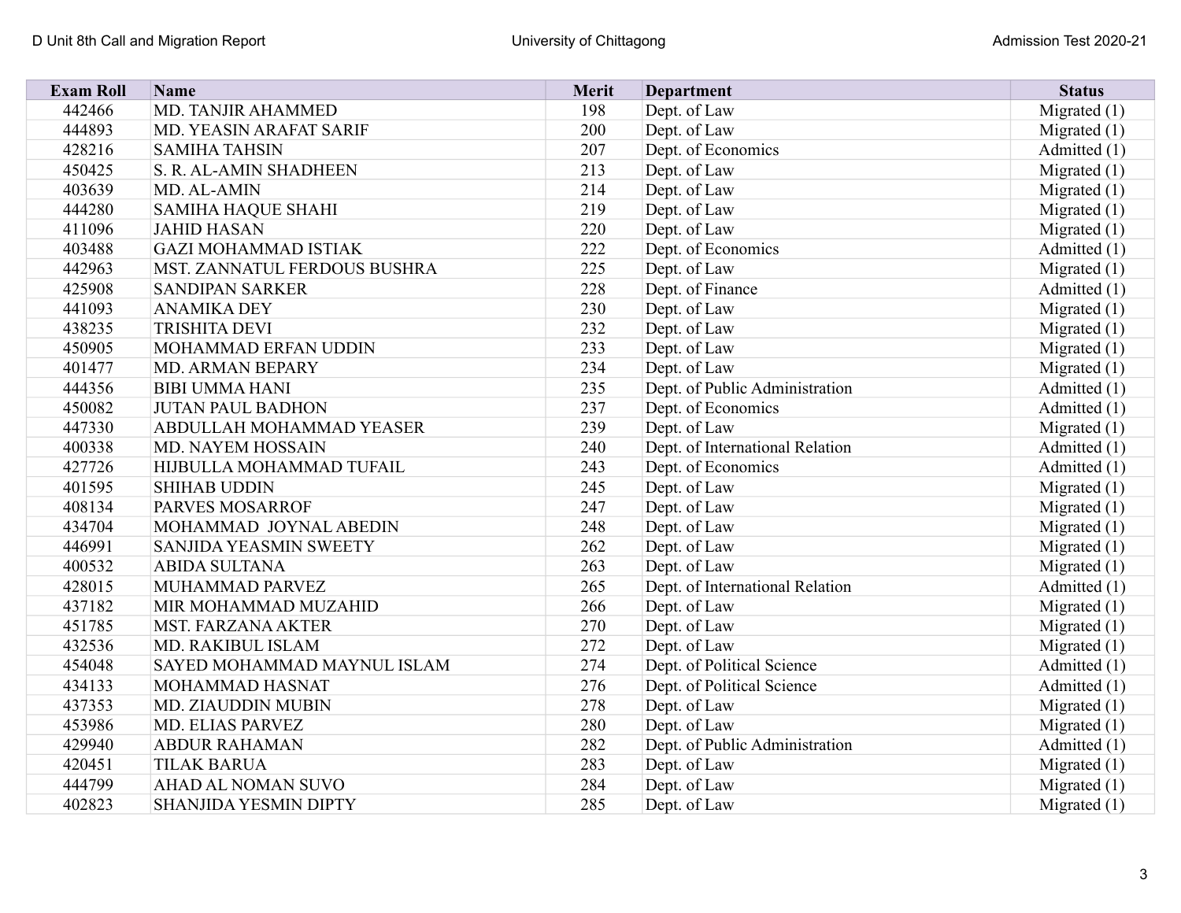| Exam Roll | Name | Merit | Department | Status |
|---|---|---|---|---|
| 442466 | MD. TANJIR AHAMMED | 198 | Dept. of Law | Migrated (1) |
| 444893 | MD. YEASIN ARAFAT SARIF | 200 | Dept. of Law | Migrated (1) |
| 428216 | SAMIHA TAHSIN | 207 | Dept. of Economics | Admitted (1) |
| 450425 | S. R. AL-AMIN SHADHEEN | 213 | Dept. of Law | Migrated (1) |
| 403639 | MD. AL-AMIN | 214 | Dept. of Law | Migrated (1) |
| 444280 | SAMIHA HAQUE SHAHI | 219 | Dept. of Law | Migrated (1) |
| 411096 | JAHID HASAN | 220 | Dept. of Law | Migrated (1) |
| 403488 | GAZI MOHAMMAD ISTIAK | 222 | Dept. of Economics | Admitted (1) |
| 442963 | MST. ZANNATUL FERDOUS BUSHRA | 225 | Dept. of Law | Migrated (1) |
| 425908 | SANDIPAN SARKER | 228 | Dept. of Finance | Admitted (1) |
| 441093 | ANAMIKA DEY | 230 | Dept. of Law | Migrated (1) |
| 438235 | TRISHITA DEVI | 232 | Dept. of Law | Migrated (1) |
| 450905 | MOHAMMAD ERFAN UDDIN | 233 | Dept. of Law | Migrated (1) |
| 401477 | MD. ARMAN BEPARY | 234 | Dept. of Law | Migrated (1) |
| 444356 | BIBI UMMA HANI | 235 | Dept. of Public Administration | Admitted (1) |
| 450082 | JUTAN PAUL BADHON | 237 | Dept. of Economics | Admitted (1) |
| 447330 | ABDULLAH MOHAMMAD YEASER | 239 | Dept. of Law | Migrated (1) |
| 400338 | MD. NAYEM HOSSAIN | 240 | Dept. of International Relation | Admitted (1) |
| 427726 | HIJBULLA MOHAMMAD TUFAIL | 243 | Dept. of Economics | Admitted (1) |
| 401595 | SHIHAB UDDIN | 245 | Dept. of Law | Migrated (1) |
| 408134 | PARVES MOSARROF | 247 | Dept. of Law | Migrated (1) |
| 434704 | MOHAMMAD JOYNAL ABEDIN | 248 | Dept. of Law | Migrated (1) |
| 446991 | SANJIDA YEASMIN SWEETY | 262 | Dept. of Law | Migrated (1) |
| 400532 | ABIDA SULTANA | 263 | Dept. of Law | Migrated (1) |
| 428015 | MUHAMMAD PARVEZ | 265 | Dept. of International Relation | Admitted (1) |
| 437182 | MIR MOHAMMAD MUZAHID | 266 | Dept. of Law | Migrated (1) |
| 451785 | MST. FARZANA AKTER | 270 | Dept. of Law | Migrated (1) |
| 432536 | MD. RAKIBUL ISLAM | 272 | Dept. of Law | Migrated (1) |
| 454048 | SAYED MOHAMMAD MAYNUL ISLAM | 274 | Dept. of Political Science | Admitted (1) |
| 434133 | MOHAMMAD HASNAT | 276 | Dept. of Political Science | Admitted (1) |
| 437353 | MD. ZIAUDDIN MUBIN | 278 | Dept. of Law | Migrated (1) |
| 453986 | MD. ELIAS PARVEZ | 280 | Dept. of Law | Migrated (1) |
| 429940 | ABDUR RAHAMAN | 282 | Dept. of Public Administration | Admitted (1) |
| 420451 | TILAK BARUA | 283 | Dept. of Law | Migrated (1) |
| 444799 | AHAD AL NOMAN SUVO | 284 | Dept. of Law | Migrated (1) |
| 402823 | SHANJIDA YESMIN DIPTY | 285 | Dept. of Law | Migrated (1) |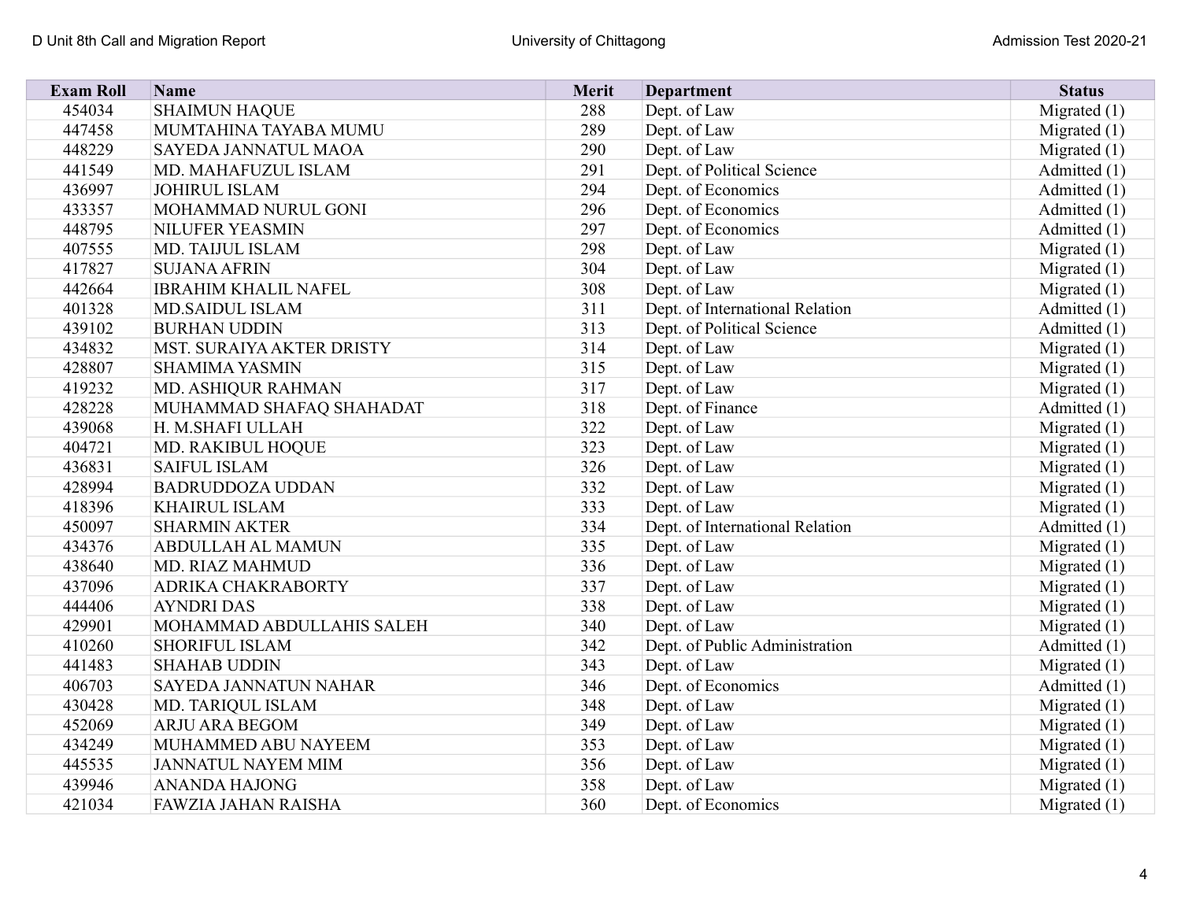| Exam Roll | Name | Merit | Department | Status |
|---|---|---|---|---|
| 454034 | SHAIMUN HAQUE | 288 | Dept. of Law | Migrated (1) |
| 447458 | MUMTAHINA TAYABA MUMU | 289 | Dept. of Law | Migrated (1) |
| 448229 | SAYEDA JANNATUL MAOA | 290 | Dept. of Law | Migrated (1) |
| 441549 | MD. MAHAFUZUL ISLAM | 291 | Dept. of Political Science | Admitted (1) |
| 436997 | JOHIRUL ISLAM | 294 | Dept. of Economics | Admitted (1) |
| 433357 | MOHAMMAD NURUL GONI | 296 | Dept. of Economics | Admitted (1) |
| 448795 | NILUFER YEASMIN | 297 | Dept. of Economics | Admitted (1) |
| 407555 | MD. TAIJUL ISLAM | 298 | Dept. of Law | Migrated (1) |
| 417827 | SUJANA AFRIN | 304 | Dept. of Law | Migrated (1) |
| 442664 | IBRAHIM KHALIL NAFEL | 308 | Dept. of Law | Migrated (1) |
| 401328 | MD.SAIDUL ISLAM | 311 | Dept. of International Relation | Admitted (1) |
| 439102 | BURHAN UDDIN | 313 | Dept. of Political Science | Admitted (1) |
| 434832 | MST. SURAIYA AKTER DRISTY | 314 | Dept. of Law | Migrated (1) |
| 428807 | SHAMIMA YASMIN | 315 | Dept. of Law | Migrated (1) |
| 419232 | MD. ASHIQUR RAHMAN | 317 | Dept. of Law | Migrated (1) |
| 428228 | MUHAMMAD SHAFAQ SHAHADAT | 318 | Dept. of Finance | Admitted (1) |
| 439068 | H. M.SHAFI ULLAH | 322 | Dept. of Law | Migrated (1) |
| 404721 | MD. RAKIBUL HOQUE | 323 | Dept. of Law | Migrated (1) |
| 436831 | SAIFUL ISLAM | 326 | Dept. of Law | Migrated (1) |
| 428994 | BADRUDDOZA UDDAN | 332 | Dept. of Law | Migrated (1) |
| 418396 | KHAIRUL ISLAM | 333 | Dept. of Law | Migrated (1) |
| 450097 | SHARMIN AKTER | 334 | Dept. of International Relation | Admitted (1) |
| 434376 | ABDULLAH AL MAMUN | 335 | Dept. of Law | Migrated (1) |
| 438640 | MD. RIAZ MAHMUD | 336 | Dept. of Law | Migrated (1) |
| 437096 | ADRIKA CHAKRABORTY | 337 | Dept. of Law | Migrated (1) |
| 444406 | AYNDRI DAS | 338 | Dept. of Law | Migrated (1) |
| 429901 | MOHAMMAD ABDULLAHIS SALEH | 340 | Dept. of Law | Migrated (1) |
| 410260 | SHORIFUL ISLAM | 342 | Dept. of Public Administration | Admitted (1) |
| 441483 | SHAHAB UDDIN | 343 | Dept. of Law | Migrated (1) |
| 406703 | SAYEDA JANNATUN NAHAR | 346 | Dept. of Economics | Admitted (1) |
| 430428 | MD. TARIQUL ISLAM | 348 | Dept. of Law | Migrated (1) |
| 452069 | ARJU ARA BEGOM | 349 | Dept. of Law | Migrated (1) |
| 434249 | MUHAMMED ABU NAYEEM | 353 | Dept. of Law | Migrated (1) |
| 445535 | JANNATUL NAYEM MIM | 356 | Dept. of Law | Migrated (1) |
| 439946 | ANANDA HAJONG | 358 | Dept. of Law | Migrated (1) |
| 421034 | FAWZIA JAHAN RAISHA | 360 | Dept. of Economics | Migrated (1) |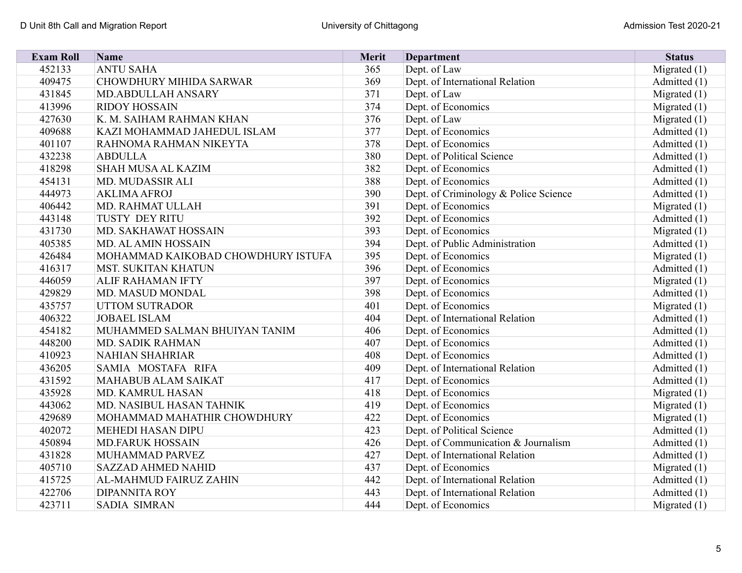| Exam Roll | Name | Merit | Department | Status |
|---|---|---|---|---|
| 452133 | ANTU SAHA | 365 | Dept. of Law | Migrated (1) |
| 409475 | CHOWDHURY MIHIDA SARWAR | 369 | Dept. of International Relation | Admitted (1) |
| 431845 | MD.ABDULLAH ANSARY | 371 | Dept. of Law | Migrated (1) |
| 413996 | RIDOY HOSSAIN | 374 | Dept. of Economics | Migrated (1) |
| 427630 | K. M. SAIHAM RAHMAN KHAN | 376 | Dept. of Law | Migrated (1) |
| 409688 | KAZI MOHAMMAD JAHEDUL ISLAM | 377 | Dept. of Economics | Admitted (1) |
| 401107 | RAHNOMA RAHMAN NIKEYTA | 378 | Dept. of Economics | Admitted (1) |
| 432238 | ABDULLA | 380 | Dept. of Political Science | Admitted (1) |
| 418298 | SHAH MUSA AL KAZIM | 382 | Dept. of Economics | Admitted (1) |
| 454131 | MD. MUDASSIR ALI | 388 | Dept. of Economics | Admitted (1) |
| 444973 | AKLIMA AFROJ | 390 | Dept. of Criminology & Police Science | Admitted (1) |
| 406442 | MD. RAHMAT ULLAH | 391 | Dept. of Economics | Migrated (1) |
| 443148 | TUSTY DEY RITU | 392 | Dept. of Economics | Admitted (1) |
| 431730 | MD. SAKHAWAT HOSSAIN | 393 | Dept. of Economics | Migrated (1) |
| 405385 | MD. AL AMIN HOSSAIN | 394 | Dept. of Public Administration | Admitted (1) |
| 426484 | MOHAMMAD KAIKOBAD CHOWDHURY ISTUFA | 395 | Dept. of Economics | Migrated (1) |
| 416317 | MST. SUKITAN KHATUN | 396 | Dept. of Economics | Admitted (1) |
| 446059 | ALIF RAHAMAN IFTY | 397 | Dept. of Economics | Migrated (1) |
| 429829 | MD. MASUD MONDAL | 398 | Dept. of Economics | Admitted (1) |
| 435757 | UTTOM SUTRADOR | 401 | Dept. of Economics | Migrated (1) |
| 406322 | JOBAEL ISLAM | 404 | Dept. of International Relation | Admitted (1) |
| 454182 | MUHAMMED SALMAN BHUIYAN TANIM | 406 | Dept. of Economics | Admitted (1) |
| 448200 | MD. SADIK RAHMAN | 407 | Dept. of Economics | Admitted (1) |
| 410923 | NAHIAN SHAHRIAR | 408 | Dept. of Economics | Admitted (1) |
| 436205 | SAMIA MOSTAFA RIFA | 409 | Dept. of International Relation | Admitted (1) |
| 431592 | MAHABUB ALAM SAIKAT | 417 | Dept. of Economics | Admitted (1) |
| 435928 | MD. KAMRUL HASAN | 418 | Dept. of Economics | Migrated (1) |
| 443062 | MD. NASIBUL HASAN TAHNIK | 419 | Dept. of Economics | Migrated (1) |
| 429689 | MOHAMMAD MAHATHIR CHOWDHURY | 422 | Dept. of Economics | Migrated (1) |
| 402072 | MEHEDI HASAN DIPU | 423 | Dept. of Political Science | Admitted (1) |
| 450894 | MD.FARUK HOSSAIN | 426 | Dept. of Communication & Journalism | Admitted (1) |
| 431828 | MUHAMMAD PARVEZ | 427 | Dept. of International Relation | Admitted (1) |
| 405710 | SAZZAD AHMED NAHID | 437 | Dept. of Economics | Migrated (1) |
| 415725 | AL-MAHMUD FAIRUZ ZAHIN | 442 | Dept. of International Relation | Admitted (1) |
| 422706 | DIPANNITA ROY | 443 | Dept. of International Relation | Admitted (1) |
| 423711 | SADIA SIMRAN | 444 | Dept. of Economics | Migrated (1) |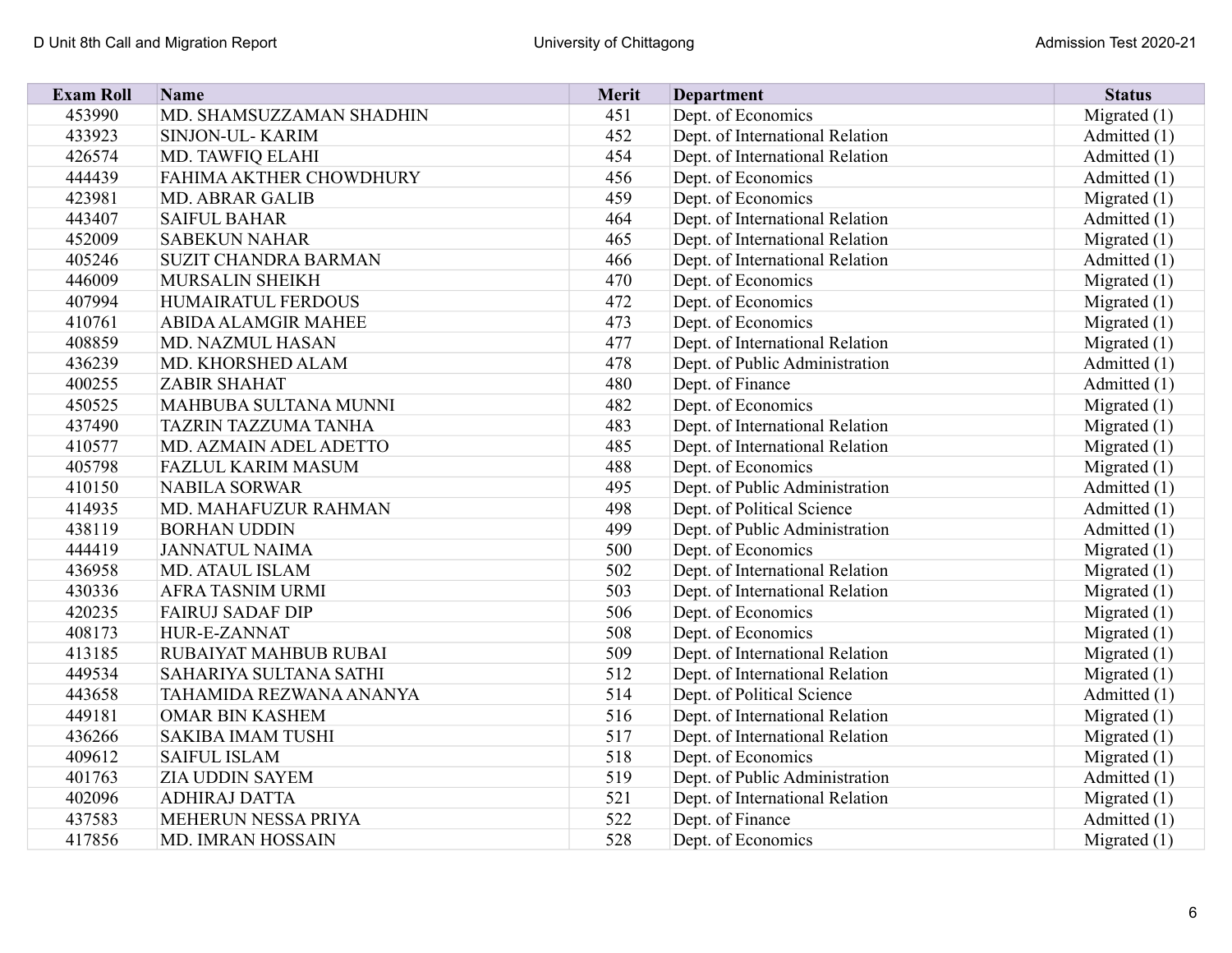| Exam Roll | Name | Merit | Department | Status |
|---|---|---|---|---|
| 453990 | MD. SHAMSUZZAMAN SHADHIN | 451 | Dept. of Economics | Migrated (1) |
| 433923 | SINJON-UL- KARIM | 452 | Dept. of International Relation | Admitted (1) |
| 426574 | MD. TAWFIQ ELAHI | 454 | Dept. of International Relation | Admitted (1) |
| 444439 | FAHIMA AKTHER CHOWDHURY | 456 | Dept. of Economics | Admitted (1) |
| 423981 | MD. ABRAR GALIB | 459 | Dept. of Economics | Migrated (1) |
| 443407 | SAIFUL BAHAR | 464 | Dept. of International Relation | Admitted (1) |
| 452009 | SABEKUN NAHAR | 465 | Dept. of International Relation | Migrated (1) |
| 405246 | SUZIT CHANDRA BARMAN | 466 | Dept. of International Relation | Admitted (1) |
| 446009 | MURSALIN SHEIKH | 470 | Dept. of Economics | Migrated (1) |
| 407994 | HUMAIRATUL FERDOUS | 472 | Dept. of Economics | Migrated (1) |
| 410761 | ABIDA ALAMGIR MAHEE | 473 | Dept. of Economics | Migrated (1) |
| 408859 | MD. NAZMUL HASAN | 477 | Dept. of International Relation | Migrated (1) |
| 436239 | MD. KHORSHED ALAM | 478 | Dept. of Public Administration | Admitted (1) |
| 400255 | ZABIR SHAHAT | 480 | Dept. of Finance | Admitted (1) |
| 450525 | MAHBUBA SULTANA MUNNI | 482 | Dept. of Economics | Migrated (1) |
| 437490 | TAZRIN TAZZUMA TANHA | 483 | Dept. of International Relation | Migrated (1) |
| 410577 | MD. AZMAIN ADEL ADETTO | 485 | Dept. of International Relation | Migrated (1) |
| 405798 | FAZLUL KARIM MASUM | 488 | Dept. of Economics | Migrated (1) |
| 410150 | NABILA SORWAR | 495 | Dept. of Public Administration | Admitted (1) |
| 414935 | MD. MAHAFUZUR RAHMAN | 498 | Dept. of Political Science | Admitted (1) |
| 438119 | BORHAN UDDIN | 499 | Dept. of Public Administration | Admitted (1) |
| 444419 | JANNATUL NAIMA | 500 | Dept. of Economics | Migrated (1) |
| 436958 | MD. ATAUL ISLAM | 502 | Dept. of International Relation | Migrated (1) |
| 430336 | AFRA TASNIM URMI | 503 | Dept. of International Relation | Migrated (1) |
| 420235 | FAIRUJ SADAF DIP | 506 | Dept. of Economics | Migrated (1) |
| 408173 | HUR-E-ZANNAT | 508 | Dept. of Economics | Migrated (1) |
| 413185 | RUBAIYAT MAHBUB RUBAI | 509 | Dept. of International Relation | Migrated (1) |
| 449534 | SAHARIYA SULTANA SATHI | 512 | Dept. of International Relation | Migrated (1) |
| 443658 | TAHAMIDA REZWANA ANANYA | 514 | Dept. of Political Science | Admitted (1) |
| 449181 | OMAR BIN KASHEM | 516 | Dept. of International Relation | Migrated (1) |
| 436266 | SAKIBA IMAM TUSHI | 517 | Dept. of International Relation | Migrated (1) |
| 409612 | SAIFUL ISLAM | 518 | Dept. of Economics | Migrated (1) |
| 401763 | ZIA UDDIN SAYEM | 519 | Dept. of Public Administration | Admitted (1) |
| 402096 | ADHIRAJ DATTA | 521 | Dept. of International Relation | Migrated (1) |
| 437583 | MEHERUN NESSA PRIYA | 522 | Dept. of Finance | Admitted (1) |
| 417856 | MD. IMRAN HOSSAIN | 528 | Dept. of Economics | Migrated (1) |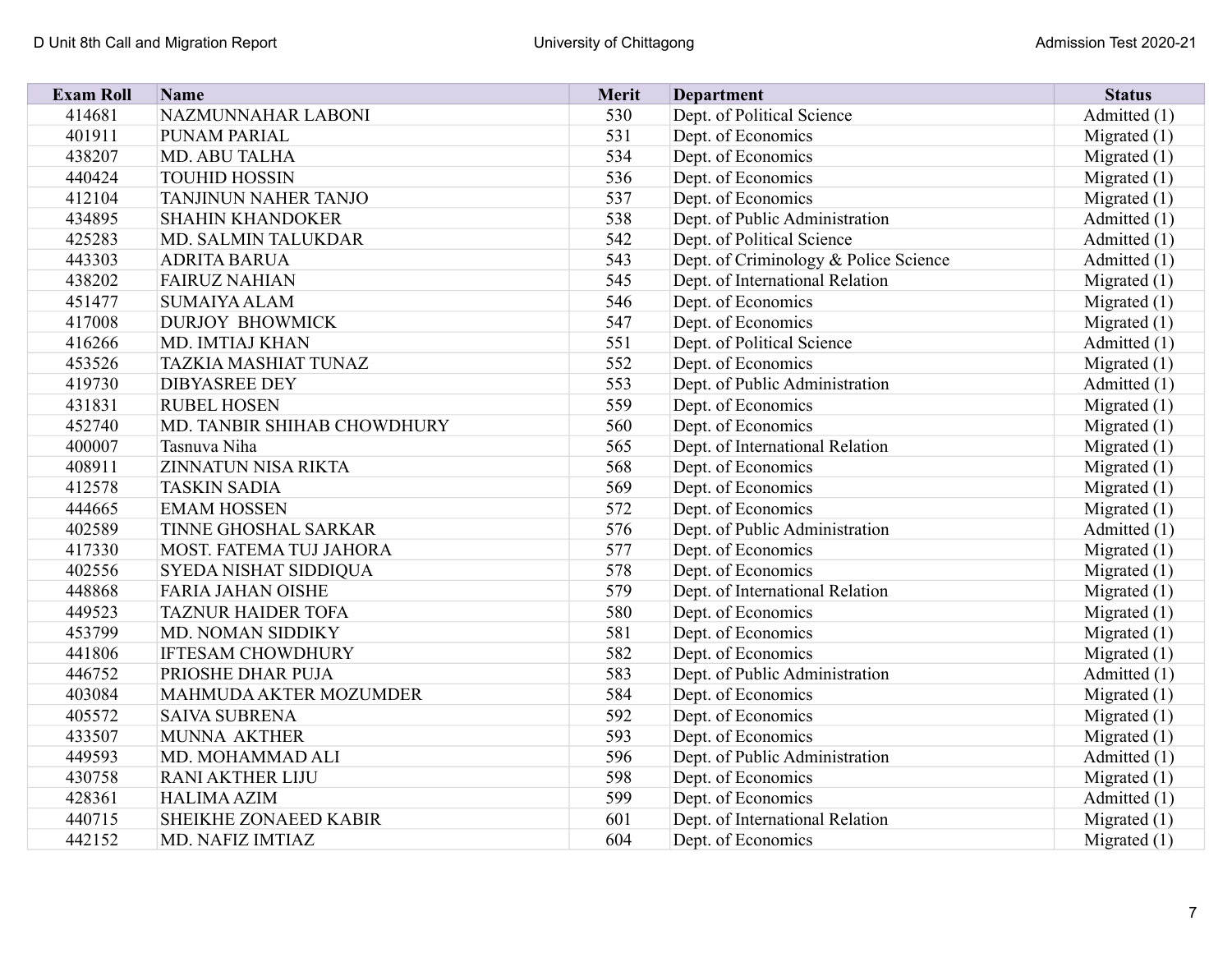| Exam Roll | Name | Merit | Department | Status |
|---|---|---|---|---|
| 414681 | NAZMUNNAHAR LABONI | 530 | Dept. of Political Science | Admitted (1) |
| 401911 | PUNAM PARIAL | 531 | Dept. of Economics | Migrated (1) |
| 438207 | MD. ABU TALHA | 534 | Dept. of Economics | Migrated (1) |
| 440424 | TOUHID HOSSIN | 536 | Dept. of Economics | Migrated (1) |
| 412104 | TANJINUN NAHER TANJO | 537 | Dept. of Economics | Migrated (1) |
| 434895 | SHAHIN KHANDOKER | 538 | Dept. of Public Administration | Admitted (1) |
| 425283 | MD. SALMIN TALUKDAR | 542 | Dept. of Political Science | Admitted (1) |
| 443303 | ADRITA BARUA | 543 | Dept. of Criminology & Police Science | Admitted (1) |
| 438202 | FAIRUZ NAHIAN | 545 | Dept. of International Relation | Migrated (1) |
| 451477 | SUMAIYA ALAM | 546 | Dept. of Economics | Migrated (1) |
| 417008 | DURJOY BHOWMICK | 547 | Dept. of Economics | Migrated (1) |
| 416266 | MD. IMTIAJ KHAN | 551 | Dept. of Political Science | Admitted (1) |
| 453526 | TAZKIA MASHIAT TUNAZ | 552 | Dept. of Economics | Migrated (1) |
| 419730 | DIBYASREE DEY | 553 | Dept. of Public Administration | Admitted (1) |
| 431831 | RUBEL HOSEN | 559 | Dept. of Economics | Migrated (1) |
| 452740 | MD. TANBIR SHIHAB CHOWDHURY | 560 | Dept. of Economics | Migrated (1) |
| 400007 | Tasnuva Niha | 565 | Dept. of International Relation | Migrated (1) |
| 408911 | ZINNATUN NISA RIKTA | 568 | Dept. of Economics | Migrated (1) |
| 412578 | TASKIN SADIA | 569 | Dept. of Economics | Migrated (1) |
| 444665 | EMAM HOSSEN | 572 | Dept. of Economics | Migrated (1) |
| 402589 | TINNE GHOSHAL SARKAR | 576 | Dept. of Public Administration | Admitted (1) |
| 417330 | MOST. FATEMA TUJ JAHORA | 577 | Dept. of Economics | Migrated (1) |
| 402556 | SYEDA NISHAT SIDDIQUA | 578 | Dept. of Economics | Migrated (1) |
| 448868 | FARIA JAHAN OISHE | 579 | Dept. of International Relation | Migrated (1) |
| 449523 | TAZNUR HAIDER TOFA | 580 | Dept. of Economics | Migrated (1) |
| 453799 | MD. NOMAN SIDDIKY | 581 | Dept. of Economics | Migrated (1) |
| 441806 | IFTESAM CHOWDHURY | 582 | Dept. of Economics | Migrated (1) |
| 446752 | PRIOSHE DHAR PUJA | 583 | Dept. of Public Administration | Admitted (1) |
| 403084 | MAHMUDA AKTER MOZUMDER | 584 | Dept. of Economics | Migrated (1) |
| 405572 | SAIVA SUBRENA | 592 | Dept. of Economics | Migrated (1) |
| 433507 | MUNNA AKTHER | 593 | Dept. of Economics | Migrated (1) |
| 449593 | MD. MOHAMMAD ALI | 596 | Dept. of Public Administration | Admitted (1) |
| 430758 | RANI AKTHER LIJU | 598 | Dept. of Economics | Migrated (1) |
| 428361 | HALIMA AZIM | 599 | Dept. of Economics | Admitted (1) |
| 440715 | SHEIKHE ZONAEED KABIR | 601 | Dept. of International Relation | Migrated (1) |
| 442152 | MD. NAFIZ IMTIAZ | 604 | Dept. of Economics | Migrated (1) |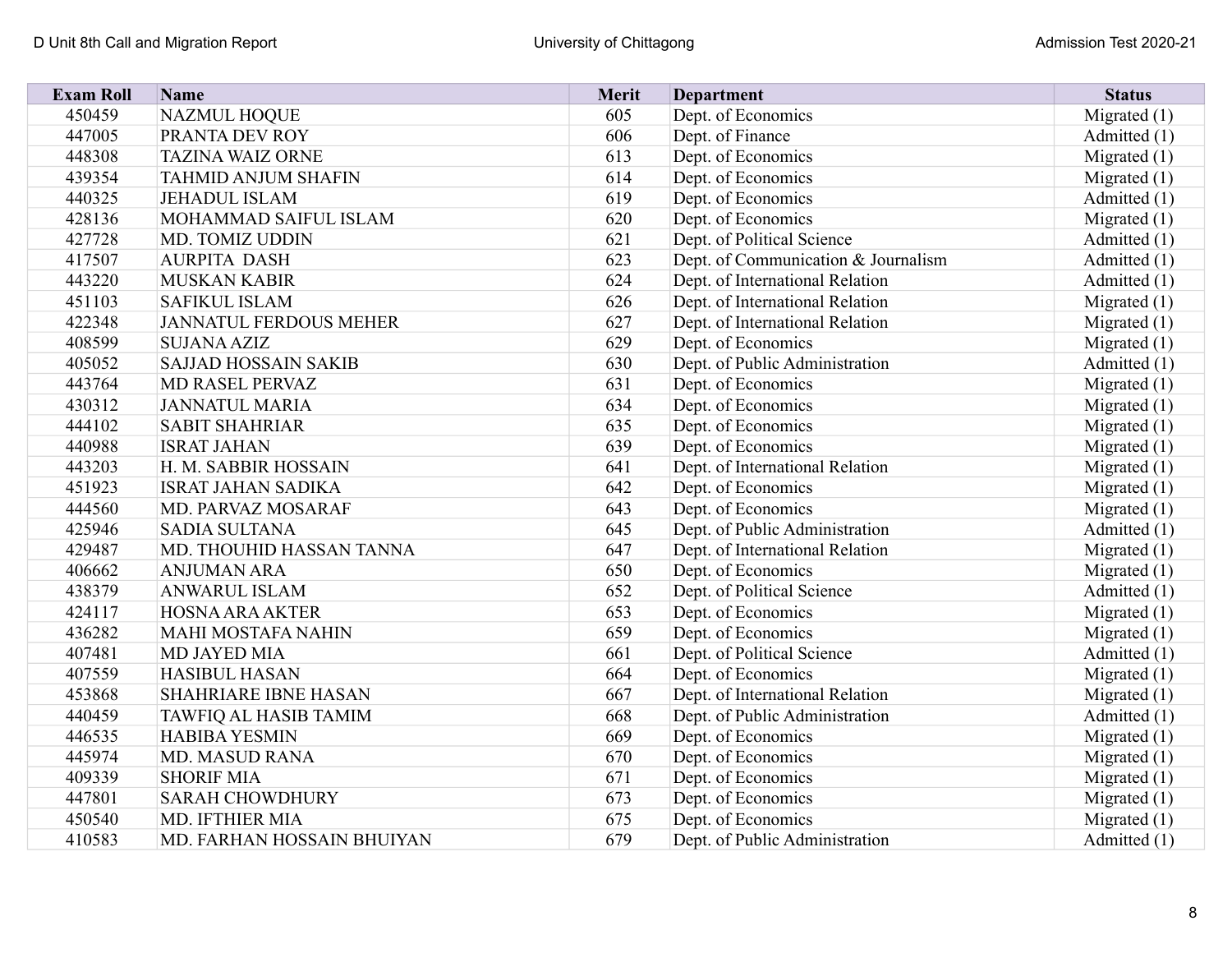| Exam Roll | Name | Merit | Department | Status |
|---|---|---|---|---|
| 450459 | NAZMUL HOQUE | 605 | Dept. of Economics | Migrated (1) |
| 447005 | PRANTA DEV ROY | 606 | Dept. of Finance | Admitted (1) |
| 448308 | TAZINA WAIZ ORNE | 613 | Dept. of Economics | Migrated (1) |
| 439354 | TAHMID ANJUM SHAFIN | 614 | Dept. of Economics | Migrated (1) |
| 440325 | JEHADUL ISLAM | 619 | Dept. of Economics | Admitted (1) |
| 428136 | MOHAMMAD SAIFUL ISLAM | 620 | Dept. of Economics | Migrated (1) |
| 427728 | MD. TOMIZ UDDIN | 621 | Dept. of Political Science | Admitted (1) |
| 417507 | AURPITA DASH | 623 | Dept. of Communication & Journalism | Admitted (1) |
| 443220 | MUSKAN KABIR | 624 | Dept. of International Relation | Admitted (1) |
| 451103 | SAFIKUL ISLAM | 626 | Dept. of International Relation | Migrated (1) |
| 422348 | JANNATUL FERDOUS MEHER | 627 | Dept. of International Relation | Migrated (1) |
| 408599 | SUJANA AZIZ | 629 | Dept. of Economics | Migrated (1) |
| 405052 | SAJJAD HOSSAIN SAKIB | 630 | Dept. of Public Administration | Admitted (1) |
| 443764 | MD RASEL PERVAZ | 631 | Dept. of Economics | Migrated (1) |
| 430312 | JANNATUL MARIA | 634 | Dept. of Economics | Migrated (1) |
| 444102 | SABIT SHAHRIAR | 635 | Dept. of Economics | Migrated (1) |
| 440988 | ISRAT JAHAN | 639 | Dept. of Economics | Migrated (1) |
| 443203 | H. M. SABBIR HOSSAIN | 641 | Dept. of International Relation | Migrated (1) |
| 451923 | ISRAT JAHAN SADIKA | 642 | Dept. of Economics | Migrated (1) |
| 444560 | MD. PARVAZ MOSARAF | 643 | Dept. of Economics | Migrated (1) |
| 425946 | SADIA SULTANA | 645 | Dept. of Public Administration | Admitted (1) |
| 429487 | MD. THOUHID HASSAN TANNA | 647 | Dept. of International Relation | Migrated (1) |
| 406662 | ANJUMAN ARA | 650 | Dept. of Economics | Migrated (1) |
| 438379 | ANWARUL ISLAM | 652 | Dept. of Political Science | Admitted (1) |
| 424117 | HOSNA ARA AKTER | 653 | Dept. of Economics | Migrated (1) |
| 436282 | MAHI MOSTAFA NAHIN | 659 | Dept. of Economics | Migrated (1) |
| 407481 | MD JAYED MIA | 661 | Dept. of Political Science | Admitted (1) |
| 407559 | HASIBUL HASAN | 664 | Dept. of Economics | Migrated (1) |
| 453868 | SHAHRIARE IBNE HASAN | 667 | Dept. of International Relation | Migrated (1) |
| 440459 | TAWFIQ AL HASIB TAMIM | 668 | Dept. of Public Administration | Admitted (1) |
| 446535 | HABIBA YESMIN | 669 | Dept. of Economics | Migrated (1) |
| 445974 | MD. MASUD RANA | 670 | Dept. of Economics | Migrated (1) |
| 409339 | SHORIF MIA | 671 | Dept. of Economics | Migrated (1) |
| 447801 | SARAH CHOWDHURY | 673 | Dept. of Economics | Migrated (1) |
| 450540 | MD. IFTHIER MIA | 675 | Dept. of Economics | Migrated (1) |
| 410583 | MD. FARHAN HOSSAIN BHUIYAN | 679 | Dept. of Public Administration | Admitted (1) |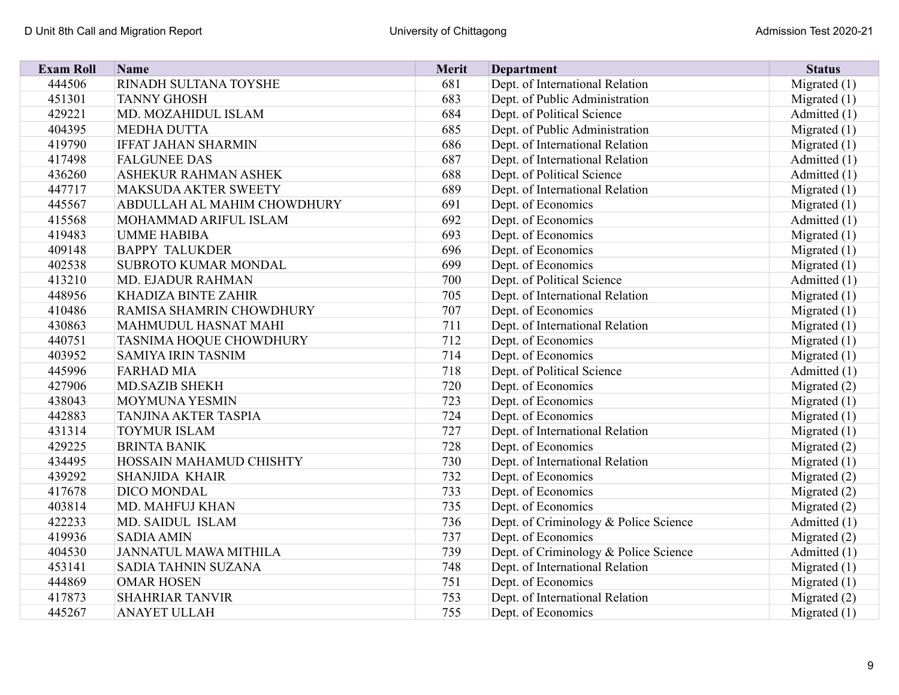| Exam Roll | Name | Merit | Department | Status |
|---|---|---|---|---|
| 444506 | RINADH SULTANA TOYSHE | 681 | Dept. of International Relation | Migrated (1) |
| 451301 | TANNY GHOSH | 683 | Dept. of Public Administration | Migrated (1) |
| 429221 | MD. MOZAHIDUL ISLAM | 684 | Dept. of Political Science | Admitted (1) |
| 404395 | MEDHA DUTTA | 685 | Dept. of Public Administration | Migrated (1) |
| 419790 | IFFAT JAHAN SHARMIN | 686 | Dept. of International Relation | Migrated (1) |
| 417498 | FALGUNEE DAS | 687 | Dept. of International Relation | Admitted (1) |
| 436260 | ASHEKUR RAHMAN ASHEK | 688 | Dept. of Political Science | Admitted (1) |
| 447717 | MAKSUDA AKTER SWEETY | 689 | Dept. of International Relation | Migrated (1) |
| 445567 | ABDULLAH AL MAHIM CHOWDHURY | 691 | Dept. of Economics | Migrated (1) |
| 415568 | MOHAMMAD ARIFUL ISLAM | 692 | Dept. of Economics | Admitted (1) |
| 419483 | UMME HABIBA | 693 | Dept. of Economics | Migrated (1) |
| 409148 | BAPPY TALUKDER | 696 | Dept. of Economics | Migrated (1) |
| 402538 | SUBROTO KUMAR MONDAL | 699 | Dept. of Economics | Migrated (1) |
| 413210 | MD. EJADUR RAHMAN | 700 | Dept. of Political Science | Admitted (1) |
| 448956 | KHADIZA BINTE ZAHIR | 705 | Dept. of International Relation | Migrated (1) |
| 410486 | RAMISA SHAMRIN CHOWDHURY | 707 | Dept. of Economics | Migrated (1) |
| 430863 | MAHMUDUL HASNAT MAHI | 711 | Dept. of International Relation | Migrated (1) |
| 440751 | TASNIMA HOQUE CHOWDHURY | 712 | Dept. of Economics | Migrated (1) |
| 403952 | SAMIYA IRIN TASNIM | 714 | Dept. of Economics | Migrated (1) |
| 445996 | FARHAD MIA | 718 | Dept. of Political Science | Admitted (1) |
| 427906 | MD.SAZIB SHEKH | 720 | Dept. of Economics | Migrated (2) |
| 438043 | MOYMUNA YESMIN | 723 | Dept. of Economics | Migrated (1) |
| 442883 | TANJINA AKTER TASPIA | 724 | Dept. of Economics | Migrated (1) |
| 431314 | TOYMUR ISLAM | 727 | Dept. of International Relation | Migrated (1) |
| 429225 | BRINTA BANIK | 728 | Dept. of Economics | Migrated (2) |
| 434495 | HOSSAIN MAHAMUD CHISHTY | 730 | Dept. of International Relation | Migrated (1) |
| 439292 | SHANJIDA KHAIR | 732 | Dept. of Economics | Migrated (2) |
| 417678 | DICO MONDAL | 733 | Dept. of Economics | Migrated (2) |
| 403814 | MD. MAHFUJ KHAN | 735 | Dept. of Economics | Migrated (2) |
| 422233 | MD. SAIDUL ISLAM | 736 | Dept. of Criminology & Police Science | Admitted (1) |
| 419936 | SADIA AMIN | 737 | Dept. of Economics | Migrated (2) |
| 404530 | JANNATUL MAWA MITHILA | 739 | Dept. of Criminology & Police Science | Admitted (1) |
| 453141 | SADIA TAHNIN SUZANA | 748 | Dept. of International Relation | Migrated (1) |
| 444869 | OMAR HOSEN | 751 | Dept. of Economics | Migrated (1) |
| 417873 | SHAHRIAR TANVIR | 753 | Dept. of International Relation | Migrated (2) |
| 445267 | ANAYET ULLAH | 755 | Dept. of Economics | Migrated (1) |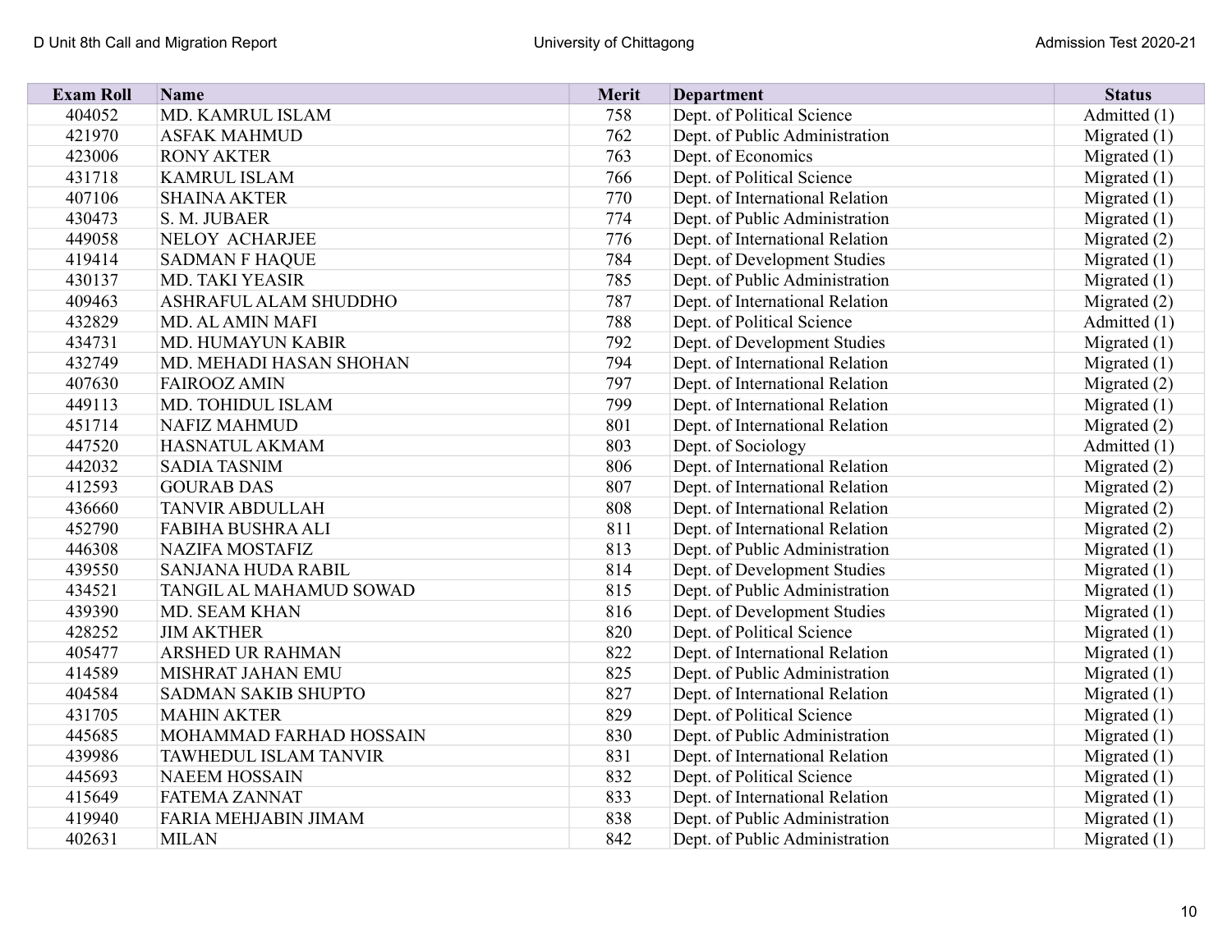| Exam Roll | Name | Merit | Department | Status |
|---|---|---|---|---|
| 404052 | MD. KAMRUL ISLAM | 758 | Dept. of Political Science | Admitted (1) |
| 421970 | ASFAK MAHMUD | 762 | Dept. of Public Administration | Migrated (1) |
| 423006 | RONY AKTER | 763 | Dept. of Economics | Migrated (1) |
| 431718 | KAMRUL ISLAM | 766 | Dept. of Political Science | Migrated (1) |
| 407106 | SHAINA AKTER | 770 | Dept. of International Relation | Migrated (1) |
| 430473 | S. M. JUBAER | 774 | Dept. of Public Administration | Migrated (1) |
| 449058 | NELOY  ACHARJEE | 776 | Dept. of International Relation | Migrated (2) |
| 419414 | SADMAN F HAQUE | 784 | Dept. of Development Studies | Migrated (1) |
| 430137 | MD. TAKI YEASIR | 785 | Dept. of Public Administration | Migrated (1) |
| 409463 | ASHRAFUL ALAM SHUDDHO | 787 | Dept. of International Relation | Migrated (2) |
| 432829 | MD. AL AMIN MAFI | 788 | Dept. of Political Science | Admitted (1) |
| 434731 | MD. HUMAYUN KABIR | 792 | Dept. of Development Studies | Migrated (1) |
| 432749 | MD. MEHADI HASAN SHOHAN | 794 | Dept. of International Relation | Migrated (1) |
| 407630 | FAIROOZ AMIN | 797 | Dept. of International Relation | Migrated (2) |
| 449113 | MD. TOHIDUL ISLAM | 799 | Dept. of International Relation | Migrated (1) |
| 451714 | NAFIZ MAHMUD | 801 | Dept. of International Relation | Migrated (2) |
| 447520 | HASNATUL AKMAM | 803 | Dept. of Sociology | Admitted (1) |
| 442032 | SADIA TASNIM | 806 | Dept. of International Relation | Migrated (2) |
| 412593 | GOURAB DAS | 807 | Dept. of International Relation | Migrated (2) |
| 436660 | TANVIR ABDULLAH | 808 | Dept. of International Relation | Migrated (2) |
| 452790 | FABIHA BUSHRA ALI | 811 | Dept. of International Relation | Migrated (2) |
| 446308 | NAZIFA MOSTAFIZ | 813 | Dept. of Public Administration | Migrated (1) |
| 439550 | SANJANA HUDA RABIL | 814 | Dept. of Development Studies | Migrated (1) |
| 434521 | TANGIL AL MAHAMUD SOWAD | 815 | Dept. of Public Administration | Migrated (1) |
| 439390 | MD. SEAM KHAN | 816 | Dept. of Development Studies | Migrated (1) |
| 428252 | JIM AKTHER | 820 | Dept. of Political Science | Migrated (1) |
| 405477 | ARSHED UR RAHMAN | 822 | Dept. of International Relation | Migrated (1) |
| 414589 | MISHRAT JAHAN EMU | 825 | Dept. of Public Administration | Migrated (1) |
| 404584 | SADMAN SAKIB SHUPTO | 827 | Dept. of International Relation | Migrated (1) |
| 431705 | MAHIN AKTER | 829 | Dept. of Political Science | Migrated (1) |
| 445685 | MOHAMMAD FARHAD HOSSAIN | 830 | Dept. of Public Administration | Migrated (1) |
| 439986 | TAWHEDUL ISLAM TANVIR | 831 | Dept. of International Relation | Migrated (1) |
| 445693 | NAEEM HOSSAIN | 832 | Dept. of Political Science | Migrated (1) |
| 415649 | FATEMA ZANNAT | 833 | Dept. of International Relation | Migrated (1) |
| 419940 | FARIA MEHJABIN JIMAM | 838 | Dept. of Public Administration | Migrated (1) |
| 402631 | MILAN | 842 | Dept. of Public Administration | Migrated (1) |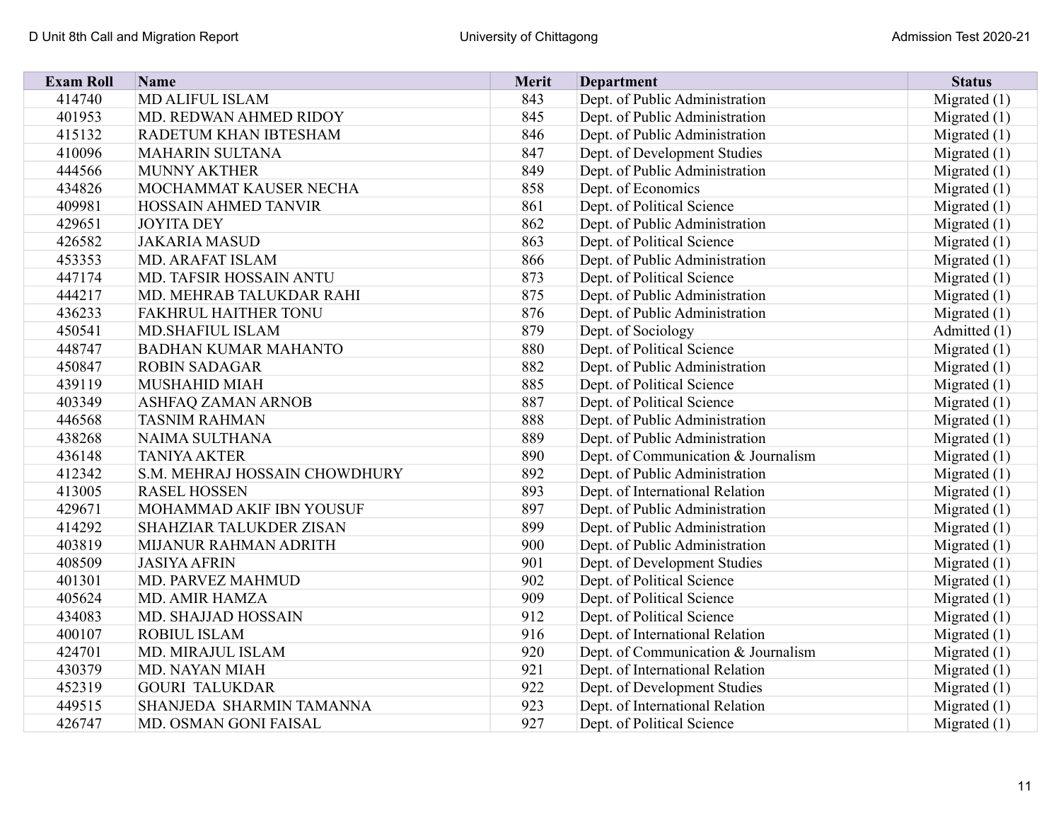| Exam Roll | Name | Merit | Department | Status |
|---|---|---|---|---|
| 414740 | MD ALIFUL ISLAM | 843 | Dept. of Public Administration | Migrated (1) |
| 401953 | MD. REDWAN AHMED RIDOY | 845 | Dept. of Public Administration | Migrated (1) |
| 415132 | RADETUM KHAN IBTESHAM | 846 | Dept. of Public Administration | Migrated (1) |
| 410096 | MAHARIN SULTANA | 847 | Dept. of Development Studies | Migrated (1) |
| 444566 | MUNNY AKTHER | 849 | Dept. of Public Administration | Migrated (1) |
| 434826 | MOCHAMMAT KAUSER NECHA | 858 | Dept. of Economics | Migrated (1) |
| 409981 | HOSSAIN AHMED TANVIR | 861 | Dept. of Political Science | Migrated (1) |
| 429651 | JOYITA DEY | 862 | Dept. of Public Administration | Migrated (1) |
| 426582 | JAKARIA MASUD | 863 | Dept. of Political Science | Migrated (1) |
| 453353 | MD. ARAFAT ISLAM | 866 | Dept. of Public Administration | Migrated (1) |
| 447174 | MD. TAFSIR HOSSAIN ANTU | 873 | Dept. of Political Science | Migrated (1) |
| 444217 | MD. MEHRAB TALUKDAR RAHI | 875 | Dept. of Public Administration | Migrated (1) |
| 436233 | FAKHRUL HAITHER TONU | 876 | Dept. of Public Administration | Migrated (1) |
| 450541 | MD.SHAFIUL ISLAM | 879 | Dept. of Sociology | Admitted (1) |
| 448747 | BADHAN KUMAR MAHANTO | 880 | Dept. of Political Science | Migrated (1) |
| 450847 | ROBIN SADAGAR | 882 | Dept. of Public Administration | Migrated (1) |
| 439119 | MUSHAHID MIAH | 885 | Dept. of Political Science | Migrated (1) |
| 403349 | ASHFAQ ZAMAN ARNOB | 887 | Dept. of Political Science | Migrated (1) |
| 446568 | TASNIM RAHMAN | 888 | Dept. of Public Administration | Migrated (1) |
| 438268 | NAIMA SULTHANA | 889 | Dept. of Public Administration | Migrated (1) |
| 436148 | TANIYA AKTER | 890 | Dept. of Communication & Journalism | Migrated (1) |
| 412342 | S.M. MEHRAJ HOSSAIN CHOWDHURY | 892 | Dept. of Public Administration | Migrated (1) |
| 413005 | RASEL HOSSEN | 893 | Dept. of International Relation | Migrated (1) |
| 429671 | MOHAMMAD AKIF IBN YOUSUF | 897 | Dept. of Public Administration | Migrated (1) |
| 414292 | SHAHZIAR TALUKDER ZISAN | 899 | Dept. of Public Administration | Migrated (1) |
| 403819 | MIJANUR RAHMAN ADRITH | 900 | Dept. of Public Administration | Migrated (1) |
| 408509 | JASIYA AFRIN | 901 | Dept. of Development Studies | Migrated (1) |
| 401301 | MD. PARVEZ MAHMUD | 902 | Dept. of Political Science | Migrated (1) |
| 405624 | MD. AMIR HAMZA | 909 | Dept. of Political Science | Migrated (1) |
| 434083 | MD. SHAJJAD HOSSAIN | 912 | Dept. of Political Science | Migrated (1) |
| 400107 | ROBIUL ISLAM | 916 | Dept. of International Relation | Migrated (1) |
| 424701 | MD. MIRAJUL ISLAM | 920 | Dept. of Communication & Journalism | Migrated (1) |
| 430379 | MD. NAYAN MIAH | 921 | Dept. of International Relation | Migrated (1) |
| 452319 | GOURI TALUKDAR | 922 | Dept. of Development Studies | Migrated (1) |
| 449515 | SHANJEDA SHARMIN TAMANNA | 923 | Dept. of International Relation | Migrated (1) |
| 426747 | MD. OSMAN GONI FAISAL | 927 | Dept. of Political Science | Migrated (1) |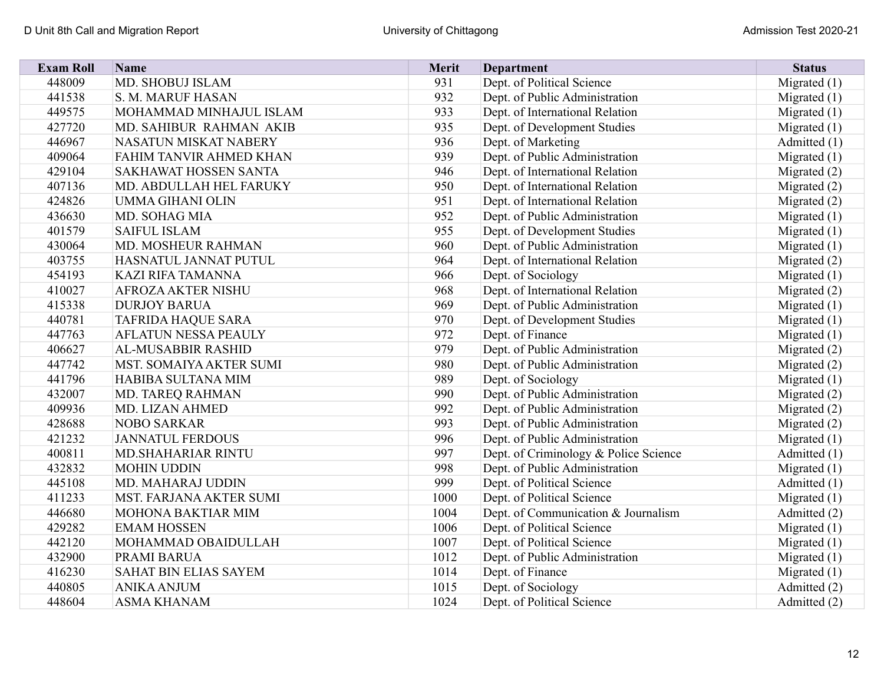| Exam Roll | Name | Merit | Department | Status |
|---|---|---|---|---|
| 448009 | MD. SHOBUJ ISLAM | 931 | Dept. of Political Science | Migrated (1) |
| 441538 | S. M. MARUF HASAN | 932 | Dept. of Public Administration | Migrated (1) |
| 449575 | MOHAMMAD MINHAJUL ISLAM | 933 | Dept. of International Relation | Migrated (1) |
| 427720 | MD. SAHIBUR RAHMAN AKIB | 935 | Dept. of Development Studies | Migrated (1) |
| 446967 | NASATUN MISKAT NABERY | 936 | Dept. of Marketing | Admitted (1) |
| 409064 | FAHIM TANVIR AHMED KHAN | 939 | Dept. of Public Administration | Migrated (1) |
| 429104 | SAKHAWAT HOSSEN SANTA | 946 | Dept. of International Relation | Migrated (2) |
| 407136 | MD. ABDULLAH HEL FARUKY | 950 | Dept. of International Relation | Migrated (2) |
| 424826 | UMMA GIHANI OLIN | 951 | Dept. of International Relation | Migrated (2) |
| 436630 | MD. SOHAG MIA | 952 | Dept. of Public Administration | Migrated (1) |
| 401579 | SAIFUL ISLAM | 955 | Dept. of Development Studies | Migrated (1) |
| 430064 | MD. MOSHEUR RAHMAN | 960 | Dept. of Public Administration | Migrated (1) |
| 403755 | HASNATUL JANNAT PUTUL | 964 | Dept. of International Relation | Migrated (2) |
| 454193 | KAZI RIFA TAMANNA | 966 | Dept. of Sociology | Migrated (1) |
| 410027 | AFROZA AKTER NISHU | 968 | Dept. of International Relation | Migrated (2) |
| 415338 | DURJOY BARUA | 969 | Dept. of Public Administration | Migrated (1) |
| 440781 | TAFRIDA HAQUE SARA | 970 | Dept. of Development Studies | Migrated (1) |
| 447763 | AFLATUN NESSA PEAULY | 972 | Dept. of Finance | Migrated (1) |
| 406627 | AL-MUSABBIR RASHID | 979 | Dept. of Public Administration | Migrated (2) |
| 447742 | MST. SOMAIYA AKTER SUMI | 980 | Dept. of Public Administration | Migrated (2) |
| 441796 | HABIBA SULTANA MIM | 989 | Dept. of Sociology | Migrated (1) |
| 432007 | MD. TAREQ RAHMAN | 990 | Dept. of Public Administration | Migrated (2) |
| 409936 | MD. LIZAN AHMED | 992 | Dept. of Public Administration | Migrated (2) |
| 428688 | NOBO SARKAR | 993 | Dept. of Public Administration | Migrated (2) |
| 421232 | JANNATUL FERDOUS | 996 | Dept. of Public Administration | Migrated (1) |
| 400811 | MD.SHAHARIAR RINTU | 997 | Dept. of Criminology & Police Science | Admitted (1) |
| 432832 | MOHIN UDDIN | 998 | Dept. of Public Administration | Migrated (1) |
| 445108 | MD. MAHARAJ UDDIN | 999 | Dept. of Political Science | Admitted (1) |
| 411233 | MST. FARJANA AKTER SUMI | 1000 | Dept. of Political Science | Migrated (1) |
| 446680 | MOHONA BAKTIAR MIM | 1004 | Dept. of Communication & Journalism | Admitted (2) |
| 429282 | EMAM HOSSEN | 1006 | Dept. of Political Science | Migrated (1) |
| 442120 | MOHAMMAD OBAIDULLAH | 1007 | Dept. of Political Science | Migrated (1) |
| 432900 | PRAMI BARUA | 1012 | Dept. of Public Administration | Migrated (1) |
| 416230 | SAHAT BIN ELIAS SAYEM | 1014 | Dept. of Finance | Migrated (1) |
| 440805 | ANIKA ANJUM | 1015 | Dept. of Sociology | Admitted (2) |
| 448604 | ASMA KHANAM | 1024 | Dept. of Political Science | Admitted (2) |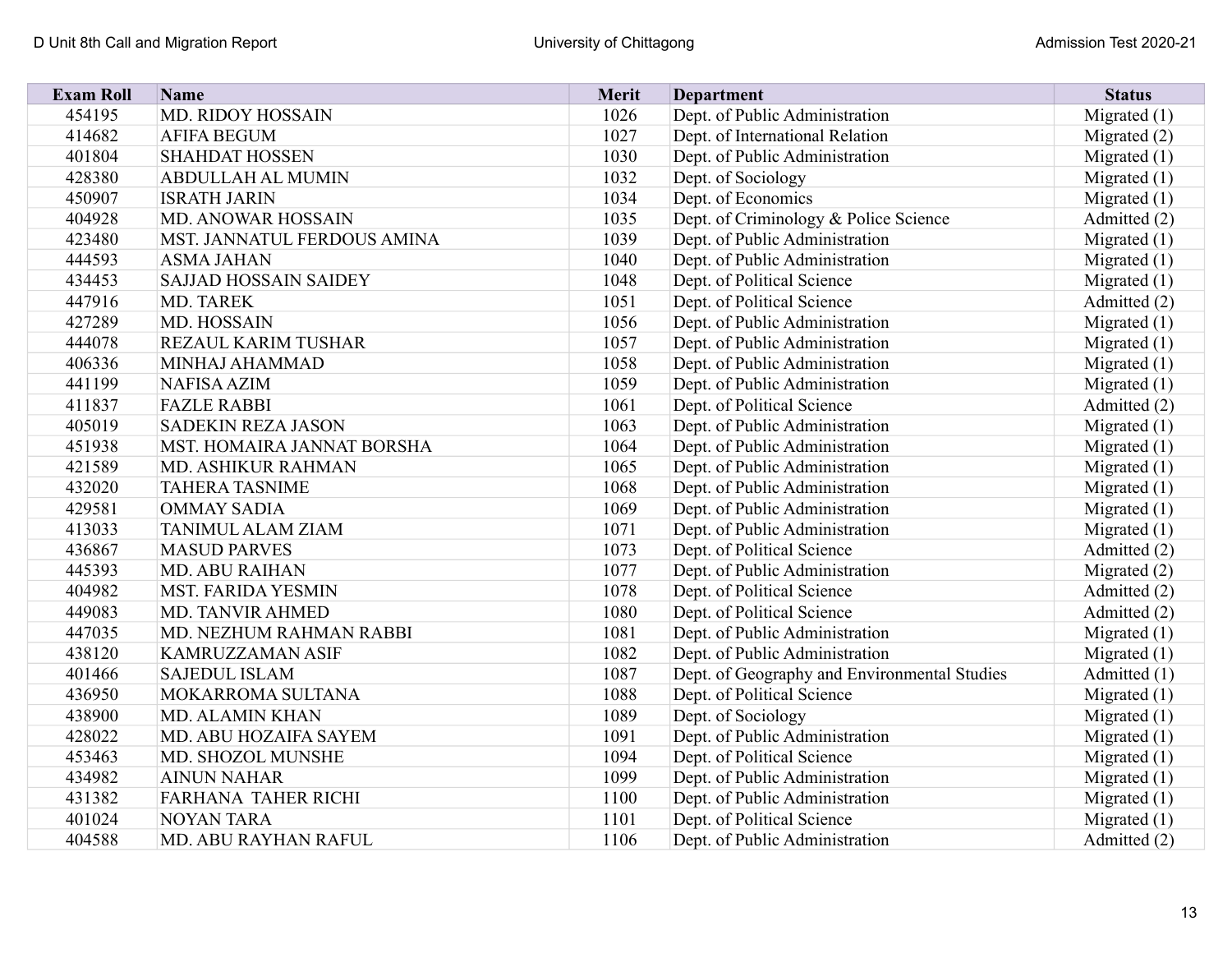| Exam Roll | Name | Merit | Department | Status |
|---|---|---|---|---|
| 454195 | MD. RIDOY HOSSAIN | 1026 | Dept. of Public Administration | Migrated (1) |
| 414682 | AFIFA BEGUM | 1027 | Dept. of International Relation | Migrated (2) |
| 401804 | SHAHDAT HOSSEN | 1030 | Dept. of Public Administration | Migrated (1) |
| 428380 | ABDULLAH AL MUMIN | 1032 | Dept. of Sociology | Migrated (1) |
| 450907 | ISRATH JARIN | 1034 | Dept. of Economics | Migrated (1) |
| 404928 | MD. ANOWAR HOSSAIN | 1035 | Dept. of Criminology & Police Science | Admitted (2) |
| 423480 | MST. JANNATUL FERDOUS AMINA | 1039 | Dept. of Public Administration | Migrated (1) |
| 444593 | ASMA JAHAN | 1040 | Dept. of Public Administration | Migrated (1) |
| 434453 | SAJJAD HOSSAIN SAIDEY | 1048 | Dept. of Political Science | Migrated (1) |
| 447916 | MD. TAREK | 1051 | Dept. of Political Science | Admitted (2) |
| 427289 | MD. HOSSAIN | 1056 | Dept. of Public Administration | Migrated (1) |
| 444078 | REZAUL KARIM TUSHAR | 1057 | Dept. of Public Administration | Migrated (1) |
| 406336 | MINHAJ AHAMMAD | 1058 | Dept. of Public Administration | Migrated (1) |
| 441199 | NAFISA AZIM | 1059 | Dept. of Public Administration | Migrated (1) |
| 411837 | FAZLE RABBI | 1061 | Dept. of Political Science | Admitted (2) |
| 405019 | SADEKIN REZA JASON | 1063 | Dept. of Public Administration | Migrated (1) |
| 451938 | MST. HOMAIRA JANNAT BORSHA | 1064 | Dept. of Public Administration | Migrated (1) |
| 421589 | MD. ASHIKUR RAHMAN | 1065 | Dept. of Public Administration | Migrated (1) |
| 432020 | TAHERA TASNIME | 1068 | Dept. of Public Administration | Migrated (1) |
| 429581 | OMMAY SADIA | 1069 | Dept. of Public Administration | Migrated (1) |
| 413033 | TANIMUL ALAM ZIAM | 1071 | Dept. of Public Administration | Migrated (1) |
| 436867 | MASUD PARVES | 1073 | Dept. of Political Science | Admitted (2) |
| 445393 | MD. ABU RAIHAN | 1077 | Dept. of Public Administration | Migrated (2) |
| 404982 | MST. FARIDA YESMIN | 1078 | Dept. of Political Science | Admitted (2) |
| 449083 | MD. TANVIR AHMED | 1080 | Dept. of Political Science | Admitted (2) |
| 447035 | MD. NEZHUM RAHMAN RABBI | 1081 | Dept. of Public Administration | Migrated (1) |
| 438120 | KAMRUZZAMAN ASIF | 1082 | Dept. of Public Administration | Migrated (1) |
| 401466 | SAJEDUL ISLAM | 1087 | Dept. of Geography and Environmental Studies | Admitted (1) |
| 436950 | MOKARROMA SULTANA | 1088 | Dept. of Political Science | Migrated (1) |
| 438900 | MD. ALAMIN KHAN | 1089 | Dept. of Sociology | Migrated (1) |
| 428022 | MD. ABU HOZAIFA SAYEM | 1091 | Dept. of Public Administration | Migrated (1) |
| 453463 | MD. SHOZOL MUNSHE | 1094 | Dept. of Political Science | Migrated (1) |
| 434982 | AINUN NAHAR | 1099 | Dept. of Public Administration | Migrated (1) |
| 431382 | FARHANA TAHER RICHI | 1100 | Dept. of Public Administration | Migrated (1) |
| 401024 | NOYAN TARA | 1101 | Dept. of Political Science | Migrated (1) |
| 404588 | MD. ABU RAYHAN RAFUL | 1106 | Dept. of Public Administration | Admitted (2) |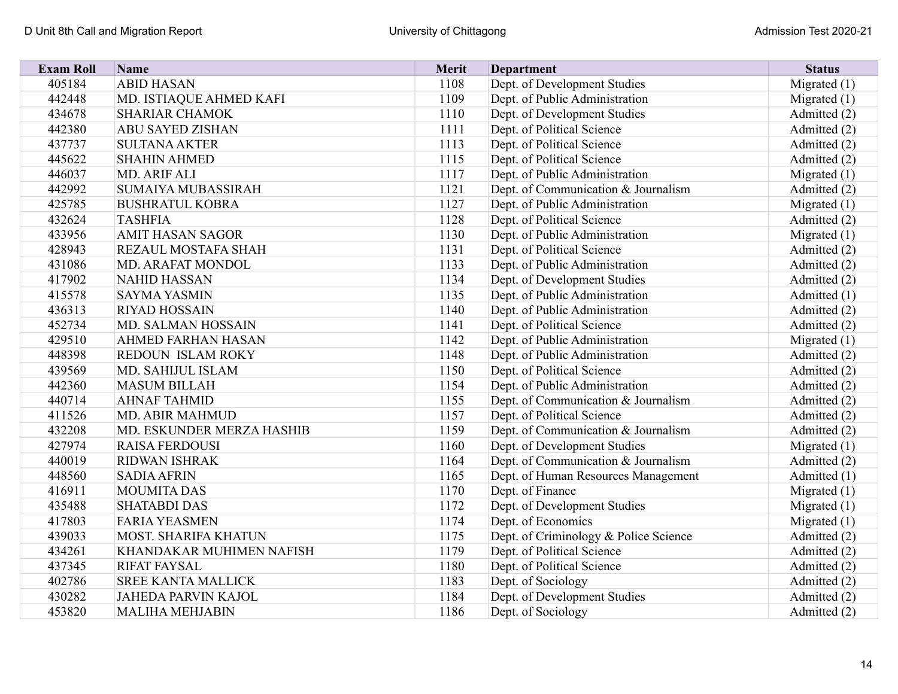| Exam Roll | Name | Merit | Department | Status |
|---|---|---|---|---|
| 405184 | ABID HASAN | 1108 | Dept. of Development Studies | Migrated (1) |
| 442448 | MD. ISTIAQUE AHMED KAFI | 1109 | Dept. of Public Administration | Migrated (1) |
| 434678 | SHARIAR CHAMOK | 1110 | Dept. of Development Studies | Admitted (2) |
| 442380 | ABU SAYED ZISHAN | 1111 | Dept. of Political Science | Admitted (2) |
| 437737 | SULTANA AKTER | 1113 | Dept. of Political Science | Admitted (2) |
| 445622 | SHAHIN AHMED | 1115 | Dept. of Political Science | Admitted (2) |
| 446037 | MD. ARIF ALI | 1117 | Dept. of Public Administration | Migrated (1) |
| 442992 | SUMAIYA MUBASSIRAH | 1121 | Dept. of Communication & Journalism | Admitted (2) |
| 425785 | BUSHRATUL KOBRA | 1127 | Dept. of Public Administration | Migrated (1) |
| 432624 | TASHFIA | 1128 | Dept. of Political Science | Admitted (2) |
| 433956 | AMIT HASAN SAGOR | 1130 | Dept. of Public Administration | Migrated (1) |
| 428943 | REZAUL MOSTAFA SHAH | 1131 | Dept. of Political Science | Admitted (2) |
| 431086 | MD. ARAFAT MONDOL | 1133 | Dept. of Public Administration | Admitted (2) |
| 417902 | NAHID HASSAN | 1134 | Dept. of Development Studies | Admitted (2) |
| 415578 | SAYMA YASMIN | 1135 | Dept. of Public Administration | Admitted (1) |
| 436313 | RIYAD HOSSAIN | 1140 | Dept. of Public Administration | Admitted (2) |
| 452734 | MD. SALMAN HOSSAIN | 1141 | Dept. of Political Science | Admitted (2) |
| 429510 | AHMED FARHAN HASAN | 1142 | Dept. of Public Administration | Migrated (1) |
| 448398 | REDOUN ISLAM ROKY | 1148 | Dept. of Public Administration | Admitted (2) |
| 439569 | MD. SAHIJUL ISLAM | 1150 | Dept. of Political Science | Admitted (2) |
| 442360 | MASUM BILLAH | 1154 | Dept. of Public Administration | Admitted (2) |
| 440714 | AHNAF TAHMID | 1155 | Dept. of Communication & Journalism | Admitted (2) |
| 411526 | MD. ABIR MAHMUD | 1157 | Dept. of Political Science | Admitted (2) |
| 432208 | MD. ESKUNDER MERZA HASHIB | 1159 | Dept. of Communication & Journalism | Admitted (2) |
| 427974 | RAISA FERDOUSI | 1160 | Dept. of Development Studies | Migrated (1) |
| 440019 | RIDWAN ISHRAK | 1164 | Dept. of Communication & Journalism | Admitted (2) |
| 448560 | SADIA AFRIN | 1165 | Dept. of Human Resources Management | Admitted (1) |
| 416911 | MOUMITA DAS | 1170 | Dept. of Finance | Migrated (1) |
| 435488 | SHATABDI DAS | 1172 | Dept. of Development Studies | Migrated (1) |
| 417803 | FARIA YEASMEN | 1174 | Dept. of Economics | Migrated (1) |
| 439033 | MOST. SHARIFA KHATUN | 1175 | Dept. of Criminology & Police Science | Admitted (2) |
| 434261 | KHANDAKAR MUHIMEN NAFISH | 1179 | Dept. of Political Science | Admitted (2) |
| 437345 | RIFAT FAYSAL | 1180 | Dept. of Political Science | Admitted (2) |
| 402786 | SREE KANTA MALLICK | 1183 | Dept. of Sociology | Admitted (2) |
| 430282 | JAHEDA PARVIN KAJOL | 1184 | Dept. of Development Studies | Admitted (2) |
| 453820 | MALIHA MEHJABIN | 1186 | Dept. of Sociology | Admitted (2) |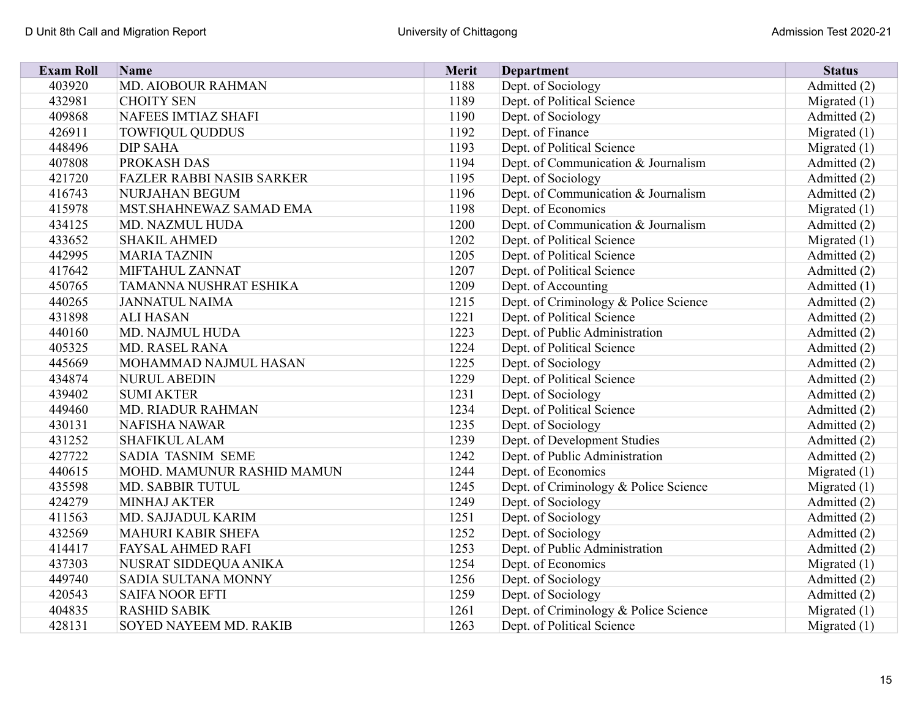| Exam Roll | Name | Merit | Department | Status |
|---|---|---|---|---|
| 403920 | MD. AIOBOUR RAHMAN | 1188 | Dept. of Sociology | Admitted (2) |
| 432981 | CHOITY SEN | 1189 | Dept. of Political Science | Migrated (1) |
| 409868 | NAFEES IMTIAZ SHAFI | 1190 | Dept. of Sociology | Admitted (2) |
| 426911 | TOWFIQUL QUDDUS | 1192 | Dept. of Finance | Migrated (1) |
| 448496 | DIP SAHA | 1193 | Dept. of Political Science | Migrated (1) |
| 407808 | PROKASH DAS | 1194 | Dept. of Communication & Journalism | Admitted (2) |
| 421720 | FAZLER RABBI NASIB SARKER | 1195 | Dept. of Sociology | Admitted (2) |
| 416743 | NURJAHAN BEGUM | 1196 | Dept. of Communication & Journalism | Admitted (2) |
| 415978 | MST.SHAHNEWAZ SAMAD EMA | 1198 | Dept. of Economics | Migrated (1) |
| 434125 | MD. NAZMUL HUDA | 1200 | Dept. of Communication & Journalism | Admitted (2) |
| 433652 | SHAKIL AHMED | 1202 | Dept. of Political Science | Migrated (1) |
| 442995 | MARIA TAZNIN | 1205 | Dept. of Political Science | Admitted (2) |
| 417642 | MIFTAHUL ZANNAT | 1207 | Dept. of Political Science | Admitted (2) |
| 450765 | TAMANNA NUSHRAT ESHIKA | 1209 | Dept. of Accounting | Admitted (1) |
| 440265 | JANNATUL NAIMA | 1215 | Dept. of Criminology & Police Science | Admitted (2) |
| 431898 | ALI HASAN | 1221 | Dept. of Political Science | Admitted (2) |
| 440160 | MD. NAJMUL HUDA | 1223 | Dept. of Public Administration | Admitted (2) |
| 405325 | MD. RASEL RANA | 1224 | Dept. of Political Science | Admitted (2) |
| 445669 | MOHAMMAD NAJMUL HASAN | 1225 | Dept. of Sociology | Admitted (2) |
| 434874 | NURUL ABEDIN | 1229 | Dept. of Political Science | Admitted (2) |
| 439402 | SUMI AKTER | 1231 | Dept. of Sociology | Admitted (2) |
| 449460 | MD. RIADUR RAHMAN | 1234 | Dept. of Political Science | Admitted (2) |
| 430131 | NAFISHA NAWAR | 1235 | Dept. of Sociology | Admitted (2) |
| 431252 | SHAFIKUL ALAM | 1239 | Dept. of Development Studies | Admitted (2) |
| 427722 | SADIA  TASNIM  SEME | 1242 | Dept. of Public Administration | Admitted (2) |
| 440615 | MOHD. MAMUNUR RASHID MAMUN | 1244 | Dept. of Economics | Migrated (1) |
| 435598 | MD. SABBIR TUTUL | 1245 | Dept. of Criminology & Police Science | Migrated (1) |
| 424279 | MINHAJ AKTER | 1249 | Dept. of Sociology | Admitted (2) |
| 411563 | MD. SAJJADUL KARIM | 1251 | Dept. of Sociology | Admitted (2) |
| 432569 | MAHURI KABIR SHEFA | 1252 | Dept. of Sociology | Admitted (2) |
| 414417 | FAYSAL AHMED RAFI | 1253 | Dept. of Public Administration | Admitted (2) |
| 437303 | NUSRAT SIDDEQUA ANIKA | 1254 | Dept. of Economics | Migrated (1) |
| 449740 | SADIA SULTANA MONNY | 1256 | Dept. of Sociology | Admitted (2) |
| 420543 | SAIFA NOOR EFTI | 1259 | Dept. of Sociology | Admitted (2) |
| 404835 | RASHID SABIK | 1261 | Dept. of Criminology & Police Science | Migrated (1) |
| 428131 | SOYED NAYEEM MD. RAKIB | 1263 | Dept. of Political Science | Migrated (1) |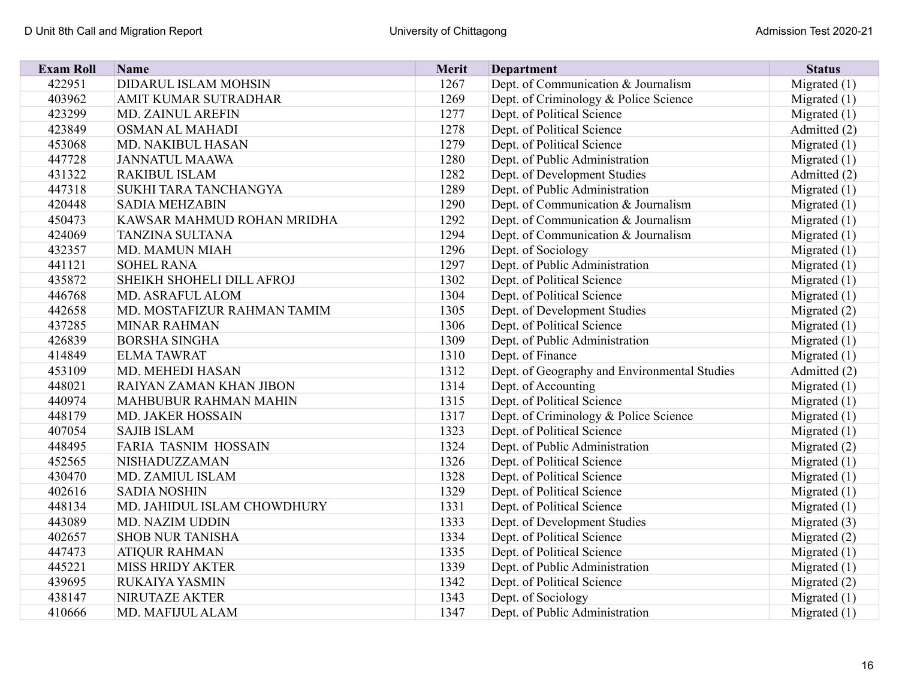| Exam Roll | Name | Merit | Department | Status |
|---|---|---|---|---|
| 422951 | DIDARUL ISLAM MOHSIN | 1267 | Dept. of Communication & Journalism | Migrated (1) |
| 403962 | AMIT KUMAR SUTRADHAR | 1269 | Dept. of Criminology & Police Science | Migrated (1) |
| 423299 | MD. ZAINUL AREFIN | 1277 | Dept. of Political Science | Migrated (1) |
| 423849 | OSMAN AL MAHADI | 1278 | Dept. of Political Science | Admitted (2) |
| 453068 | MD. NAKIBUL HASAN | 1279 | Dept. of Political Science | Migrated (1) |
| 447728 | JANNATUL MAAWA | 1280 | Dept. of Public Administration | Migrated (1) |
| 431322 | RAKIBUL ISLAM | 1282 | Dept. of Development Studies | Admitted (2) |
| 447318 | SUKHI TARA TANCHANGYA | 1289 | Dept. of Public Administration | Migrated (1) |
| 420448 | SADIA MEHZABIN | 1290 | Dept. of Communication & Journalism | Migrated (1) |
| 450473 | KAWSAR MAHMUD ROHAN MRIDHA | 1292 | Dept. of Communication & Journalism | Migrated (1) |
| 424069 | TANZINA SULTANA | 1294 | Dept. of Communication & Journalism | Migrated (1) |
| 432357 | MD. MAMUN MIAH | 1296 | Dept. of Sociology | Migrated (1) |
| 441121 | SOHEL RANA | 1297 | Dept. of Public Administration | Migrated (1) |
| 435872 | SHEIKH SHOHELI DILL AFROJ | 1302 | Dept. of Political Science | Migrated (1) |
| 446768 | MD. ASRAFUL ALOM | 1304 | Dept. of Political Science | Migrated (1) |
| 442658 | MD. MOSTAFIZUR RAHMAN TAMIM | 1305 | Dept. of Development Studies | Migrated (2) |
| 437285 | MINAR RAHMAN | 1306 | Dept. of Political Science | Migrated (1) |
| 426839 | BORSHA SINGHA | 1309 | Dept. of Public Administration | Migrated (1) |
| 414849 | ELMA TAWRAT | 1310 | Dept. of Finance | Migrated (1) |
| 453109 | MD. MEHEDI HASAN | 1312 | Dept. of Geography and Environmental Studies | Admitted (2) |
| 448021 | RAIYAN ZAMAN KHAN JIBON | 1314 | Dept. of Accounting | Migrated (1) |
| 440974 | MAHBUBUR RAHMAN MAHIN | 1315 | Dept. of Political Science | Migrated (1) |
| 448179 | MD. JAKER HOSSAIN | 1317 | Dept. of Criminology & Police Science | Migrated (1) |
| 407054 | SAJIB ISLAM | 1323 | Dept. of Political Science | Migrated (1) |
| 448495 | FARIA TASNIM HOSSAIN | 1324 | Dept. of Public Administration | Migrated (2) |
| 452565 | NISHADUZZAMAN | 1326 | Dept. of Political Science | Migrated (1) |
| 430470 | MD. ZAMIUL ISLAM | 1328 | Dept. of Political Science | Migrated (1) |
| 402616 | SADIA NOSHIN | 1329 | Dept. of Political Science | Migrated (1) |
| 448134 | MD. JAHIDUL ISLAM CHOWDHURY | 1331 | Dept. of Political Science | Migrated (1) |
| 443089 | MD. NAZIM UDDIN | 1333 | Dept. of Development Studies | Migrated (3) |
| 402657 | SHOB NUR TANISHA | 1334 | Dept. of Political Science | Migrated (2) |
| 447473 | ATIQUR RAHMAN | 1335 | Dept. of Political Science | Migrated (1) |
| 445221 | MISS HRIDY AKTER | 1339 | Dept. of Public Administration | Migrated (1) |
| 439695 | RUKAIYA YASMIN | 1342 | Dept. of Political Science | Migrated (2) |
| 438147 | NIRUTAZE AKTER | 1343 | Dept. of Sociology | Migrated (1) |
| 410666 | MD. MAFIJUL ALAM | 1347 | Dept. of Public Administration | Migrated (1) |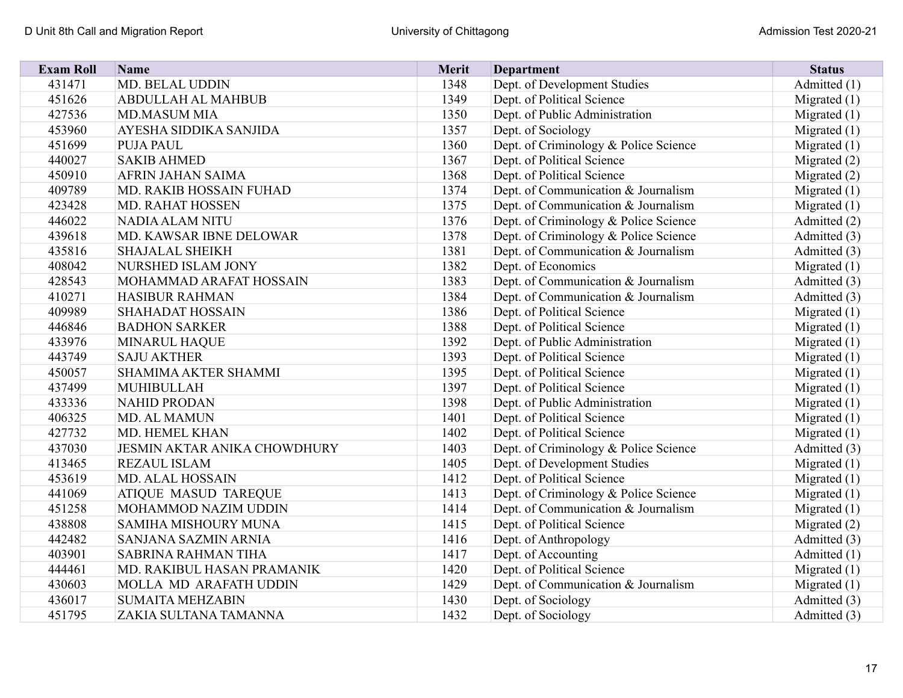| Exam Roll | Name | Merit | Department | Status |
|---|---|---|---|---|
| 431471 | MD. BELAL UDDIN | 1348 | Dept. of Development Studies | Admitted (1) |
| 451626 | ABDULLAH AL MAHBUB | 1349 | Dept. of Political Science | Migrated (1) |
| 427536 | MD.MASUM MIA | 1350 | Dept. of Public Administration | Migrated (1) |
| 453960 | AYESHA SIDDIKA SANJIDA | 1357 | Dept. of Sociology | Migrated (1) |
| 451699 | PUJA PAUL | 1360 | Dept. of Criminology & Police Science | Migrated (1) |
| 440027 | SAKIB AHMED | 1367 | Dept. of Political Science | Migrated (2) |
| 450910 | AFRIN JAHAN SAIMA | 1368 | Dept. of Political Science | Migrated (2) |
| 409789 | MD. RAKIB HOSSAIN FUHAD | 1374 | Dept. of Communication & Journalism | Migrated (1) |
| 423428 | MD. RAHAT HOSSEN | 1375 | Dept. of Communication & Journalism | Migrated (1) |
| 446022 | NADIA ALAM NITU | 1376 | Dept. of Criminology & Police Science | Admitted (2) |
| 439618 | MD. KAWSAR IBNE DELOWAR | 1378 | Dept. of Criminology & Police Science | Admitted (3) |
| 435816 | SHAJALAL SHEIKH | 1381 | Dept. of Communication & Journalism | Admitted (3) |
| 408042 | NURSHED ISLAM JONY | 1382 | Dept. of Economics | Migrated (1) |
| 428543 | MOHAMMAD ARAFAT HOSSAIN | 1383 | Dept. of Communication & Journalism | Admitted (3) |
| 410271 | HASIBUR RAHMAN | 1384 | Dept. of Communication & Journalism | Admitted (3) |
| 409989 | SHAHADAT HOSSAIN | 1386 | Dept. of Political Science | Migrated (1) |
| 446846 | BADHON SARKER | 1388 | Dept. of Political Science | Migrated (1) |
| 433976 | MINARUL HAQUE | 1392 | Dept. of Public Administration | Migrated (1) |
| 443749 | SAJU AKTHER | 1393 | Dept. of Political Science | Migrated (1) |
| 450057 | SHAMIMA AKTER SHAMMI | 1395 | Dept. of Political Science | Migrated (1) |
| 437499 | MUHIBULLAH | 1397 | Dept. of Political Science | Migrated (1) |
| 433336 | NAHID PRODAN | 1398 | Dept. of Public Administration | Migrated (1) |
| 406325 | MD. AL MAMUN | 1401 | Dept. of Political Science | Migrated (1) |
| 427732 | MD. HEMEL KHAN | 1402 | Dept. of Political Science | Migrated (1) |
| 437030 | JESMIN AKTAR ANIKA CHOWDHURY | 1403 | Dept. of Criminology & Police Science | Admitted (3) |
| 413465 | REZAUL ISLAM | 1405 | Dept. of Development Studies | Migrated (1) |
| 453619 | MD. ALAL HOSSAIN | 1412 | Dept. of Political Science | Migrated (1) |
| 441069 | ATIQUE MASUD TAREQUE | 1413 | Dept. of Criminology & Police Science | Migrated (1) |
| 451258 | MOHAMMOD NAZIM UDDIN | 1414 | Dept. of Communication & Journalism | Migrated (1) |
| 438808 | SAMIHA MISHOURY MUNA | 1415 | Dept. of Political Science | Migrated (2) |
| 442482 | SANJANA SAZMIN ARNIA | 1416 | Dept. of Anthropology | Admitted (3) |
| 403901 | SABRINA RAHMAN TIHA | 1417 | Dept. of Accounting | Admitted (1) |
| 444461 | MD. RAKIBUL HASAN PRAMANIK | 1420 | Dept. of Political Science | Migrated (1) |
| 430603 | MOLLA MD ARAFATH UDDIN | 1429 | Dept. of Communication & Journalism | Migrated (1) |
| 436017 | SUMAITA MEHZABIN | 1430 | Dept. of Sociology | Admitted (3) |
| 451795 | ZAKIA SULTANA TAMANNA | 1432 | Dept. of Sociology | Admitted (3) |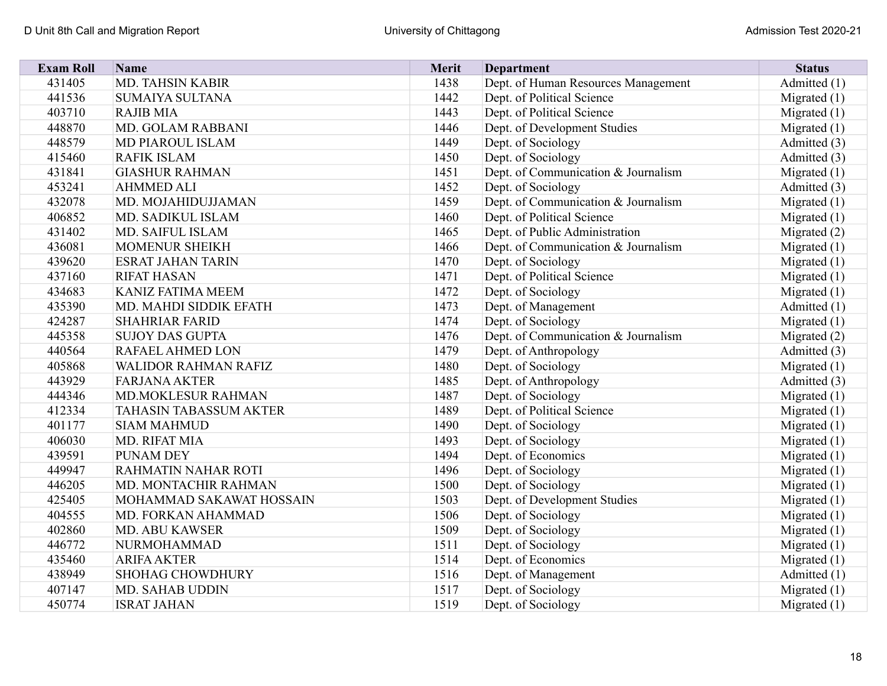| Exam Roll | Name | Merit | Department | Status |
|---|---|---|---|---|
| 431405 | MD. TAHSIN KABIR | 1438 | Dept. of Human Resources Management | Admitted (1) |
| 441536 | SUMAIYA SULTANA | 1442 | Dept. of Political Science | Migrated (1) |
| 403710 | RAJIB MIA | 1443 | Dept. of Political Science | Migrated (1) |
| 448870 | MD. GOLAM RABBANI | 1446 | Dept. of Development Studies | Migrated (1) |
| 448579 | MD PIAROUL ISLAM | 1449 | Dept. of Sociology | Admitted (3) |
| 415460 | RAFIK ISLAM | 1450 | Dept. of Sociology | Admitted (3) |
| 431841 | GIASHUR RAHMAN | 1451 | Dept. of Communication & Journalism | Migrated (1) |
| 453241 | AHMMED ALI | 1452 | Dept. of Sociology | Admitted (3) |
| 432078 | MD. MOJAHIDUJJAMAN | 1459 | Dept. of Communication & Journalism | Migrated (1) |
| 406852 | MD. SADIKUL ISLAM | 1460 | Dept. of Political Science | Migrated (1) |
| 431402 | MD. SAIFUL ISLAM | 1465 | Dept. of Public Administration | Migrated (2) |
| 436081 | MOMENUR SHEIKH | 1466 | Dept. of Communication & Journalism | Migrated (1) |
| 439620 | ESRAT JAHAN TARIN | 1470 | Dept. of Sociology | Migrated (1) |
| 437160 | RIFAT HASAN | 1471 | Dept. of Political Science | Migrated (1) |
| 434683 | KANIZ FATIMA MEEM | 1472 | Dept. of Sociology | Migrated (1) |
| 435390 | MD. MAHDI SIDDIK EFATH | 1473 | Dept. of Management | Admitted (1) |
| 424287 | SHAHRIAR FARID | 1474 | Dept. of Sociology | Migrated (1) |
| 445358 | SUJOY DAS GUPTA | 1476 | Dept. of Communication & Journalism | Migrated (2) |
| 440564 | RAFAEL AHMED LON | 1479 | Dept. of Anthropology | Admitted (3) |
| 405868 | WALIDOR RAHMAN RAFIZ | 1480 | Dept. of Sociology | Migrated (1) |
| 443929 | FARJANA AKTER | 1485 | Dept. of Anthropology | Admitted (3) |
| 444346 | MD.MOKLESUR RAHMAN | 1487 | Dept. of Sociology | Migrated (1) |
| 412334 | TAHASIN TABASSUM AKTER | 1489 | Dept. of Political Science | Migrated (1) |
| 401177 | SIAM MAHMUD | 1490 | Dept. of Sociology | Migrated (1) |
| 406030 | MD. RIFAT MIA | 1493 | Dept. of Sociology | Migrated (1) |
| 439591 | PUNAM DEY | 1494 | Dept. of Economics | Migrated (1) |
| 449947 | RAHMATIN NAHAR ROTI | 1496 | Dept. of Sociology | Migrated (1) |
| 446205 | MD. MONTACHIR RAHMAN | 1500 | Dept. of Sociology | Migrated (1) |
| 425405 | MOHAMMAD SAKAWAT HOSSAIN | 1503 | Dept. of Development Studies | Migrated (1) |
| 404555 | MD. FORKAN AHAMMAD | 1506 | Dept. of Sociology | Migrated (1) |
| 402860 | MD. ABU KAWSER | 1509 | Dept. of Sociology | Migrated (1) |
| 446772 | NURMOHAMMAD | 1511 | Dept. of Sociology | Migrated (1) |
| 435460 | ARIFA AKTER | 1514 | Dept. of Economics | Migrated (1) |
| 438949 | SHOHAG CHOWDHURY | 1516 | Dept. of Management | Admitted (1) |
| 407147 | MD. SAHAB UDDIN | 1517 | Dept. of Sociology | Migrated (1) |
| 450774 | ISRAT JAHAN | 1519 | Dept. of Sociology | Migrated (1) |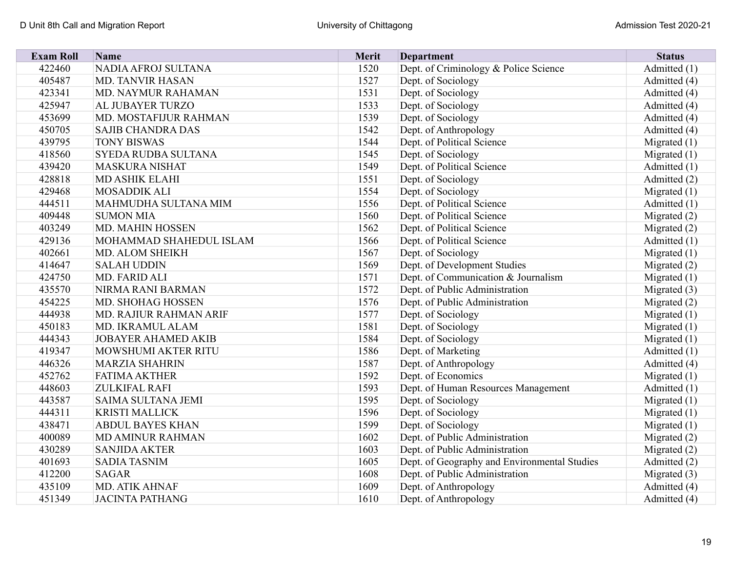| Exam Roll | Name | Merit | Department | Status |
|---|---|---|---|---|
| 422460 | NADIA AFROJ SULTANA | 1520 | Dept. of Criminology & Police Science | Admitted (1) |
| 405487 | MD. TANVIR HASAN | 1527 | Dept. of Sociology | Admitted (4) |
| 423341 | MD. NAYMUR RAHAMAN | 1531 | Dept. of Sociology | Admitted (4) |
| 425947 | AL JUBAYER TURZO | 1533 | Dept. of Sociology | Admitted (4) |
| 453699 | MD. MOSTAFIJUR RAHMAN | 1539 | Dept. of Sociology | Admitted (4) |
| 450705 | SAJIB CHANDRA DAS | 1542 | Dept. of Anthropology | Admitted (4) |
| 439795 | TONY BISWAS | 1544 | Dept. of Political Science | Migrated (1) |
| 418560 | SYEDA RUDBA SULTANA | 1545 | Dept. of Sociology | Migrated (1) |
| 439420 | MASKURA NISHAT | 1549 | Dept. of Political Science | Admitted (1) |
| 428818 | MD ASHIK ELAHI | 1551 | Dept. of Sociology | Admitted (2) |
| 429468 | MOSADDIK ALI | 1554 | Dept. of Sociology | Migrated (1) |
| 444511 | MAHMUDHA SULTANA MIM | 1556 | Dept. of Political Science | Admitted (1) |
| 409448 | SUMON MIA | 1560 | Dept. of Political Science | Migrated (2) |
| 403249 | MD. MAHIN HOSSEN | 1562 | Dept. of Political Science | Migrated (2) |
| 429136 | MOHAMMAD SHAHEDUL ISLAM | 1566 | Dept. of Political Science | Admitted (1) |
| 402661 | MD. ALOM SHEIKH | 1567 | Dept. of Sociology | Migrated (1) |
| 414647 | SALAH UDDIN | 1569 | Dept. of Development Studies | Migrated (2) |
| 424750 | MD. FARID ALI | 1571 | Dept. of Communication & Journalism | Migrated (1) |
| 435570 | NIRMA RANI BARMAN | 1572 | Dept. of Public Administration | Migrated (3) |
| 454225 | MD. SHOHAG HOSSEN | 1576 | Dept. of Public Administration | Migrated (2) |
| 444938 | MD. RAJIUR RAHMAN ARIF | 1577 | Dept. of Sociology | Migrated (1) |
| 450183 | MD. IKRAMUL ALAM | 1581 | Dept. of Sociology | Migrated (1) |
| 444343 | JOBAYER AHAMED AKIB | 1584 | Dept. of Sociology | Migrated (1) |
| 419347 | MOWSHUMI AKTER RITU | 1586 | Dept. of Marketing | Admitted (1) |
| 446326 | MARZIA SHAHRIN | 1587 | Dept. of Anthropology | Admitted (4) |
| 452762 | FATIMA AKTHER | 1592 | Dept. of Economics | Migrated (1) |
| 448603 | ZULKIFAL RAFI | 1593 | Dept. of Human Resources Management | Admitted (1) |
| 443587 | SAIMA SULTANA JEMI | 1595 | Dept. of Sociology | Migrated (1) |
| 444311 | KRISTI MALLICK | 1596 | Dept. of Sociology | Migrated (1) |
| 438471 | ABDUL BAYES KHAN | 1599 | Dept. of Sociology | Migrated (1) |
| 400089 | MD AMINUR RAHMAN | 1602 | Dept. of Public Administration | Migrated (2) |
| 430289 | SANJIDA AKTER | 1603 | Dept. of Public Administration | Migrated (2) |
| 401693 | SADIA TASNIM | 1605 | Dept. of Geography and Environmental Studies | Admitted (2) |
| 412200 | SAGAR | 1608 | Dept. of Public Administration | Migrated (3) |
| 435109 | MD. ATIK AHNAF | 1609 | Dept. of Anthropology | Admitted (4) |
| 451349 | JACINTA PATHANG | 1610 | Dept. of Anthropology | Admitted (4) |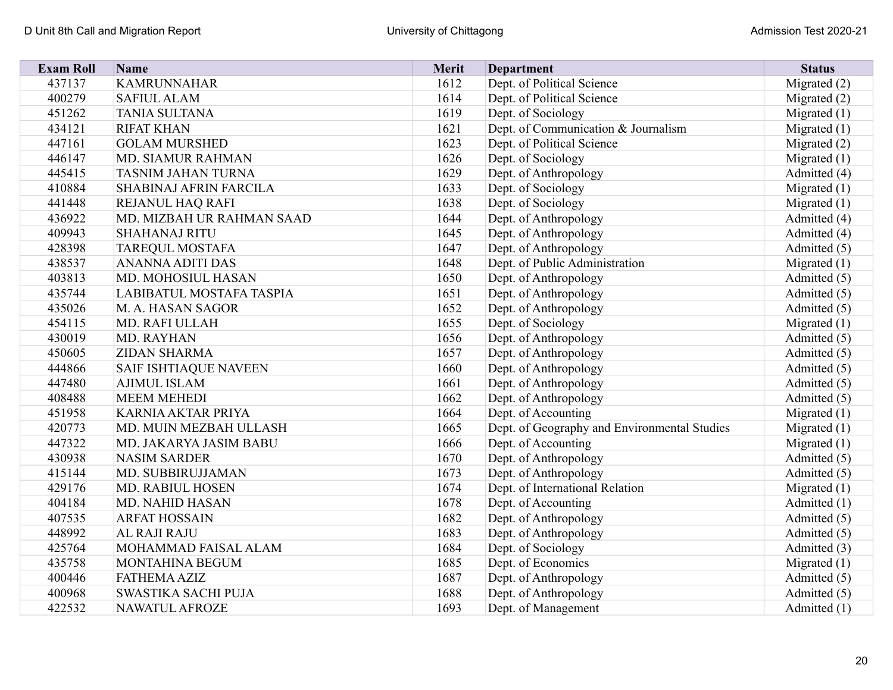| Exam Roll | Name | Merit | Department | Status |
|---|---|---|---|---|
| 437137 | KAMRUNNAHAR | 1612 | Dept. of Political Science | Migrated (2) |
| 400279 | SAFIUL ALAM | 1614 | Dept. of Political Science | Migrated (2) |
| 451262 | TANIA SULTANA | 1619 | Dept. of Sociology | Migrated (1) |
| 434121 | RIFAT KHAN | 1621 | Dept. of Communication & Journalism | Migrated (1) |
| 447161 | GOLAM MURSHED | 1623 | Dept. of Political Science | Migrated (2) |
| 446147 | MD. SIAMUR RAHMAN | 1626 | Dept. of Sociology | Migrated (1) |
| 445415 | TASNIM JAHAN TURNA | 1629 | Dept. of Anthropology | Admitted (4) |
| 410884 | SHABINAJ AFRIN FARCILA | 1633 | Dept. of Sociology | Migrated (1) |
| 441448 | REJANUL HAQ RAFI | 1638 | Dept. of Sociology | Migrated (1) |
| 436922 | MD. MIZBAH UR RAHMAN SAAD | 1644 | Dept. of Anthropology | Admitted (4) |
| 409943 | SHAHANAJ RITU | 1645 | Dept. of Anthropology | Admitted (4) |
| 428398 | TAREQUL MOSTAFA | 1647 | Dept. of Anthropology | Admitted (5) |
| 438537 | ANANNA ADITI DAS | 1648 | Dept. of Public Administration | Migrated (1) |
| 403813 | MD. MOHOSIUL HASAN | 1650 | Dept. of Anthropology | Admitted (5) |
| 435744 | LABIBATUL MOSTAFA TASPIA | 1651 | Dept. of Anthropology | Admitted (5) |
| 435026 | M. A. HASAN SAGOR | 1652 | Dept. of Anthropology | Admitted (5) |
| 454115 | MD. RAFI ULLAH | 1655 | Dept. of Sociology | Migrated (1) |
| 430019 | MD. RAYHAN | 1656 | Dept. of Anthropology | Admitted (5) |
| 450605 | ZIDAN SHARMA | 1657 | Dept. of Anthropology | Admitted (5) |
| 444866 | SAIF ISHTIAQUE NAVEEN | 1660 | Dept. of Anthropology | Admitted (5) |
| 447480 | AJIMUL ISLAM | 1661 | Dept. of Anthropology | Admitted (5) |
| 408488 | MEEM MEHEDI | 1662 | Dept. of Anthropology | Admitted (5) |
| 451958 | KARNIA AKTAR PRIYA | 1664 | Dept. of Accounting | Migrated (1) |
| 420773 | MD. MUIN MEZBAH ULLASH | 1665 | Dept. of Geography and Environmental Studies | Migrated (1) |
| 447322 | MD. JAKARYA JASIM BABU | 1666 | Dept. of Accounting | Migrated (1) |
| 430938 | NASIM SARDER | 1670 | Dept. of Anthropology | Admitted (5) |
| 415144 | MD. SUBBIRUJJAMAN | 1673 | Dept. of Anthropology | Admitted (5) |
| 429176 | MD. RABIUL HOSEN | 1674 | Dept. of International Relation | Migrated (1) |
| 404184 | MD. NAHID HASAN | 1678 | Dept. of Accounting | Admitted (1) |
| 407535 | ARFAT HOSSAIN | 1682 | Dept. of Anthropology | Admitted (5) |
| 448992 | AL RAJI RAJU | 1683 | Dept. of Anthropology | Admitted (5) |
| 425764 | MOHAMMAD FAISAL ALAM | 1684 | Dept. of Sociology | Admitted (3) |
| 435758 | MONTAHINA BEGUM | 1685 | Dept. of Economics | Migrated (1) |
| 400446 | FATHEMA AZIZ | 1687 | Dept. of Anthropology | Admitted (5) |
| 400968 | SWASTIKA SACHI PUJA | 1688 | Dept. of Anthropology | Admitted (5) |
| 422532 | NAWATUL AFROZE | 1693 | Dept. of Management | Admitted (1) |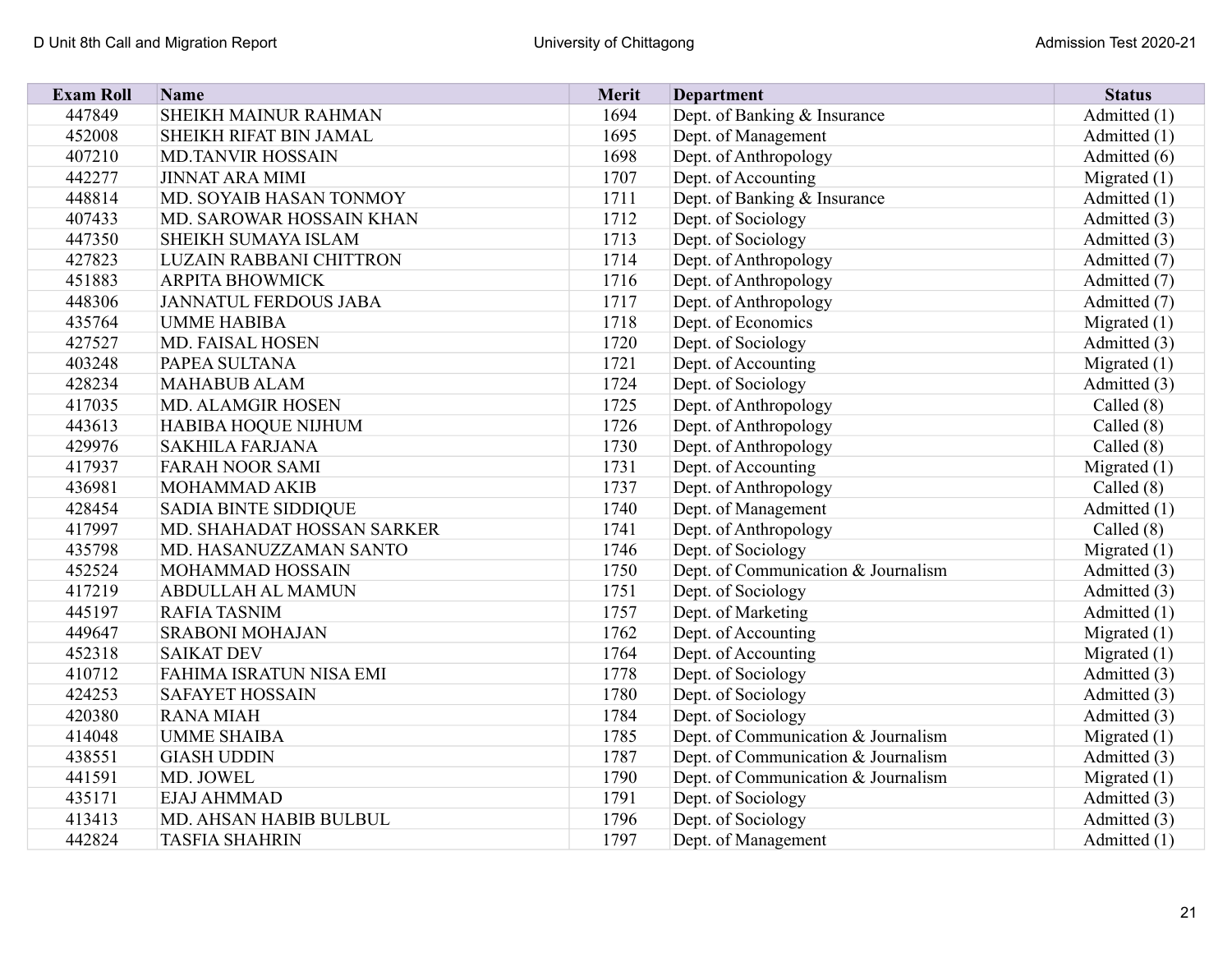| Exam Roll | Name | Merit | Department | Status |
|---|---|---|---|---|
| 447849 | SHEIKH MAINUR RAHMAN | 1694 | Dept. of Banking & Insurance | Admitted (1) |
| 452008 | SHEIKH RIFAT BIN JAMAL | 1695 | Dept. of Management | Admitted (1) |
| 407210 | MD.TANVIR HOSSAIN | 1698 | Dept. of Anthropology | Admitted (6) |
| 442277 | JINNAT ARA MIMI | 1707 | Dept. of Accounting | Migrated (1) |
| 448814 | MD. SOYAIB HASAN TONMOY | 1711 | Dept. of Banking & Insurance | Admitted (1) |
| 407433 | MD. SAROWAR HOSSAIN KHAN | 1712 | Dept. of Sociology | Admitted (3) |
| 447350 | SHEIKH SUMAYA ISLAM | 1713 | Dept. of Sociology | Admitted (3) |
| 427823 | LUZAIN RABBANI CHITTRON | 1714 | Dept. of Anthropology | Admitted (7) |
| 451883 | ARPITA BHOWMICK | 1716 | Dept. of Anthropology | Admitted (7) |
| 448306 | JANNATUL FERDOUS JABA | 1717 | Dept. of Anthropology | Admitted (7) |
| 435764 | UMME HABIBA | 1718 | Dept. of Economics | Migrated (1) |
| 427527 | MD. FAISAL HOSEN | 1720 | Dept. of Sociology | Admitted (3) |
| 403248 | PAPEA SULTANA | 1721 | Dept. of Accounting | Migrated (1) |
| 428234 | MAHABUB ALAM | 1724 | Dept. of Sociology | Admitted (3) |
| 417035 | MD. ALAMGIR HOSEN | 1725 | Dept. of Anthropology | Called (8) |
| 443613 | HABIBA HOQUE NIJHUM | 1726 | Dept. of Anthropology | Called (8) |
| 429976 | SAKHILA FARJANA | 1730 | Dept. of Anthropology | Called (8) |
| 417937 | FARAH NOOR SAMI | 1731 | Dept. of Accounting | Migrated (1) |
| 436981 | MOHAMMAD AKIB | 1737 | Dept. of Anthropology | Called (8) |
| 428454 | SADIA BINTE SIDDIQUE | 1740 | Dept. of Management | Admitted (1) |
| 417997 | MD. SHAHADAT HOSSAN SARKER | 1741 | Dept. of Anthropology | Called (8) |
| 435798 | MD. HASANUZZAMAN SANTO | 1746 | Dept. of Sociology | Migrated (1) |
| 452524 | MOHAMMAD HOSSAIN | 1750 | Dept. of Communication & Journalism | Admitted (3) |
| 417219 | ABDULLAH AL MAMUN | 1751 | Dept. of Sociology | Admitted (3) |
| 445197 | RAFIA TASNIM | 1757 | Dept. of Marketing | Admitted (1) |
| 449647 | SRABONI MOHAJAN | 1762 | Dept. of Accounting | Migrated (1) |
| 452318 | SAIKAT DEV | 1764 | Dept. of Accounting | Migrated (1) |
| 410712 | FAHIMA ISRATUN NISA EMI | 1778 | Dept. of Sociology | Admitted (3) |
| 424253 | SAFAYET HOSSAIN | 1780 | Dept. of Sociology | Admitted (3) |
| 420380 | RANA MIAH | 1784 | Dept. of Sociology | Admitted (3) |
| 414048 | UMME SHAIBA | 1785 | Dept. of Communication & Journalism | Migrated (1) |
| 438551 | GIASH UDDIN | 1787 | Dept. of Communication & Journalism | Admitted (3) |
| 441591 | MD. JOWEL | 1790 | Dept. of Communication & Journalism | Migrated (1) |
| 435171 | EJAJ AHMMAD | 1791 | Dept. of Sociology | Admitted (3) |
| 413413 | MD. AHSAN HABIB BULBUL | 1796 | Dept. of Sociology | Admitted (3) |
| 442824 | TASFIA SHAHRIN | 1797 | Dept. of Management | Admitted (1) |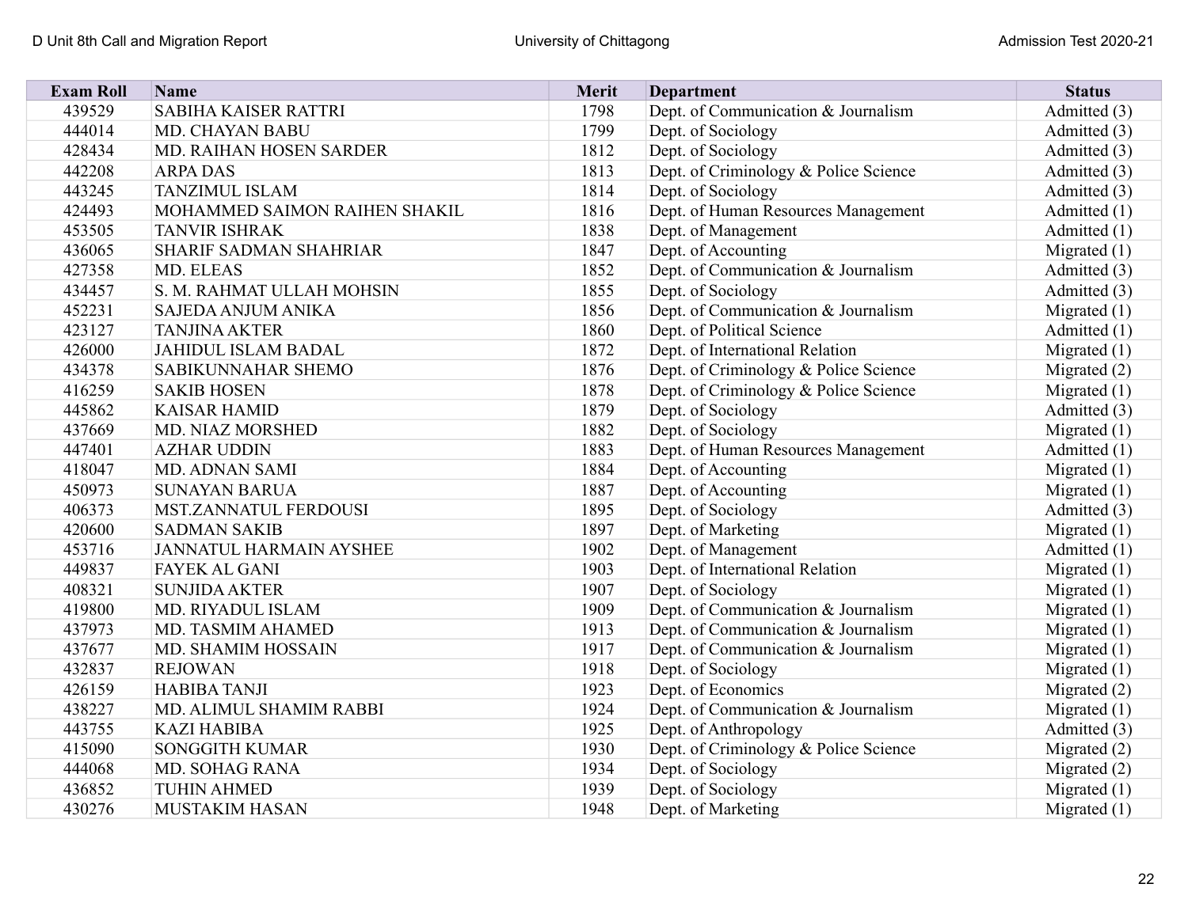| Exam Roll | Name | Merit | Department | Status |
|---|---|---|---|---|
| 439529 | SABIHA KAISER RATTRI | 1798 | Dept. of Communication & Journalism | Admitted (3) |
| 444014 | MD. CHAYAN BABU | 1799 | Dept. of Sociology | Admitted (3) |
| 428434 | MD. RAIHAN HOSEN SARDER | 1812 | Dept. of Sociology | Admitted (3) |
| 442208 | ARPA DAS | 1813 | Dept. of Criminology & Police Science | Admitted (3) |
| 443245 | TANZIMUL ISLAM | 1814 | Dept. of Sociology | Admitted (3) |
| 424493 | MOHAMMED SAIMON RAIHEN SHAKIL | 1816 | Dept. of Human Resources Management | Admitted (1) |
| 453505 | TANVIR ISHRAK | 1838 | Dept. of Management | Admitted (1) |
| 436065 | SHARIF SADMAN SHAHRIAR | 1847 | Dept. of Accounting | Migrated (1) |
| 427358 | MD. ELEAS | 1852 | Dept. of Communication & Journalism | Admitted (3) |
| 434457 | S. M. RAHMAT ULLAH MOHSIN | 1855 | Dept. of Sociology | Admitted (3) |
| 452231 | SAJEDA ANJUM ANIKA | 1856 | Dept. of Communication & Journalism | Migrated (1) |
| 423127 | TANJINA AKTER | 1860 | Dept. of Political Science | Admitted (1) |
| 426000 | JAHIDUL ISLAM BADAL | 1872 | Dept. of International Relation | Migrated (1) |
| 434378 | SABIKUNNAHAR SHEMO | 1876 | Dept. of Criminology & Police Science | Migrated (2) |
| 416259 | SAKIB HOSEN | 1878 | Dept. of Criminology & Police Science | Migrated (1) |
| 445862 | KAISAR HAMID | 1879 | Dept. of Sociology | Admitted (3) |
| 437669 | MD. NIAZ MORSHED | 1882 | Dept. of Sociology | Migrated (1) |
| 447401 | AZHAR UDDIN | 1883 | Dept. of Human Resources Management | Admitted (1) |
| 418047 | MD. ADNAN SAMI | 1884 | Dept. of Accounting | Migrated (1) |
| 450973 | SUNAYAN BARUA | 1887 | Dept. of Accounting | Migrated (1) |
| 406373 | MST.ZANNATUL FERDOUSI | 1895 | Dept. of Sociology | Admitted (3) |
| 420600 | SADMAN SAKIB | 1897 | Dept. of Marketing | Migrated (1) |
| 453716 | JANNATUL HARMAIN AYSHEE | 1902 | Dept. of Management | Admitted (1) |
| 449837 | FAYEK AL GANI | 1903 | Dept. of International Relation | Migrated (1) |
| 408321 | SUNJIDA AKTER | 1907 | Dept. of Sociology | Migrated (1) |
| 419800 | MD. RIYADUL ISLAM | 1909 | Dept. of Communication & Journalism | Migrated (1) |
| 437973 | MD. TASMIM AHAMED | 1913 | Dept. of Communication & Journalism | Migrated (1) |
| 437677 | MD. SHAMIM HOSSAIN | 1917 | Dept. of Communication & Journalism | Migrated (1) |
| 432837 | REJOWAN | 1918 | Dept. of Sociology | Migrated (1) |
| 426159 | HABIBA TANJI | 1923 | Dept. of Economics | Migrated (2) |
| 438227 | MD. ALIMUL SHAMIM RABBI | 1924 | Dept. of Communication & Journalism | Migrated (1) |
| 443755 | KAZI HABIBA | 1925 | Dept. of Anthropology | Admitted (3) |
| 415090 | SONGGITH KUMAR | 1930 | Dept. of Criminology & Police Science | Migrated (2) |
| 444068 | MD. SOHAG RANA | 1934 | Dept. of Sociology | Migrated (2) |
| 436852 | TUHIN AHMED | 1939 | Dept. of Sociology | Migrated (1) |
| 430276 | MUSTAKIM HASAN | 1948 | Dept. of Marketing | Migrated (1) |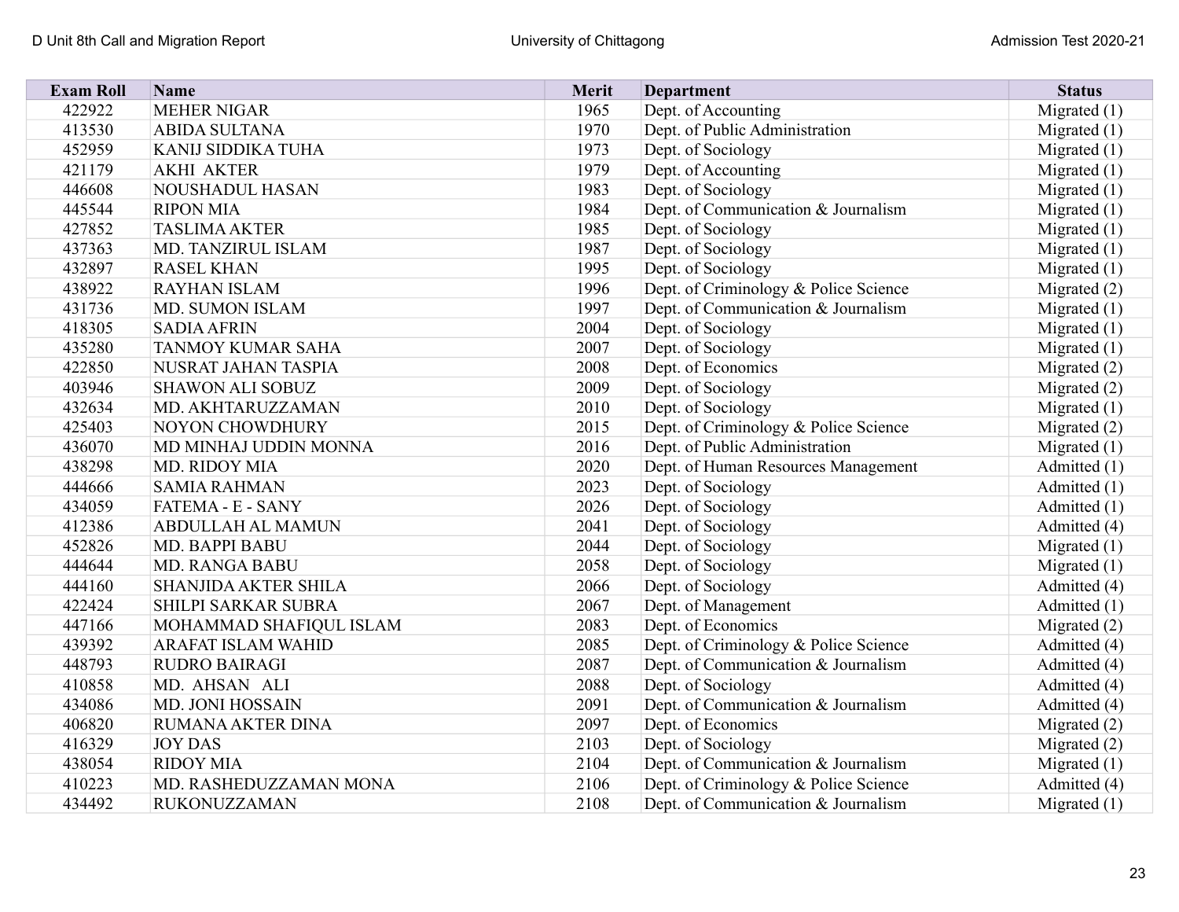| Exam Roll | Name | Merit | Department | Status |
|---|---|---|---|---|
| 422922 | MEHER NIGAR | 1965 | Dept. of Accounting | Migrated (1) |
| 413530 | ABIDA SULTANA | 1970 | Dept. of Public Administration | Migrated (1) |
| 452959 | KANIJ SIDDIKA TUHA | 1973 | Dept. of Sociology | Migrated (1) |
| 421179 | AKHI AKTER | 1979 | Dept. of Accounting | Migrated (1) |
| 446608 | NOUSHADUL HASAN | 1983 | Dept. of Sociology | Migrated (1) |
| 445544 | RIPON MIA | 1984 | Dept. of Communication & Journalism | Migrated (1) |
| 427852 | TASLIMA AKTER | 1985 | Dept. of Sociology | Migrated (1) |
| 437363 | MD. TANZIRUL ISLAM | 1987 | Dept. of Sociology | Migrated (1) |
| 432897 | RASEL KHAN | 1995 | Dept. of Sociology | Migrated (1) |
| 438922 | RAYHAN ISLAM | 1996 | Dept. of Criminology & Police Science | Migrated (2) |
| 431736 | MD. SUMON ISLAM | 1997 | Dept. of Communication & Journalism | Migrated (1) |
| 418305 | SADIA AFRIN | 2004 | Dept. of Sociology | Migrated (1) |
| 435280 | TANMOY KUMAR SAHA | 2007 | Dept. of Sociology | Migrated (1) |
| 422850 | NUSRAT JAHAN TASPIA | 2008 | Dept. of Economics | Migrated (2) |
| 403946 | SHAWON ALI SOBUZ | 2009 | Dept. of Sociology | Migrated (2) |
| 432634 | MD. AKHTARUZZAMAN | 2010 | Dept. of Sociology | Migrated (1) |
| 425403 | NOYON CHOWDHURY | 2015 | Dept. of Criminology & Police Science | Migrated (2) |
| 436070 | MD MINHAJ UDDIN MONNA | 2016 | Dept. of Public Administration | Migrated (1) |
| 438298 | MD. RIDOY MIA | 2020 | Dept. of Human Resources Management | Admitted (1) |
| 444666 | SAMIA RAHMAN | 2023 | Dept. of Sociology | Admitted (1) |
| 434059 | FATEMA - E - SANY | 2026 | Dept. of Sociology | Admitted (1) |
| 412386 | ABDULLAH AL MAMUN | 2041 | Dept. of Sociology | Admitted (4) |
| 452826 | MD. BAPPI BABU | 2044 | Dept. of Sociology | Migrated (1) |
| 444644 | MD. RANGA BABU | 2058 | Dept. of Sociology | Migrated (1) |
| 444160 | SHANJIDA AKTER SHILA | 2066 | Dept. of Sociology | Admitted (4) |
| 422424 | SHILPI SARKAR SUBRA | 2067 | Dept. of Management | Admitted (1) |
| 447166 | MOHAMMAD SHAFIQUL ISLAM | 2083 | Dept. of Economics | Migrated (2) |
| 439392 | ARAFAT ISLAM WAHID | 2085 | Dept. of Criminology & Police Science | Admitted (4) |
| 448793 | RUDRO BAIRAGI | 2087 | Dept. of Communication & Journalism | Admitted (4) |
| 410858 | MD. AHSAN ALI | 2088 | Dept. of Sociology | Admitted (4) |
| 434086 | MD. JONI HOSSAIN | 2091 | Dept. of Communication & Journalism | Admitted (4) |
| 406820 | RUMANA AKTER DINA | 2097 | Dept. of Economics | Migrated (2) |
| 416329 | JOY DAS | 2103 | Dept. of Sociology | Migrated (2) |
| 438054 | RIDOY MIA | 2104 | Dept. of Communication & Journalism | Migrated (1) |
| 410223 | MD. RASHEDUZZAMAN MONA | 2106 | Dept. of Criminology & Police Science | Admitted (4) |
| 434492 | RUKONUZZAMAN | 2108 | Dept. of Communication & Journalism | Migrated (1) |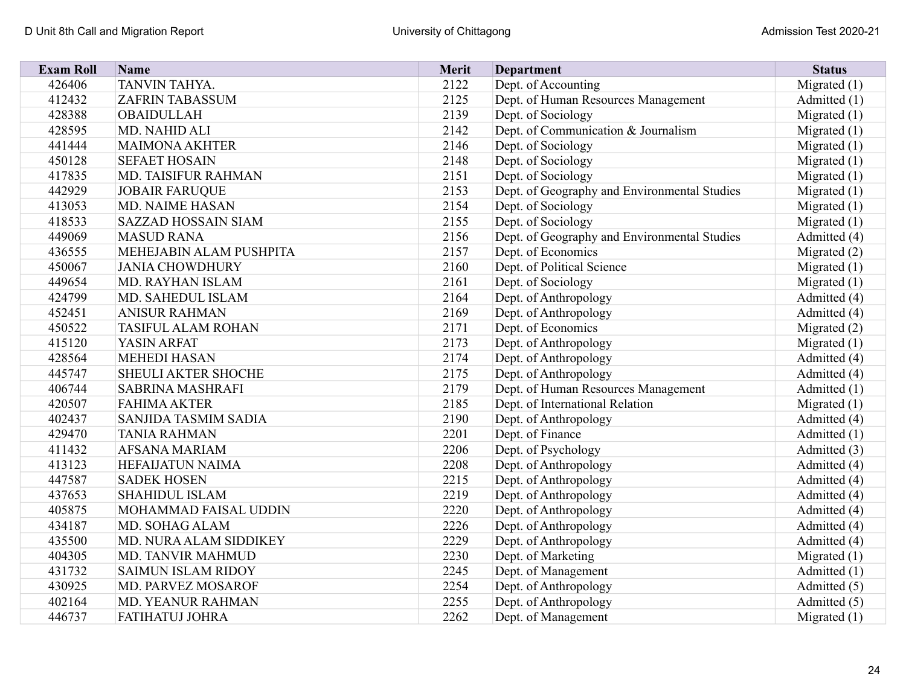| Exam Roll | Name | Merit | Department | Status |
|---|---|---|---|---|
| 426406 | TANVIN TAHYA. | 2122 | Dept. of Accounting | Migrated (1) |
| 412432 | ZAFRIN TABASSUM | 2125 | Dept. of Human Resources Management | Admitted (1) |
| 428388 | OBAIDULLAH | 2139 | Dept. of Sociology | Migrated (1) |
| 428595 | MD. NAHID ALI | 2142 | Dept. of Communication & Journalism | Migrated (1) |
| 441444 | MAIMONA AKHTER | 2146 | Dept. of Sociology | Migrated (1) |
| 450128 | SEFAET HOSAIN | 2148 | Dept. of Sociology | Migrated (1) |
| 417835 | MD. TAISIFUR RAHMAN | 2151 | Dept. of Sociology | Migrated (1) |
| 442929 | JOBAIR FARUQUE | 2153 | Dept. of Geography and Environmental Studies | Migrated (1) |
| 413053 | MD. NAIME HASAN | 2154 | Dept. of Sociology | Migrated (1) |
| 418533 | SAZZAD HOSSAIN SIAM | 2155 | Dept. of Sociology | Migrated (1) |
| 449069 | MASUD RANA | 2156 | Dept. of Geography and Environmental Studies | Admitted (4) |
| 436555 | MEHEJABIN ALAM PUSHPITA | 2157 | Dept. of Economics | Migrated (2) |
| 450067 | JANIA CHOWDHURY | 2160 | Dept. of Political Science | Migrated (1) |
| 449654 | MD. RAYHAN ISLAM | 2161 | Dept. of Sociology | Migrated (1) |
| 424799 | MD. SAHEDUL ISLAM | 2164 | Dept. of Anthropology | Admitted (4) |
| 452451 | ANISUR RAHMAN | 2169 | Dept. of Anthropology | Admitted (4) |
| 450522 | TASIFUL ALAM ROHAN | 2171 | Dept. of Economics | Migrated (2) |
| 415120 | YASIN ARFAT | 2173 | Dept. of Anthropology | Migrated (1) |
| 428564 | MEHEDI HASAN | 2174 | Dept. of Anthropology | Admitted (4) |
| 445747 | SHEULI AKTER SHOCHE | 2175 | Dept. of Anthropology | Admitted (4) |
| 406744 | SABRINA MASHRAFI | 2179 | Dept. of Human Resources Management | Admitted (1) |
| 420507 | FAHIMA AKTER | 2185 | Dept. of International Relation | Migrated (1) |
| 402437 | SANJIDA TASMIM SADIA | 2190 | Dept. of Anthropology | Admitted (4) |
| 429470 | TANIA RAHMAN | 2201 | Dept. of Finance | Admitted (1) |
| 411432 | AFSANA MARIAM | 2206 | Dept. of Psychology | Admitted (3) |
| 413123 | HEFAIJATUN NAIMA | 2208 | Dept. of Anthropology | Admitted (4) |
| 447587 | SADEK HOSEN | 2215 | Dept. of Anthropology | Admitted (4) |
| 437653 | SHAHIDUL ISLAM | 2219 | Dept. of Anthropology | Admitted (4) |
| 405875 | MOHAMMAD FAISAL UDDIN | 2220 | Dept. of Anthropology | Admitted (4) |
| 434187 | MD. SOHAG ALAM | 2226 | Dept. of Anthropology | Admitted (4) |
| 435500 | MD. NURA ALAM SIDDIKEY | 2229 | Dept. of Anthropology | Admitted (4) |
| 404305 | MD. TANVIR MAHMUD | 2230 | Dept. of Marketing | Migrated (1) |
| 431732 | SAIMUN ISLAM RIDOY | 2245 | Dept. of Management | Admitted (1) |
| 430925 | MD. PARVEZ MOSAROF | 2254 | Dept. of Anthropology | Admitted (5) |
| 402164 | MD. YEANUR RAHMAN | 2255 | Dept. of Anthropology | Admitted (5) |
| 446737 | FATIHATUJ JOHRA | 2262 | Dept. of Management | Migrated (1) |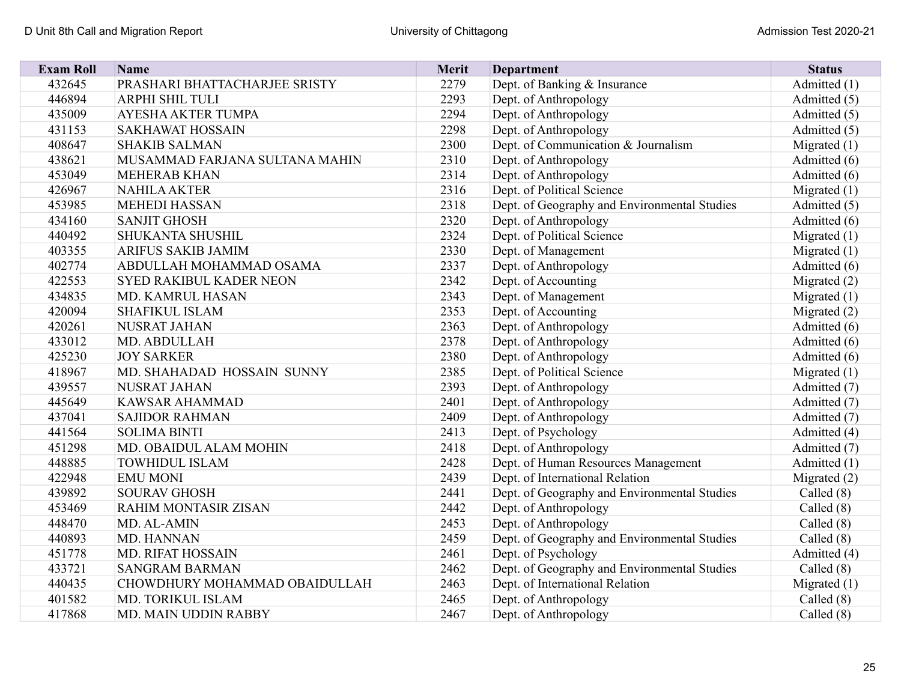| Exam Roll | Name | Merit | Department | Status |
|---|---|---|---|---|
| 432645 | PRASHARI BHATTACHARJEE SRISTY | 2279 | Dept. of Banking & Insurance | Admitted (1) |
| 446894 | ARPHI SHIL TULI | 2293 | Dept. of Anthropology | Admitted (5) |
| 435009 | AYESHA AKTER TUMPA | 2294 | Dept. of Anthropology | Admitted (5) |
| 431153 | SAKHAWAT HOSSAIN | 2298 | Dept. of Anthropology | Admitted (5) |
| 408647 | SHAKIB SALMAN | 2300 | Dept. of Communication & Journalism | Migrated (1) |
| 438621 | MUSAMMAD FARJANA SULTANA MAHIN | 2310 | Dept. of Anthropology | Admitted (6) |
| 453049 | MEHERAB KHAN | 2314 | Dept. of Anthropology | Admitted (6) |
| 426967 | NAHILA AKTER | 2316 | Dept. of Political Science | Migrated (1) |
| 453985 | MEHEDI HASSAN | 2318 | Dept. of Geography and Environmental Studies | Admitted (5) |
| 434160 | SANJIT GHOSH | 2320 | Dept. of Anthropology | Admitted (6) |
| 440492 | SHUKANTA SHUSHIL | 2324 | Dept. of Political Science | Migrated (1) |
| 403355 | ARIFUS SAKIB JAMIM | 2330 | Dept. of Management | Migrated (1) |
| 402774 | ABDULLAH MOHAMMAD OSAMA | 2337 | Dept. of Anthropology | Admitted (6) |
| 422553 | SYED RAKIBUL KADER NEON | 2342 | Dept. of Accounting | Migrated (2) |
| 434835 | MD. KAMRUL HASAN | 2343 | Dept. of Management | Migrated (1) |
| 420094 | SHAFIKUL ISLAM | 2353 | Dept. of Accounting | Migrated (2) |
| 420261 | NUSRAT JAHAN | 2363 | Dept. of Anthropology | Admitted (6) |
| 433012 | MD. ABDULLAH | 2378 | Dept. of Anthropology | Admitted (6) |
| 425230 | JOY SARKER | 2380 | Dept. of Anthropology | Admitted (6) |
| 418967 | MD. SHAHADAD HOSSAIN SUNNY | 2385 | Dept. of Political Science | Migrated (1) |
| 439557 | NUSRAT JAHAN | 2393 | Dept. of Anthropology | Admitted (7) |
| 445649 | KAWSAR AHAMMAD | 2401 | Dept. of Anthropology | Admitted (7) |
| 437041 | SAJIDOR RAHMAN | 2409 | Dept. of Anthropology | Admitted (7) |
| 441564 | SOLIMA BINTI | 2413 | Dept. of Psychology | Admitted (4) |
| 451298 | MD. OBAIDUL ALAM MOHIN | 2418 | Dept. of Anthropology | Admitted (7) |
| 448885 | TOWHIDUL ISLAM | 2428 | Dept. of Human Resources Management | Admitted (1) |
| 422948 | EMU MONI | 2439 | Dept. of International Relation | Migrated (2) |
| 439892 | SOURAV GHOSH | 2441 | Dept. of Geography and Environmental Studies | Called (8) |
| 453469 | RAHIM MONTASIR ZISAN | 2442 | Dept. of Anthropology | Called (8) |
| 448470 | MD. AL-AMIN | 2453 | Dept. of Anthropology | Called (8) |
| 440893 | MD. HANNAN | 2459 | Dept. of Geography and Environmental Studies | Called (8) |
| 451778 | MD. RIFAT HOSSAIN | 2461 | Dept. of Psychology | Admitted (4) |
| 433721 | SANGRAM BARMAN | 2462 | Dept. of Geography and Environmental Studies | Called (8) |
| 440435 | CHOWDHURY MOHAMMAD OBAIDULLAH | 2463 | Dept. of International Relation | Migrated (1) |
| 401582 | MD. TORIKUL ISLAM | 2465 | Dept. of Anthropology | Called (8) |
| 417868 | MD. MAIN UDDIN RABBY | 2467 | Dept. of Anthropology | Called (8) |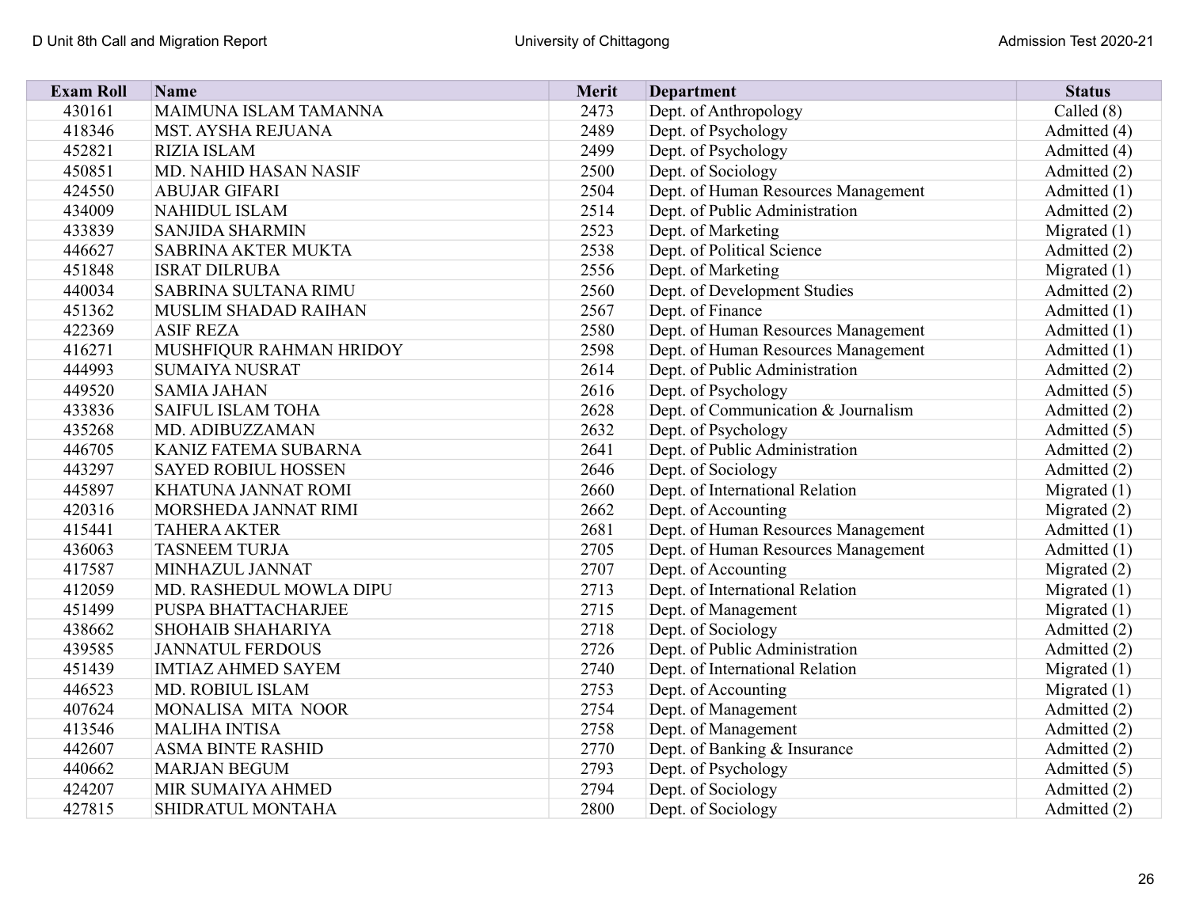| Exam Roll | Name | Merit | Department | Status |
|---|---|---|---|---|
| 430161 | MAIMUNA ISLAM TAMANNA | 2473 | Dept. of Anthropology | Called (8) |
| 418346 | MST. AYSHA REJUANA | 2489 | Dept. of Psychology | Admitted (4) |
| 452821 | RIZIA ISLAM | 2499 | Dept. of Psychology | Admitted (4) |
| 450851 | MD. NAHID HASAN NASIF | 2500 | Dept. of Sociology | Admitted (2) |
| 424550 | ABUJAR GIFARI | 2504 | Dept. of Human Resources Management | Admitted (1) |
| 434009 | NAHIDUL ISLAM | 2514 | Dept. of Public Administration | Admitted (2) |
| 433839 | SANJIDA SHARMIN | 2523 | Dept. of Marketing | Migrated (1) |
| 446627 | SABRINA AKTER MUKTA | 2538 | Dept. of Political Science | Admitted (2) |
| 451848 | ISRAT DILRUBA | 2556 | Dept. of Marketing | Migrated (1) |
| 440034 | SABRINA SULTANA RIMU | 2560 | Dept. of Development Studies | Admitted (2) |
| 451362 | MUSLIM SHADAD RAIHAN | 2567 | Dept. of Finance | Admitted (1) |
| 422369 | ASIF REZA | 2580 | Dept. of Human Resources Management | Admitted (1) |
| 416271 | MUSHFIQUR RAHMAN HRIDOY | 2598 | Dept. of Human Resources Management | Admitted (1) |
| 444993 | SUMAIYA NUSRAT | 2614 | Dept. of Public Administration | Admitted (2) |
| 449520 | SAMIA JAHAN | 2616 | Dept. of Psychology | Admitted (5) |
| 433836 | SAIFUL ISLAM TOHA | 2628 | Dept. of Communication & Journalism | Admitted (2) |
| 435268 | MD. ADIBUZZAMAN | 2632 | Dept. of Psychology | Admitted (5) |
| 446705 | KANIZ FATEMA SUBARNA | 2641 | Dept. of Public Administration | Admitted (2) |
| 443297 | SAYED ROBIUL HOSSEN | 2646 | Dept. of Sociology | Admitted (2) |
| 445897 | KHATUNA JANNAT ROMI | 2660 | Dept. of International Relation | Migrated (1) |
| 420316 | MORSHEDA JANNAT RIMI | 2662 | Dept. of Accounting | Migrated (2) |
| 415441 | TAHERA AKTER | 2681 | Dept. of Human Resources Management | Admitted (1) |
| 436063 | TASNEEM TURJA | 2705 | Dept. of Human Resources Management | Admitted (1) |
| 417587 | MINHAZUL JANNAT | 2707 | Dept. of Accounting | Migrated (2) |
| 412059 | MD. RASHEDUL MOWLA DIPU | 2713 | Dept. of International Relation | Migrated (1) |
| 451499 | PUSPA BHATTACHARJEE | 2715 | Dept. of Management | Migrated (1) |
| 438662 | SHOHAIB SHAHARIYA | 2718 | Dept. of Sociology | Admitted (2) |
| 439585 | JANNATUL FERDOUS | 2726 | Dept. of Public Administration | Admitted (2) |
| 451439 | IMTIAZ AHMED SAYEM | 2740 | Dept. of International Relation | Migrated (1) |
| 446523 | MD. ROBIUL ISLAM | 2753 | Dept. of Accounting | Migrated (1) |
| 407624 | MONALISA MITA NOOR | 2754 | Dept. of Management | Admitted (2) |
| 413546 | MALIHA INTISA | 2758 | Dept. of Management | Admitted (2) |
| 442607 | ASMA BINTE RASHID | 2770 | Dept. of Banking & Insurance | Admitted (2) |
| 440662 | MARJAN BEGUM | 2793 | Dept. of Psychology | Admitted (5) |
| 424207 | MIR SUMAIYA AHMED | 2794 | Dept. of Sociology | Admitted (2) |
| 427815 | SHIDRATUL MONTAHA | 2800 | Dept. of Sociology | Admitted (2) |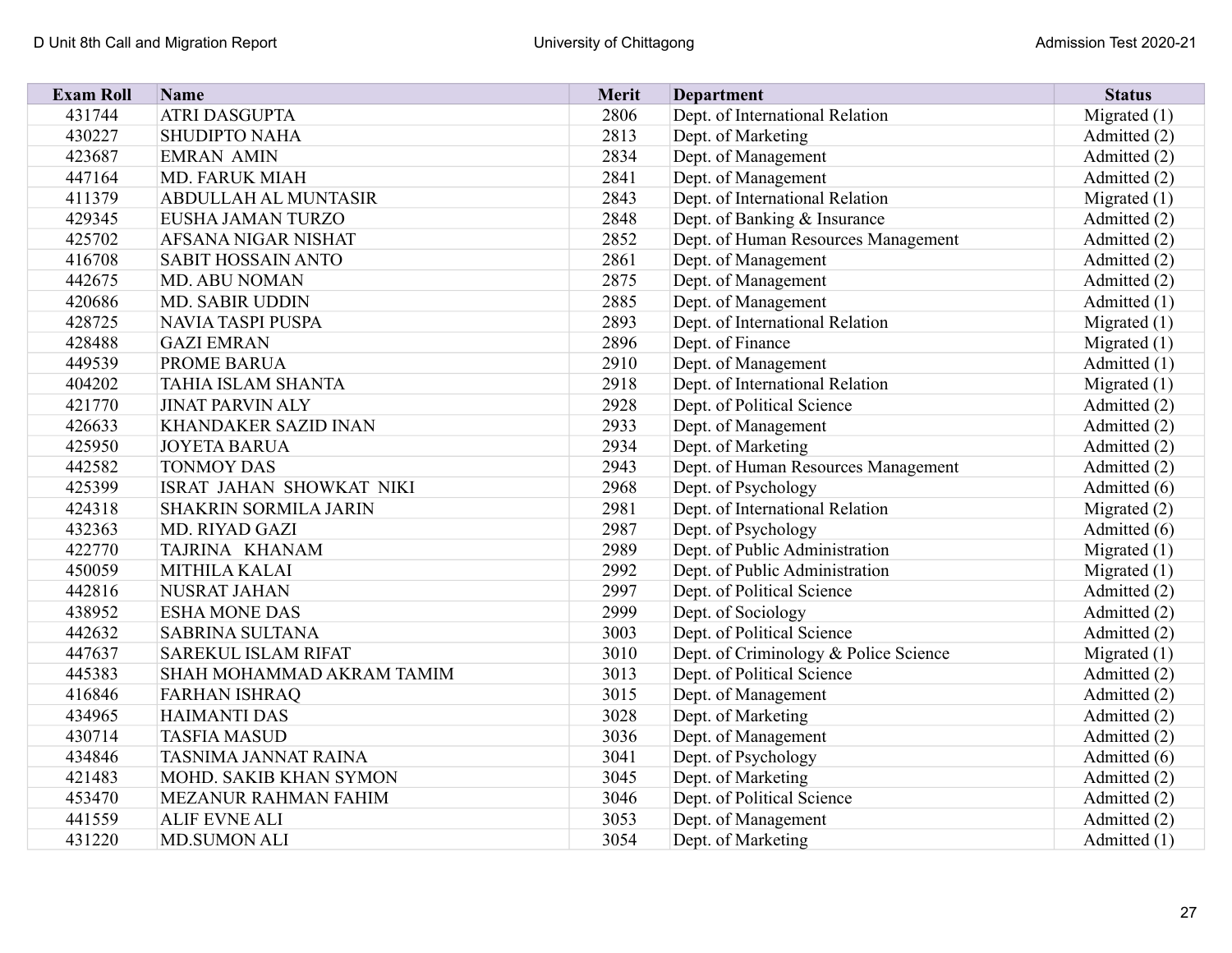| Exam Roll | Name | Merit | Department | Status |
|---|---|---|---|---|
| 431744 | ATRI DASGUPTA | 2806 | Dept. of International Relation | Migrated (1) |
| 430227 | SHUDIPTO NAHA | 2813 | Dept. of Marketing | Admitted (2) |
| 423687 | EMRAN AMIN | 2834 | Dept. of Management | Admitted (2) |
| 447164 | MD. FARUK MIAH | 2841 | Dept. of Management | Admitted (2) |
| 411379 | ABDULLAH AL MUNTASIR | 2843 | Dept. of International Relation | Migrated (1) |
| 429345 | EUSHA JAMAN TURZO | 2848 | Dept. of Banking & Insurance | Admitted (2) |
| 425702 | AFSANA NIGAR NISHAT | 2852 | Dept. of Human Resources Management | Admitted (2) |
| 416708 | SABIT HOSSAIN ANTO | 2861 | Dept. of Management | Admitted (2) |
| 442675 | MD. ABU NOMAN | 2875 | Dept. of Management | Admitted (2) |
| 420686 | MD. SABIR UDDIN | 2885 | Dept. of Management | Admitted (1) |
| 428725 | NAVIA TASPI PUSPA | 2893 | Dept. of International Relation | Migrated (1) |
| 428488 | GAZI EMRAN | 2896 | Dept. of Finance | Migrated (1) |
| 449539 | PROME BARUA | 2910 | Dept. of Management | Admitted (1) |
| 404202 | TAHIA ISLAM SHANTA | 2918 | Dept. of International Relation | Migrated (1) |
| 421770 | JINAT PARVIN ALY | 2928 | Dept. of Political Science | Admitted (2) |
| 426633 | KHANDAKER SAZID INAN | 2933 | Dept. of Management | Admitted (2) |
| 425950 | JOYETA BARUA | 2934 | Dept. of Marketing | Admitted (2) |
| 442582 | TONMOY DAS | 2943 | Dept. of Human Resources Management | Admitted (2) |
| 425399 | ISRAT JAHAN SHOWKAT NIKI | 2968 | Dept. of Psychology | Admitted (6) |
| 424318 | SHAKRIN SORMILA JARIN | 2981 | Dept. of International Relation | Migrated (2) |
| 432363 | MD. RIYAD GAZI | 2987 | Dept. of Psychology | Admitted (6) |
| 422770 | TAJRINA KHANAM | 2989 | Dept. of Public Administration | Migrated (1) |
| 450059 | MITHILA KALAI | 2992 | Dept. of Public Administration | Migrated (1) |
| 442816 | NUSRAT JAHAN | 2997 | Dept. of Political Science | Admitted (2) |
| 438952 | ESHA MONE DAS | 2999 | Dept. of Sociology | Admitted (2) |
| 442632 | SABRINA SULTANA | 3003 | Dept. of Political Science | Admitted (2) |
| 447637 | SAREKUL ISLAM RIFAT | 3010 | Dept. of Criminology & Police Science | Migrated (1) |
| 445383 | SHAH MOHAMMAD AKRAM TAMIM | 3013 | Dept. of Political Science | Admitted (2) |
| 416846 | FARHAN ISHRAQ | 3015 | Dept. of Management | Admitted (2) |
| 434965 | HAIMANTI DAS | 3028 | Dept. of Marketing | Admitted (2) |
| 430714 | TASFIA MASUD | 3036 | Dept. of Management | Admitted (2) |
| 434846 | TASNIMA JANNAT RAINA | 3041 | Dept. of Psychology | Admitted (6) |
| 421483 | MOHD. SAKIB KHAN SYMON | 3045 | Dept. of Marketing | Admitted (2) |
| 453470 | MEZANUR RAHMAN FAHIM | 3046 | Dept. of Political Science | Admitted (2) |
| 441559 | ALIF EVNE ALI | 3053 | Dept. of Management | Admitted (2) |
| 431220 | MD.SUMON ALI | 3054 | Dept. of Marketing | Admitted (1) |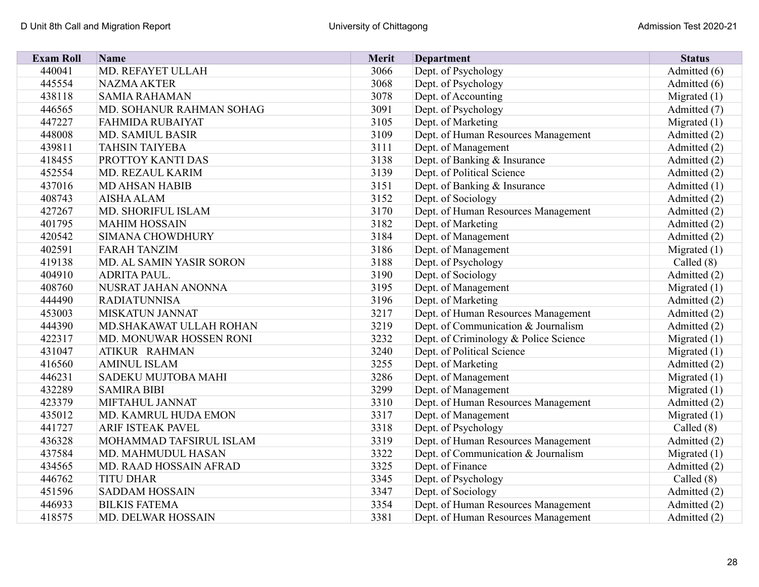| Exam Roll | Name | Merit | Department | Status |
|---|---|---|---|---|
| 440041 | MD. REFAYET ULLAH | 3066 | Dept. of Psychology | Admitted (6) |
| 445554 | NAZMA AKTER | 3068 | Dept. of Psychology | Admitted (6) |
| 438118 | SAMIA RAHAMAN | 3078 | Dept. of Accounting | Migrated (1) |
| 446565 | MD. SOHANUR RAHMAN SOHAG | 3091 | Dept. of Psychology | Admitted (7) |
| 447227 | FAHMIDA RUBAIYAT | 3105 | Dept. of Marketing | Migrated (1) |
| 448008 | MD. SAMIUL BASIR | 3109 | Dept. of Human Resources Management | Admitted (2) |
| 439811 | TAHSIN TAIYEBA | 3111 | Dept. of Management | Admitted (2) |
| 418455 | PROTTOY KANTI DAS | 3138 | Dept. of Banking & Insurance | Admitted (2) |
| 452554 | MD. REZAUL KARIM | 3139 | Dept. of Political Science | Admitted (2) |
| 437016 | MD AHSAN HABIB | 3151 | Dept. of Banking & Insurance | Admitted (1) |
| 408743 | AISHA ALAM | 3152 | Dept. of Sociology | Admitted (2) |
| 427267 | MD. SHORIFUL ISLAM | 3170 | Dept. of Human Resources Management | Admitted (2) |
| 401795 | MAHIM HOSSAIN | 3182 | Dept. of Marketing | Admitted (2) |
| 420542 | SIMANA CHOWDHURY | 3184 | Dept. of Management | Admitted (2) |
| 402591 | FARAH TANZIM | 3186 | Dept. of Management | Migrated (1) |
| 419138 | MD. AL SAMIN YASIR SORON | 3188 | Dept. of Psychology | Called (8) |
| 404910 | ADRITA PAUL. | 3190 | Dept. of Sociology | Admitted (2) |
| 408760 | NUSRAT JAHAN ANONNA | 3195 | Dept. of Management | Migrated (1) |
| 444490 | RADIATUNNISA | 3196 | Dept. of Marketing | Admitted (2) |
| 453003 | MISKATUN JANNAT | 3217 | Dept. of Human Resources Management | Admitted (2) |
| 444390 | MD.SHAKAWAT ULLAH ROHAN | 3219 | Dept. of Communication & Journalism | Admitted (2) |
| 422317 | MD. MONUWAR HOSSEN RONI | 3232 | Dept. of Criminology & Police Science | Migrated (1) |
| 431047 | ATIKUR RAHMAN | 3240 | Dept. of Political Science | Migrated (1) |
| 416560 | AMINUL ISLAM | 3255 | Dept. of Marketing | Admitted (2) |
| 446231 | SADEKU MUJTOBA MAHI | 3286 | Dept. of Management | Migrated (1) |
| 432289 | SAMIRA BIBI | 3299 | Dept. of Management | Migrated (1) |
| 423379 | MIFTAHUL JANNAT | 3310 | Dept. of Human Resources Management | Admitted (2) |
| 435012 | MD. KAMRUL HUDA EMON | 3317 | Dept. of Management | Migrated (1) |
| 441727 | ARIF ISTEAK PAVEL | 3318 | Dept. of Psychology | Called (8) |
| 436328 | MOHAMMAD TAFSIRUL ISLAM | 3319 | Dept. of Human Resources Management | Admitted (2) |
| 437584 | MD. MAHMUDUL HASAN | 3322 | Dept. of Communication & Journalism | Migrated (1) |
| 434565 | MD. RAAD HOSSAIN AFRAD | 3325 | Dept. of Finance | Admitted (2) |
| 446762 | TITU DHAR | 3345 | Dept. of Psychology | Called (8) |
| 451596 | SADDAM HOSSAIN | 3347 | Dept. of Sociology | Admitted (2) |
| 446933 | BILKIS FATEMA | 3354 | Dept. of Human Resources Management | Admitted (2) |
| 418575 | MD. DELWAR HOSSAIN | 3381 | Dept. of Human Resources Management | Admitted (2) |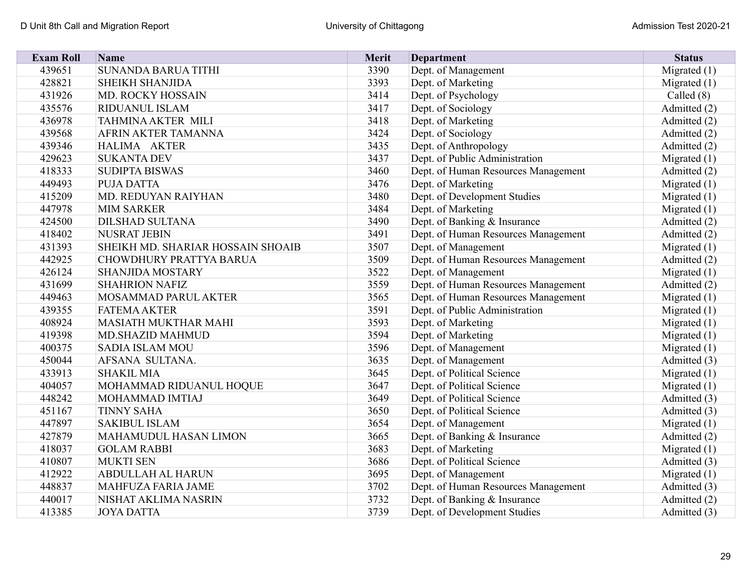| Exam Roll | Name | Merit | Department | Status |
|---|---|---|---|---|
| 439651 | SUNANDA BARUA TITHI | 3390 | Dept. of Management | Migrated (1) |
| 428821 | SHEIKH SHANJIDA | 3393 | Dept. of Marketing | Migrated (1) |
| 431926 | MD. ROCKY HOSSAIN | 3414 | Dept. of Psychology | Called (8) |
| 435576 | RIDUANUL ISLAM | 3417 | Dept. of Sociology | Admitted (2) |
| 436978 | TAHMINA AKTER MILI | 3418 | Dept. of Marketing | Admitted (2) |
| 439568 | AFRIN AKTER TAMANNA | 3424 | Dept. of Sociology | Admitted (2) |
| 439346 | HALIMA AKTER | 3435 | Dept. of Anthropology | Admitted (2) |
| 429623 | SUKANTA DEV | 3437 | Dept. of Public Administration | Migrated (1) |
| 418333 | SUDIPTA BISWAS | 3460 | Dept. of Human Resources Management | Admitted (2) |
| 449493 | PUJA DATTA | 3476 | Dept. of Marketing | Migrated (1) |
| 415209 | MD. REDUYAN RAIYHAN | 3480 | Dept. of Development Studies | Migrated (1) |
| 447978 | MIM SARKER | 3484 | Dept. of Marketing | Migrated (1) |
| 424500 | DILSHAD SULTANA | 3490 | Dept. of Banking & Insurance | Admitted (2) |
| 418402 | NUSRAT JEBIN | 3491 | Dept. of Human Resources Management | Admitted (2) |
| 431393 | SHEIKH MD. SHARIAR HOSSAIN SHOAIB | 3507 | Dept. of Management | Migrated (1) |
| 442925 | CHOWDHURY PRATTYA BARUA | 3509 | Dept. of Human Resources Management | Admitted (2) |
| 426124 | SHANJIDA MOSTARY | 3522 | Dept. of Management | Migrated (1) |
| 431699 | SHAHRION NAFIZ | 3559 | Dept. of Human Resources Management | Admitted (2) |
| 449463 | MOSAMMAD PARUL AKTER | 3565 | Dept. of Human Resources Management | Migrated (1) |
| 439355 | FATEMA AKTER | 3591 | Dept. of Public Administration | Migrated (1) |
| 408924 | MASIATH MUKTHAR MAHI | 3593 | Dept. of Marketing | Migrated (1) |
| 419398 | MD.SHAZID MAHMUD | 3594 | Dept. of Marketing | Migrated (1) |
| 400375 | SADIA ISLAM MOU | 3596 | Dept. of Management | Migrated (1) |
| 450044 | AFSANA SULTANA. | 3635 | Dept. of Management | Admitted (3) |
| 433913 | SHAKIL MIA | 3645 | Dept. of Political Science | Migrated (1) |
| 404057 | MOHAMMAD RIDUANUL HOQUE | 3647 | Dept. of Political Science | Migrated (1) |
| 448242 | MOHAMMAD IMTIAJ | 3649 | Dept. of Political Science | Admitted (3) |
| 451167 | TINNY SAHA | 3650 | Dept. of Political Science | Admitted (3) |
| 447897 | SAKIBUL ISLAM | 3654 | Dept. of Management | Migrated (1) |
| 427879 | MAHAMUDUL HASAN LIMON | 3665 | Dept. of Banking & Insurance | Admitted (2) |
| 418037 | GOLAM RABBI | 3683 | Dept. of Marketing | Migrated (1) |
| 410807 | MUKTI SEN | 3686 | Dept. of Political Science | Admitted (3) |
| 412922 | ABDULLAH AL HARUN | 3695 | Dept. of Management | Migrated (1) |
| 448837 | MAHFUZA FARIA JAME | 3702 | Dept. of Human Resources Management | Admitted (3) |
| 440017 | NISHAT AKLIMA NASRIN | 3732 | Dept. of Banking & Insurance | Admitted (2) |
| 413385 | JOYA DATTA | 3739 | Dept. of Development Studies | Admitted (3) |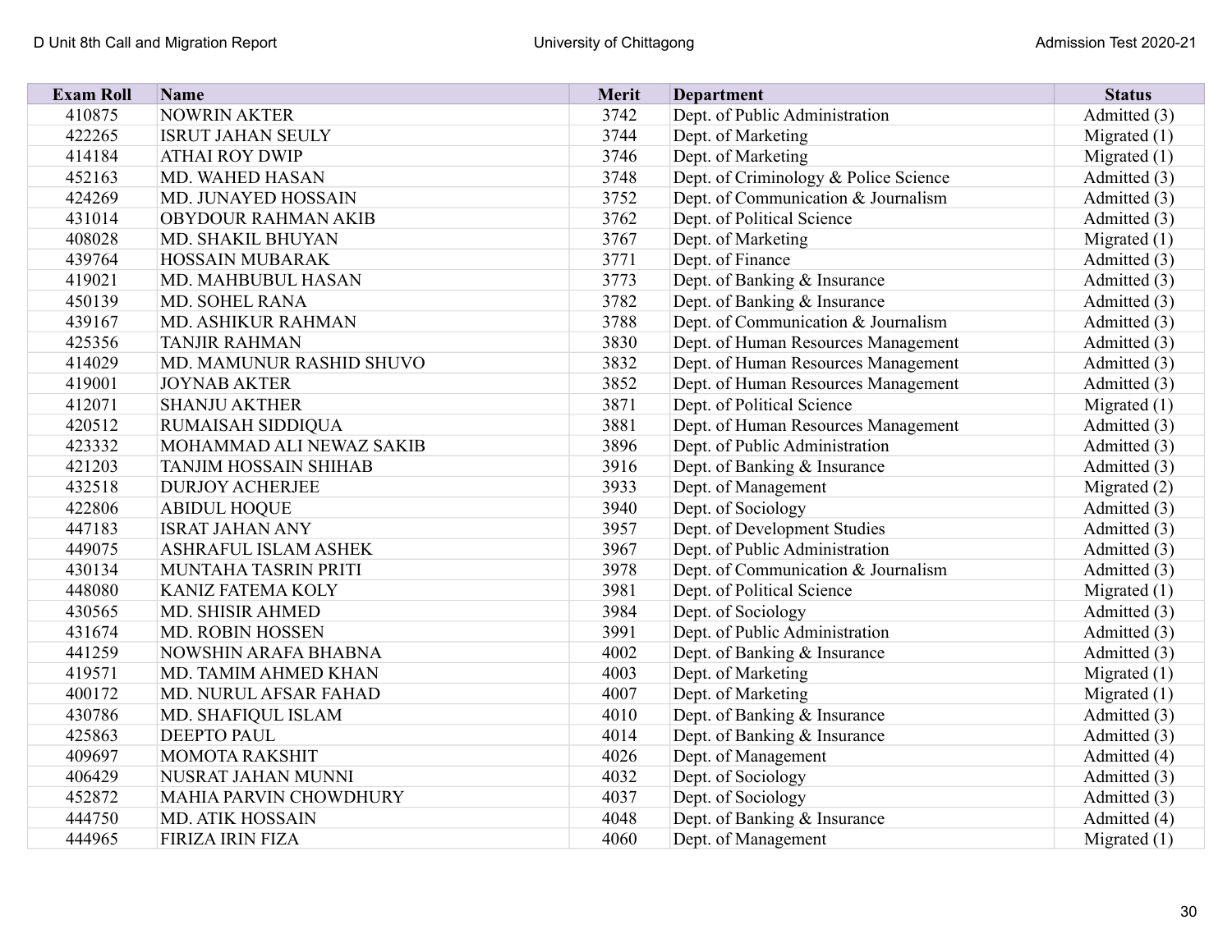| Exam Roll | Name | Merit | Department | Status |
|---|---|---|---|---|
| 410875 | NOWRIN AKTER | 3742 | Dept. of Public Administration | Admitted (3) |
| 422265 | ISRUT JAHAN SEULY | 3744 | Dept. of Marketing | Migrated (1) |
| 414184 | ATHAI ROY DWIP | 3746 | Dept. of Marketing | Migrated (1) |
| 452163 | MD. WAHED HASAN | 3748 | Dept. of Criminology & Police Science | Admitted (3) |
| 424269 | MD. JUNAYED HOSSAIN | 3752 | Dept. of Communication & Journalism | Admitted (3) |
| 431014 | OBYDOUR RAHMAN AKIB | 3762 | Dept. of Political Science | Admitted (3) |
| 408028 | MD. SHAKIL BHUYAN | 3767 | Dept. of Marketing | Migrated (1) |
| 439764 | HOSSAIN MUBARAK | 3771 | Dept. of Finance | Admitted (3) |
| 419021 | MD. MAHBUBUL HASAN | 3773 | Dept. of Banking & Insurance | Admitted (3) |
| 450139 | MD. SOHEL RANA | 3782 | Dept. of Banking & Insurance | Admitted (3) |
| 439167 | MD. ASHIKUR RAHMAN | 3788 | Dept. of Communication & Journalism | Admitted (3) |
| 425356 | TANJIR RAHMAN | 3830 | Dept. of Human Resources Management | Admitted (3) |
| 414029 | MD. MAMUNUR RASHID SHUVO | 3832 | Dept. of Human Resources Management | Admitted (3) |
| 419001 | JOYNAB AKTER | 3852 | Dept. of Human Resources Management | Admitted (3) |
| 412071 | SHANJU AKTHER | 3871 | Dept. of Political Science | Migrated (1) |
| 420512 | RUMAISAH SIDDIQUA | 3881 | Dept. of Human Resources Management | Admitted (3) |
| 423332 | MOHAMMAD ALI NEWAZ SAKIB | 3896 | Dept. of Public Administration | Admitted (3) |
| 421203 | TANJIM HOSSAIN SHIHAB | 3916 | Dept. of Banking & Insurance | Admitted (3) |
| 432518 | DURJOY ACHERJEE | 3933 | Dept. of Management | Migrated (2) |
| 422806 | ABIDUL HOQUE | 3940 | Dept. of Sociology | Admitted (3) |
| 447183 | ISRAT JAHAN ANY | 3957 | Dept. of Development Studies | Admitted (3) |
| 449075 | ASHRAFUL ISLAM ASHEK | 3967 | Dept. of Public Administration | Admitted (3) |
| 430134 | MUNTAHA TASRIN PRITI | 3978 | Dept. of Communication & Journalism | Admitted (3) |
| 448080 | KANIZ FATEMA KOLY | 3981 | Dept. of Political Science | Migrated (1) |
| 430565 | MD. SHISIR AHMED | 3984 | Dept. of Sociology | Admitted (3) |
| 431674 | MD. ROBIN HOSSEN | 3991 | Dept. of Public Administration | Admitted (3) |
| 441259 | NOWSHIN ARAFA BHABNA | 4002 | Dept. of Banking & Insurance | Admitted (3) |
| 419571 | MD. TAMIM AHMED KHAN | 4003 | Dept. of Marketing | Migrated (1) |
| 400172 | MD. NURUL AFSAR FAHAD | 4007 | Dept. of Marketing | Migrated (1) |
| 430786 | MD. SHAFIQUL ISLAM | 4010 | Dept. of Banking & Insurance | Admitted (3) |
| 425863 | DEEPTO PAUL | 4014 | Dept. of Banking & Insurance | Admitted (3) |
| 409697 | MOMOTA RAKSHIT | 4026 | Dept. of Management | Admitted (4) |
| 406429 | NUSRAT JAHAN MUNNI | 4032 | Dept. of Sociology | Admitted (3) |
| 452872 | MAHIA PARVIN CHOWDHURY | 4037 | Dept. of Sociology | Admitted (3) |
| 444750 | MD. ATIK HOSSAIN | 4048 | Dept. of Banking & Insurance | Admitted (4) |
| 444965 | FIRIZA IRIN FIZA | 4060 | Dept. of Management | Migrated (1) |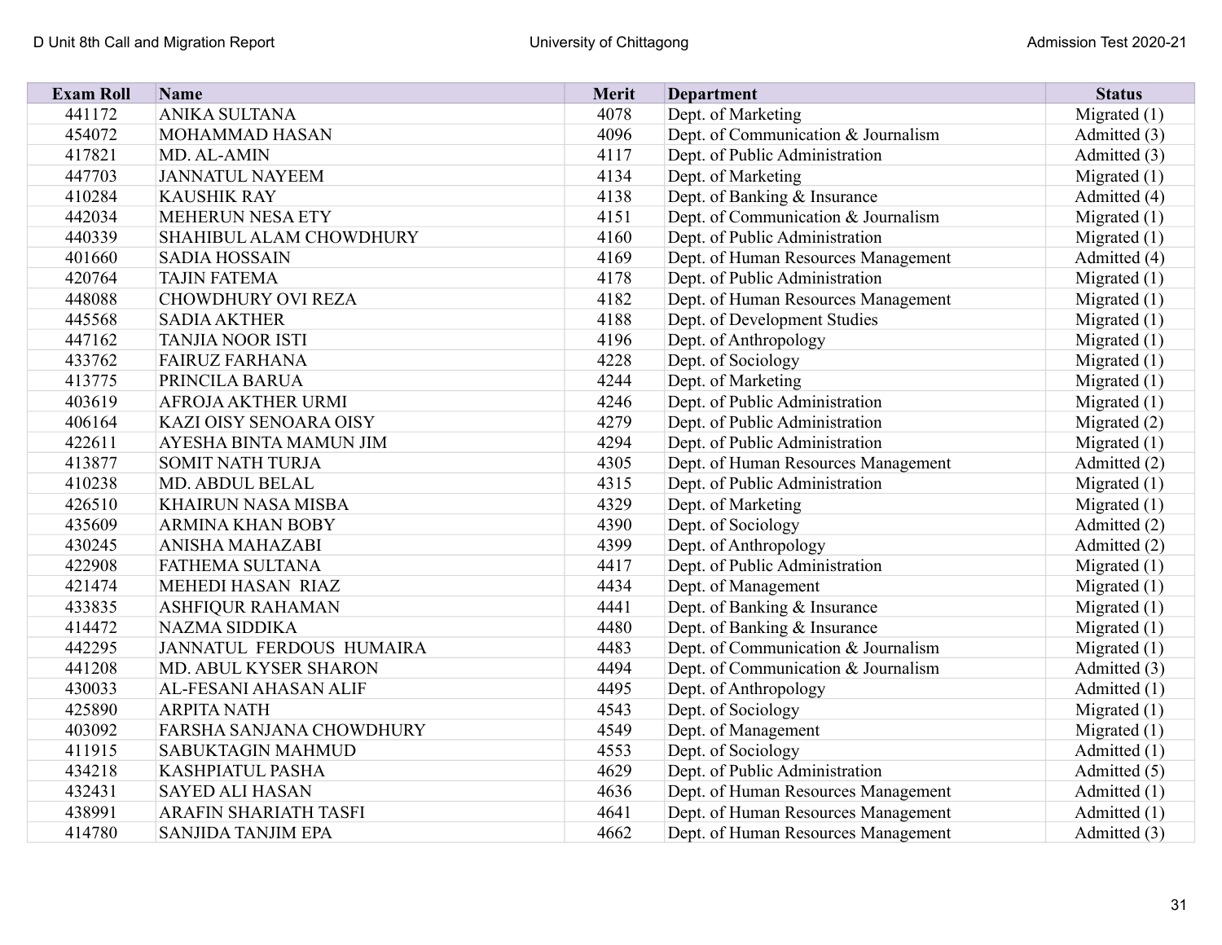| Exam Roll | Name | Merit | Department | Status |
|---|---|---|---|---|
| 441172 | ANIKA SULTANA | 4078 | Dept. of Marketing | Migrated (1) |
| 454072 | MOHAMMAD HASAN | 4096 | Dept. of Communication & Journalism | Admitted (3) |
| 417821 | MD. AL-AMIN | 4117 | Dept. of Public Administration | Admitted (3) |
| 447703 | JANNATUL NAYEEM | 4134 | Dept. of Marketing | Migrated (1) |
| 410284 | KAUSHIK RAY | 4138 | Dept. of Banking & Insurance | Admitted (4) |
| 442034 | MEHERUN NESA ETY | 4151 | Dept. of Communication & Journalism | Migrated (1) |
| 440339 | SHAHIBUL ALAM CHOWDHURY | 4160 | Dept. of Public Administration | Migrated (1) |
| 401660 | SADIA HOSSAIN | 4169 | Dept. of Human Resources Management | Admitted (4) |
| 420764 | TAJIN FATEMA | 4178 | Dept. of Public Administration | Migrated (1) |
| 448088 | CHOWDHURY OVI REZA | 4182 | Dept. of Human Resources Management | Migrated (1) |
| 445568 | SADIA AKTHER | 4188 | Dept. of Development Studies | Migrated (1) |
| 447162 | TANJIA NOOR ISTI | 4196 | Dept. of Anthropology | Migrated (1) |
| 433762 | FAIRUZ FARHANA | 4228 | Dept. of Sociology | Migrated (1) |
| 413775 | PRINCILA BARUA | 4244 | Dept. of Marketing | Migrated (1) |
| 403619 | AFROJA AKTHER URMI | 4246 | Dept. of Public Administration | Migrated (1) |
| 406164 | KAZI OISY SENOARA OISY | 4279 | Dept. of Public Administration | Migrated (2) |
| 422611 | AYESHA BINTA MAMUN JIM | 4294 | Dept. of Public Administration | Migrated (1) |
| 413877 | SOMIT NATH TURJA | 4305 | Dept. of Human Resources Management | Admitted (2) |
| 410238 | MD. ABDUL BELAL | 4315 | Dept. of Public Administration | Migrated (1) |
| 426510 | KHAIRUN NASA MISBA | 4329 | Dept. of Marketing | Migrated (1) |
| 435609 | ARMINA KHAN BOBY | 4390 | Dept. of Sociology | Admitted (2) |
| 430245 | ANISHA MAHAZABI | 4399 | Dept. of Anthropology | Admitted (2) |
| 422908 | FATHEMA SULTANA | 4417 | Dept. of Public Administration | Migrated (1) |
| 421474 | MEHEDI HASAN RIAZ | 4434 | Dept. of Management | Migrated (1) |
| 433835 | ASHFIQUR RAHAMAN | 4441 | Dept. of Banking & Insurance | Migrated (1) |
| 414472 | NAZMA SIDDIKA | 4480 | Dept. of Banking & Insurance | Migrated (1) |
| 442295 | JANNATUL FERDOUS HUMAIRA | 4483 | Dept. of Communication & Journalism | Migrated (1) |
| 441208 | MD. ABUL KYSER SHARON | 4494 | Dept. of Communication & Journalism | Admitted (3) |
| 430033 | AL-FESANI AHASAN ALIF | 4495 | Dept. of Anthropology | Admitted (1) |
| 425890 | ARPITA NATH | 4543 | Dept. of Sociology | Migrated (1) |
| 403092 | FARSHA SANJANA CHOWDHURY | 4549 | Dept. of Management | Migrated (1) |
| 411915 | SABUKTAGIN MAHMUD | 4553 | Dept. of Sociology | Admitted (1) |
| 434218 | KASHPIATUL PASHA | 4629 | Dept. of Public Administration | Admitted (5) |
| 432431 | SAYED ALI HASAN | 4636 | Dept. of Human Resources Management | Admitted (1) |
| 438991 | ARAFIN SHARIATH TASFI | 4641 | Dept. of Human Resources Management | Admitted (1) |
| 414780 | SANJIDA TANJIM EPA | 4662 | Dept. of Human Resources Management | Admitted (3) |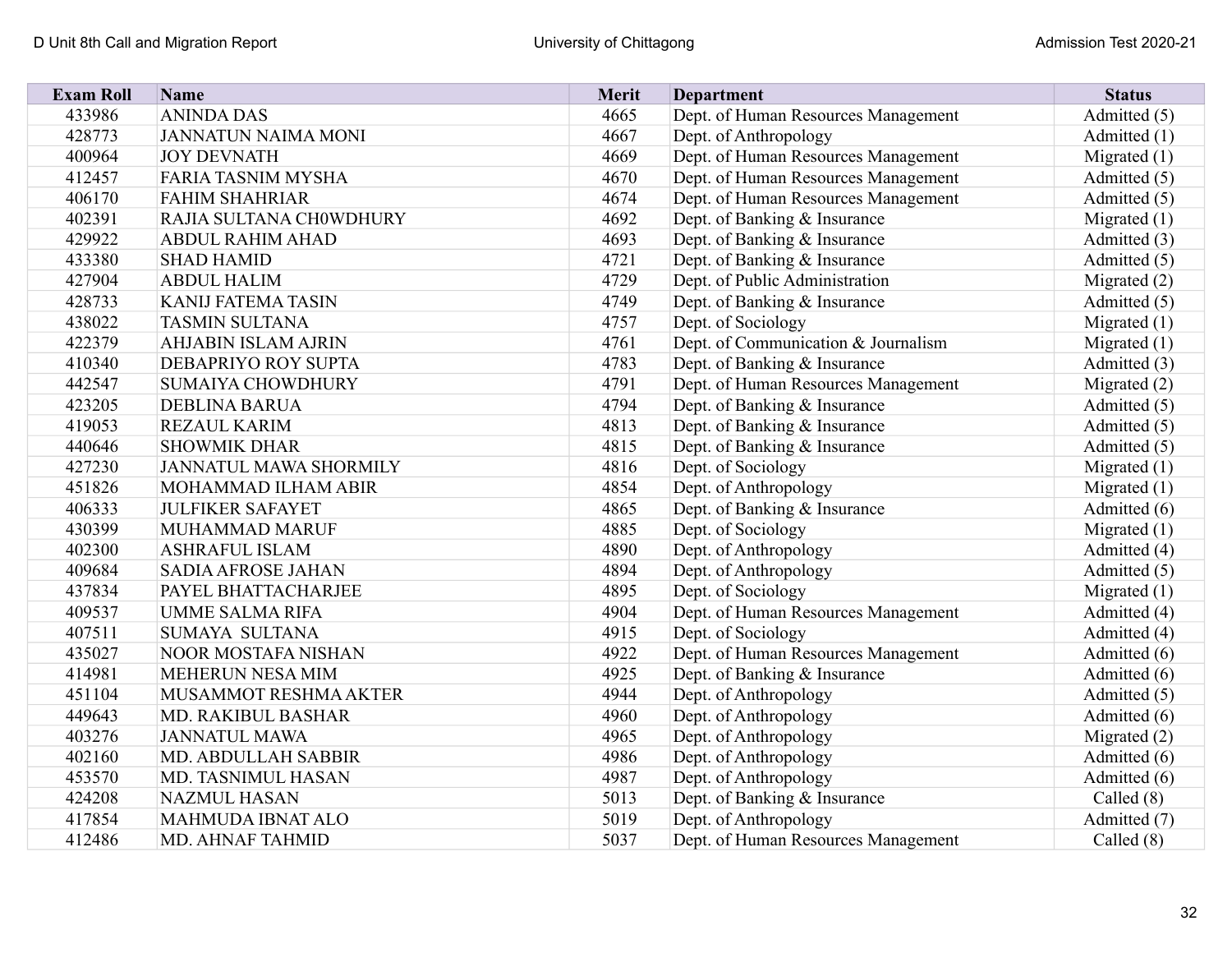| Exam Roll | Name | Merit | Department | Status |
|---|---|---|---|---|
| 433986 | ANINDA DAS | 4665 | Dept. of Human Resources Management | Admitted (5) |
| 428773 | JANNATUN NAIMA MONI | 4667 | Dept. of Anthropology | Admitted (1) |
| 400964 | JOY DEVNATH | 4669 | Dept. of Human Resources Management | Migrated (1) |
| 412457 | FARIA TASNIM MYSHA | 4670 | Dept. of Human Resources Management | Admitted (5) |
| 406170 | FAHIM SHAHRIAR | 4674 | Dept. of Human Resources Management | Admitted (5) |
| 402391 | RAJIA SULTANA CH0WDHURY | 4692 | Dept. of Banking & Insurance | Migrated (1) |
| 429922 | ABDUL RAHIM AHAD | 4693 | Dept. of Banking & Insurance | Admitted (3) |
| 433380 | SHAD HAMID | 4721 | Dept. of Banking & Insurance | Admitted (5) |
| 427904 | ABDUL HALIM | 4729 | Dept. of Public Administration | Migrated (2) |
| 428733 | KANIJ FATEMA TASIN | 4749 | Dept. of Banking & Insurance | Admitted (5) |
| 438022 | TASMIN SULTANA | 4757 | Dept. of Sociology | Migrated (1) |
| 422379 | AHJABIN ISLAM AJRIN | 4761 | Dept. of Communication & Journalism | Migrated (1) |
| 410340 | DEBAPRIYO ROY SUPTA | 4783 | Dept. of Banking & Insurance | Admitted (3) |
| 442547 | SUMAIYA CHOWDHURY | 4791 | Dept. of Human Resources Management | Migrated (2) |
| 423205 | DEBLINA BARUA | 4794 | Dept. of Banking & Insurance | Admitted (5) |
| 419053 | REZAUL KARIM | 4813 | Dept. of Banking & Insurance | Admitted (5) |
| 440646 | SHOWMIK DHAR | 4815 | Dept. of Banking & Insurance | Admitted (5) |
| 427230 | JANNATUL MAWA SHORMILY | 4816 | Dept. of Sociology | Migrated (1) |
| 451826 | MOHAMMAD ILHAM ABIR | 4854 | Dept. of Anthropology | Migrated (1) |
| 406333 | JULFIKER SAFAYET | 4865 | Dept. of Banking & Insurance | Admitted (6) |
| 430399 | MUHAMMAD MARUF | 4885 | Dept. of Sociology | Migrated (1) |
| 402300 | ASHRAFUL ISLAM | 4890 | Dept. of Anthropology | Admitted (4) |
| 409684 | SADIA AFROSE JAHAN | 4894 | Dept. of Anthropology | Admitted (5) |
| 437834 | PAYEL BHATTACHARJEE | 4895 | Dept. of Sociology | Migrated (1) |
| 409537 | UMME SALMA RIFA | 4904 | Dept. of Human Resources Management | Admitted (4) |
| 407511 | SUMAYA SULTANA | 4915 | Dept. of Sociology | Admitted (4) |
| 435027 | NOOR MOSTAFA NISHAN | 4922 | Dept. of Human Resources Management | Admitted (6) |
| 414981 | MEHERUN NESA MIM | 4925 | Dept. of Banking & Insurance | Admitted (6) |
| 451104 | MUSAMMOT RESHMA AKTER | 4944 | Dept. of Anthropology | Admitted (5) |
| 449643 | MD. RAKIBUL BASHAR | 4960 | Dept. of Anthropology | Admitted (6) |
| 403276 | JANNATUL MAWA | 4965 | Dept. of Anthropology | Migrated (2) |
| 402160 | MD. ABDULLAH SABBIR | 4986 | Dept. of Anthropology | Admitted (6) |
| 453570 | MD. TASNIMUL HASAN | 4987 | Dept. of Anthropology | Admitted (6) |
| 424208 | NAZMUL HASAN | 5013 | Dept. of Banking & Insurance | Called (8) |
| 417854 | MAHMUDA IBNAT ALO | 5019 | Dept. of Anthropology | Admitted (7) |
| 412486 | MD. AHNAF TAHMID | 5037 | Dept. of Human Resources Management | Called (8) |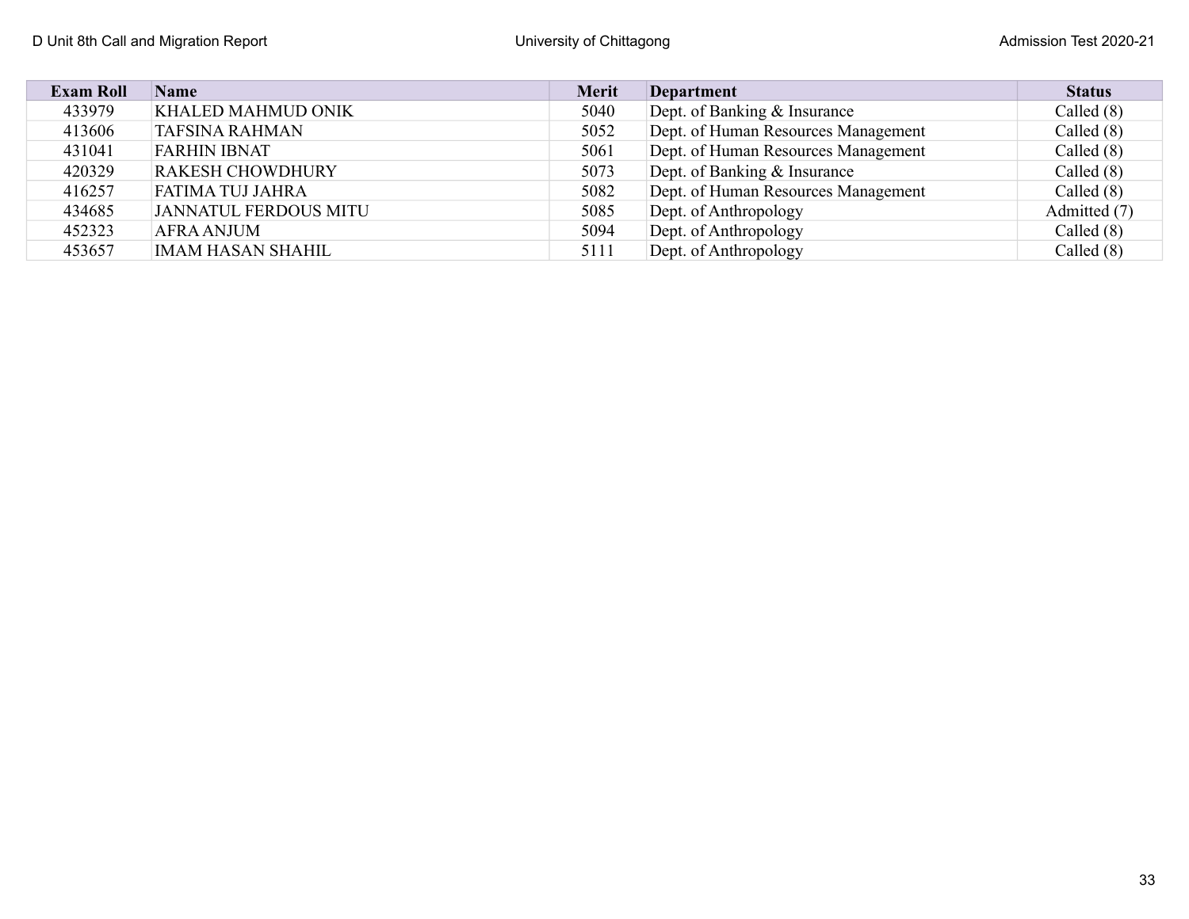| Exam Roll | Name | Merit | Department | Status |
|---|---|---|---|---|
| 433979 | KHALED MAHMUD ONIK | 5040 | Dept. of Banking & Insurance | Called (8) |
| 413606 | TAFSINA RAHMAN | 5052 | Dept. of Human Resources Management | Called (8) |
| 431041 | FARHIN IBNAT | 5061 | Dept. of Human Resources Management | Called (8) |
| 420329 | RAKESH CHOWDHURY | 5073 | Dept. of Banking & Insurance | Called (8) |
| 416257 | FATIMA TUJ JAHRA | 5082 | Dept. of Human Resources Management | Called (8) |
| 434685 | JANNATUL FERDOUS MITU | 5085 | Dept. of Anthropology | Admitted (7) |
| 452323 | AFRA ANJUM | 5094 | Dept. of Anthropology | Called (8) |
| 453657 | IMAM HASAN SHAHIL | 5111 | Dept. of Anthropology | Called (8) |